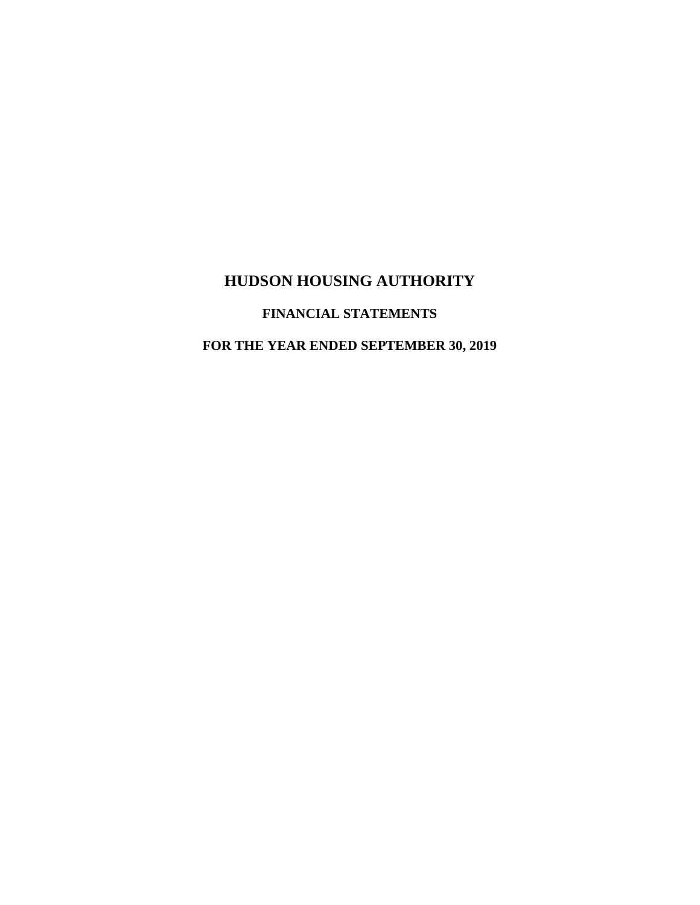# HUDSON HOUSING AUTHORITY

## FINANCIAL STATEMENTS

## FOR THE YEAR ENDED SEPTEMBER 30, 2019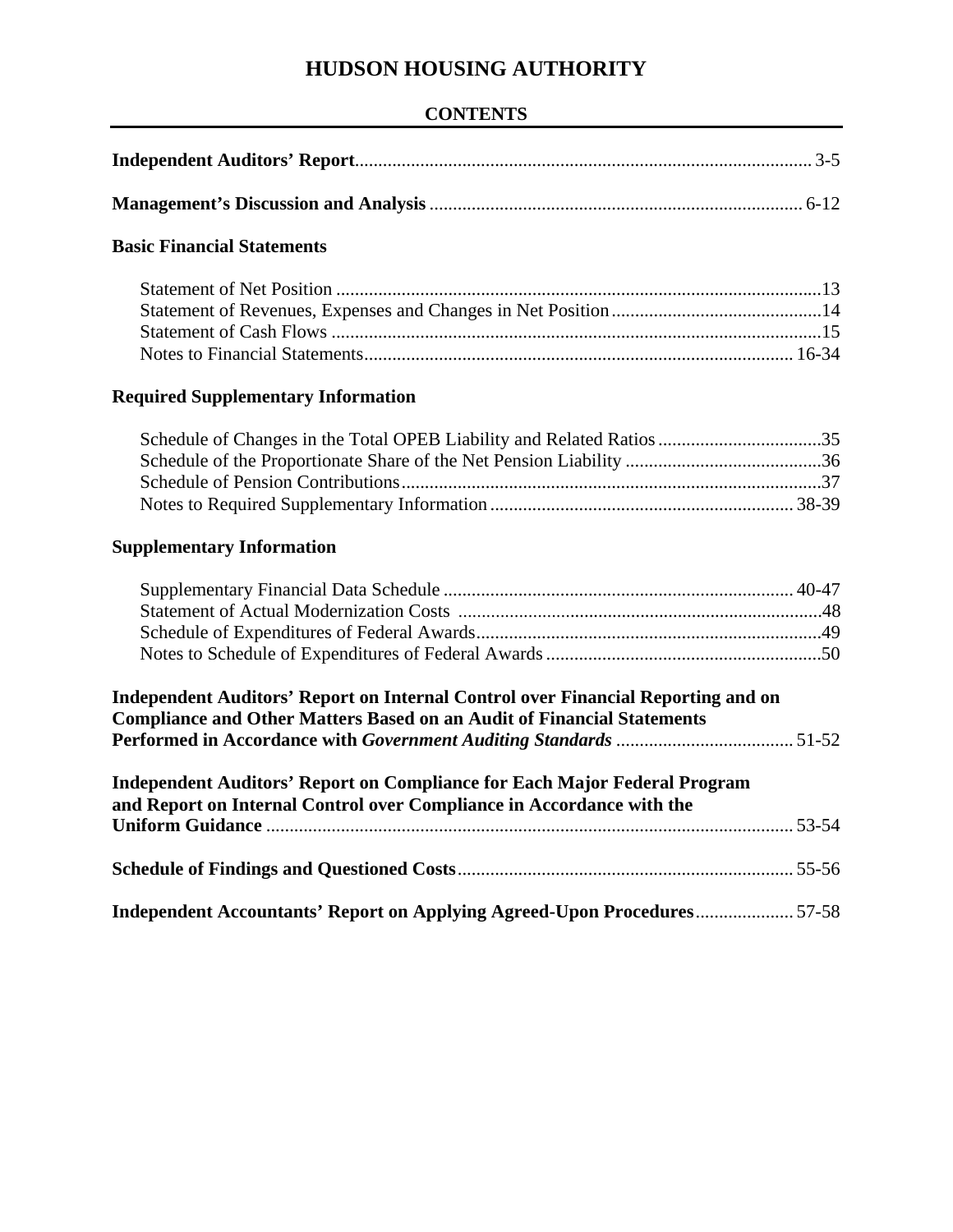# HUDSON HOUSING AUTHORITY

## CONTENTS

| | |
|---|---|
| **Independent Auditors' Report** | 3-5 |
| **Management's Discussion and Analysis** | 6-12 |
| **Basic Financial Statements** | |
| Statement of Net Position | 13 |
| Statement of Revenues, Expenses and Changes in Net Position | 14 |
| Statement of Cash Flows | 15 |
| Notes to Financial Statements | 16-34 |
| **Required Supplementary Information** | |
| Schedule of Changes in the Total OPEB Liability and Related Ratios | 35 |
| Schedule of the Proportionate Share of the Net Pension Liability | 36 |
| Schedule of Pension Contributions | 37 |
| Notes to Required Supplementary Information | 38-39 |
| **Supplementary Information** | |
| Supplementary Financial Data Schedule | 40-47 |
| Statement of Actual Modernization Costs | 48 |
| Schedule of Expenditures of Federal Awards | 49 |
| Notes to Schedule of Expenditures of Federal Awards | 50 |
| **Independent Auditors' Report on Internal Control over Financial Reporting and on Compliance and Other Matters Based on an Audit of Financial Statements Performed in Accordance with *Government Auditing Standards*** | 51-52 |
| **Independent Auditors' Report on Compliance for Each Major Federal Program and Report on Internal Control over Compliance in Accordance with the Uniform Guidance** | 53-54 |
| **Schedule of Findings and Questioned Costs** | 55-56 |
| **Independent Accountants' Report on Applying Agreed-Upon Procedures** | 57-58 |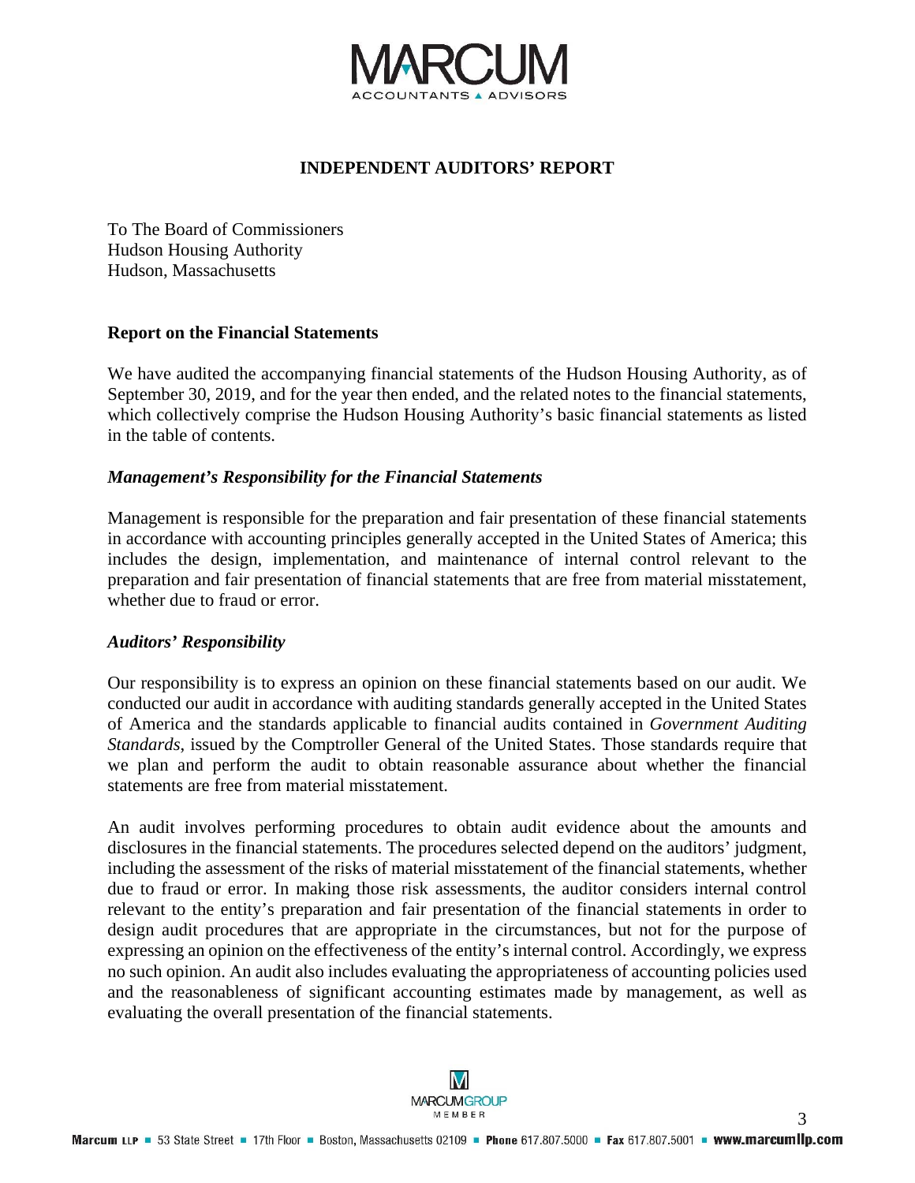# INDEPENDENT AUDITORS' REPORT

To The Board of Commissioners
Hudson Housing Authority
Hudson, Massachusetts

## Report on the Financial Statements

We have audited the accompanying financial statements of the Hudson Housing Authority, as of September 30, 2019, and for the year then ended, and the related notes to the financial statements, which collectively comprise the Hudson Housing Authority's basic financial statements as listed in the table of contents.

### *Management's Responsibility for the Financial Statements*

Management is responsible for the preparation and fair presentation of these financial statements in accordance with accounting principles generally accepted in the United States of America; this includes the design, implementation, and maintenance of internal control relevant to the preparation and fair presentation of financial statements that are free from material misstatement, whether due to fraud or error.

### *Auditors' Responsibility*

Our responsibility is to express an opinion on these financial statements based on our audit. We conducted our audit in accordance with auditing standards generally accepted in the United States of America and the standards applicable to financial audits contained in *Government Auditing Standards*, issued by the Comptroller General of the United States. Those standards require that we plan and perform the audit to obtain reasonable assurance about whether the financial statements are free from material misstatement.

An audit involves performing procedures to obtain audit evidence about the amounts and disclosures in the financial statements. The procedures selected depend on the auditors' judgment, including the assessment of the risks of material misstatement of the financial statements, whether due to fraud or error. In making those risk assessments, the auditor considers internal control relevant to the entity's preparation and fair presentation of the financial statements in order to design audit procedures that are appropriate in the circumstances, but not for the purpose of expressing an opinion on the effectiveness of the entity's internal control. Accordingly, we express no such opinion. An audit also includes evaluating the appropriateness of accounting policies used and the reasonableness of significant accounting estimates made by management, as well as evaluating the overall presentation of the financial statements.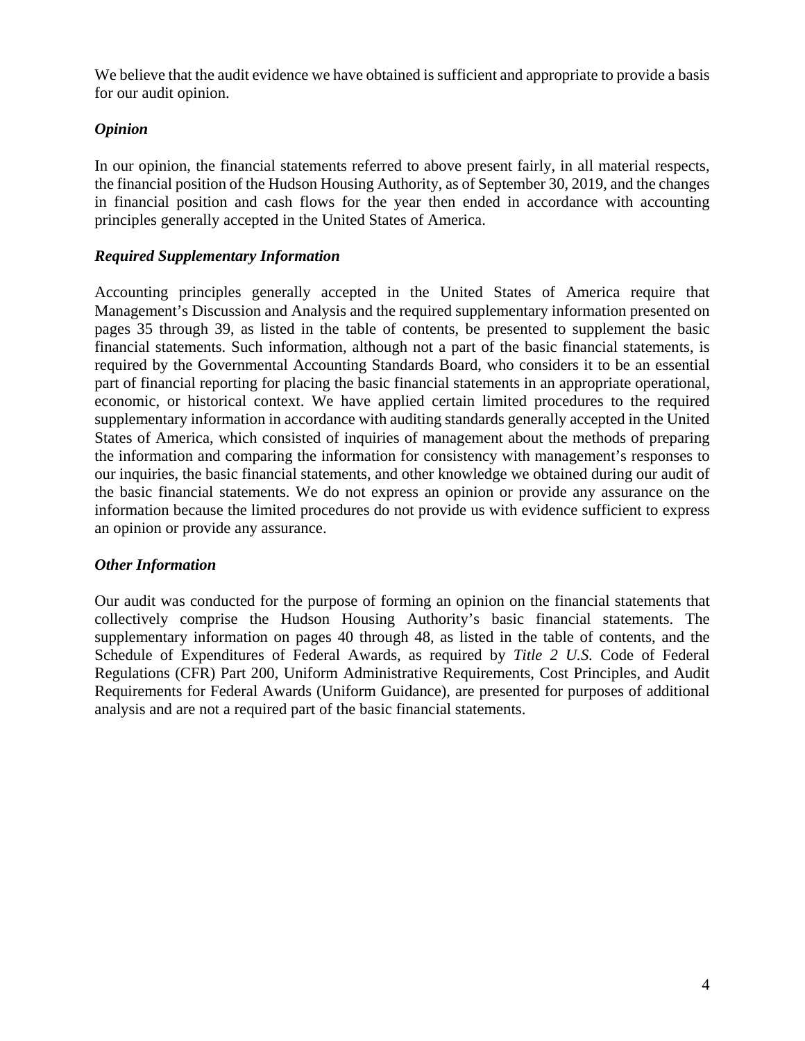We believe that the audit evidence we have obtained is sufficient and appropriate to provide a basis for our audit opinion.

### *Opinion*

In our opinion, the financial statements referred to above present fairly, in all material respects, the financial position of the Hudson Housing Authority, as of September 30, 2019, and the changes in financial position and cash flows for the year then ended in accordance with accounting principles generally accepted in the United States of America.

### *Required Supplementary Information*

Accounting principles generally accepted in the United States of America require that Management's Discussion and Analysis and the required supplementary information presented on pages 35 through 39, as listed in the table of contents, be presented to supplement the basic financial statements. Such information, although not a part of the basic financial statements, is required by the Governmental Accounting Standards Board, who considers it to be an essential part of financial reporting for placing the basic financial statements in an appropriate operational, economic, or historical context. We have applied certain limited procedures to the required supplementary information in accordance with auditing standards generally accepted in the United States of America, which consisted of inquiries of management about the methods of preparing the information and comparing the information for consistency with management's responses to our inquiries, the basic financial statements, and other knowledge we obtained during our audit of the basic financial statements. We do not express an opinion or provide any assurance on the information because the limited procedures do not provide us with evidence sufficient to express an opinion or provide any assurance.

### *Other Information*

Our audit was conducted for the purpose of forming an opinion on the financial statements that collectively comprise the Hudson Housing Authority's basic financial statements. The supplementary information on pages 40 through 48, as listed in the table of contents, and the Schedule of Expenditures of Federal Awards, as required by *Title 2 U.S.* Code of Federal Regulations (CFR) Part 200, Uniform Administrative Requirements, Cost Principles, and Audit Requirements for Federal Awards (Uniform Guidance), are presented for purposes of additional analysis and are not a required part of the basic financial statements.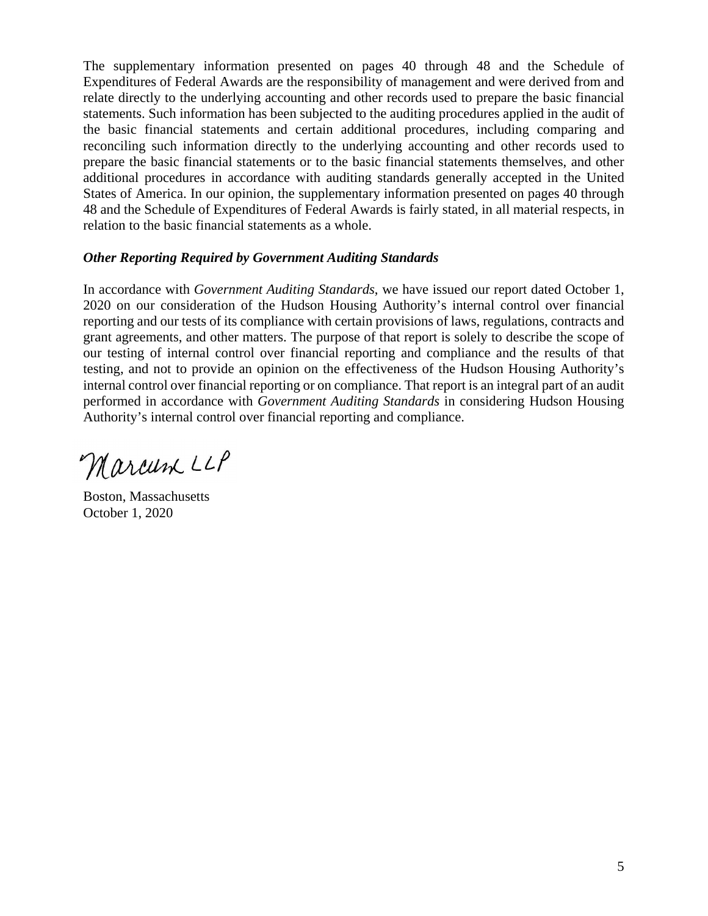The supplementary information presented on pages 40 through 48 and the Schedule of Expenditures of Federal Awards are the responsibility of management and were derived from and relate directly to the underlying accounting and other records used to prepare the basic financial statements. Such information has been subjected to the auditing procedures applied in the audit of the basic financial statements and certain additional procedures, including comparing and reconciling such information directly to the underlying accounting and other records used to prepare the basic financial statements or to the basic financial statements themselves, and other additional procedures in accordance with auditing standards generally accepted in the United States of America. In our opinion, the supplementary information presented on pages 40 through 48 and the Schedule of Expenditures of Federal Awards is fairly stated, in all material respects, in relation to the basic financial statements as a whole.

***Other Reporting Required by Government Auditing Standards***

In accordance with *Government Auditing Standards*, we have issued our report dated October 1, 2020 on our consideration of the Hudson Housing Authority's internal control over financial reporting and our tests of its compliance with certain provisions of laws, regulations, contracts and grant agreements, and other matters. The purpose of that report is solely to describe the scope of our testing of internal control over financial reporting and compliance and the results of that testing, and not to provide an opinion on the effectiveness of the Hudson Housing Authority's internal control over financial reporting or on compliance. That report is an integral part of an audit performed in accordance with *Government Auditing Standards* in considering Hudson Housing Authority's internal control over financial reporting and compliance.

Marcum LLP

Boston, Massachusetts
October 1, 2020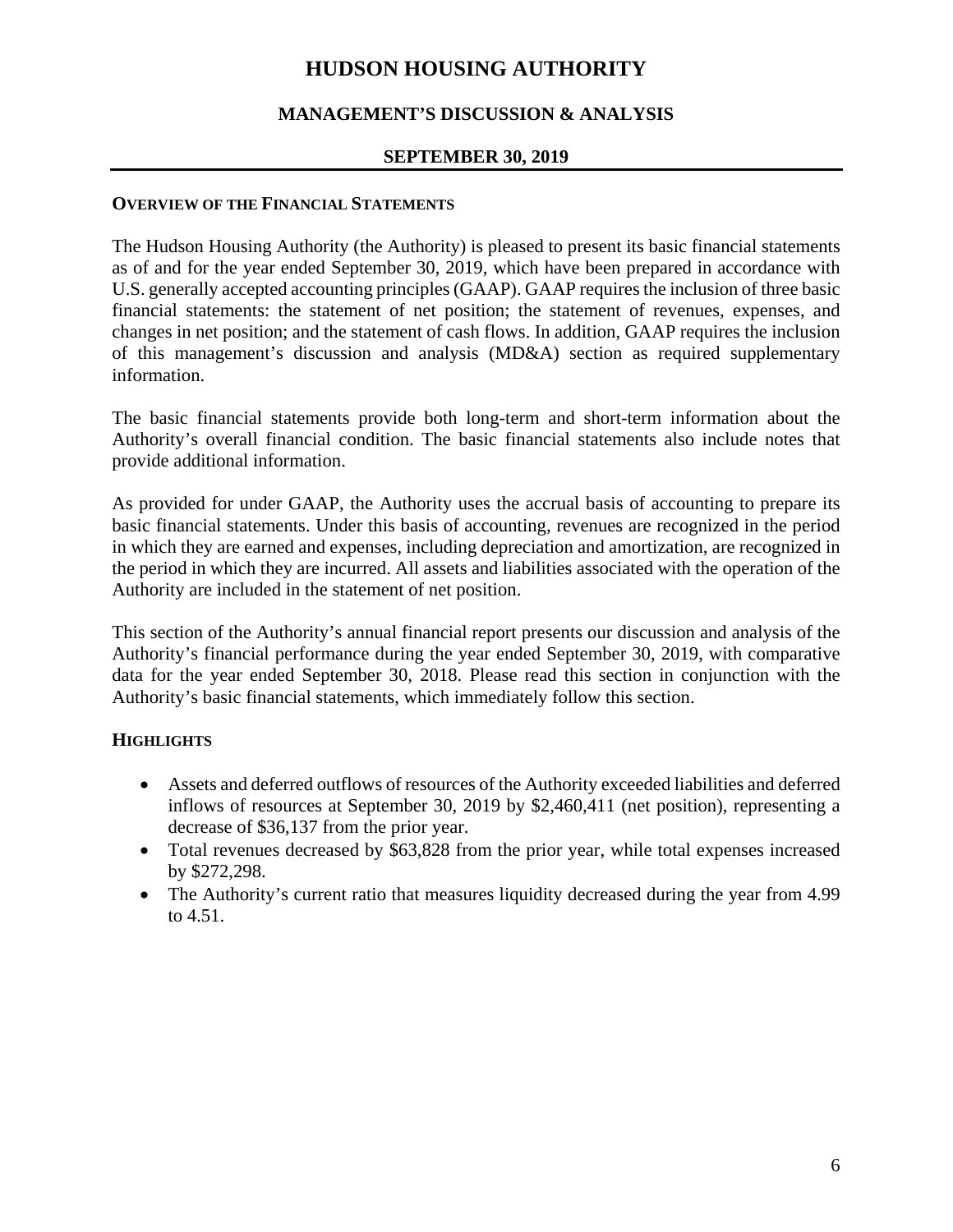# HUDSON HOUSING AUTHORITY

## MANAGEMENT'S DISCUSSION & ANALYSIS

## SEPTEMBER 30, 2019

### OVERVIEW OF THE FINANCIAL STATEMENTS

The Hudson Housing Authority (the Authority) is pleased to present its basic financial statements as of and for the year ended September 30, 2019, which have been prepared in accordance with U.S. generally accepted accounting principles (GAAP). GAAP requires the inclusion of three basic financial statements: the statement of net position; the statement of revenues, expenses, and changes in net position; and the statement of cash flows. In addition, GAAP requires the inclusion of this management's discussion and analysis (MD&A) section as required supplementary information.

The basic financial statements provide both long-term and short-term information about the Authority's overall financial condition. The basic financial statements also include notes that provide additional information.

As provided for under GAAP, the Authority uses the accrual basis of accounting to prepare its basic financial statements. Under this basis of accounting, revenues are recognized in the period in which they are earned and expenses, including depreciation and amortization, are recognized in the period in which they are incurred. All assets and liabilities associated with the operation of the Authority are included in the statement of net position.

This section of the Authority's annual financial report presents our discussion and analysis of the Authority's financial performance during the year ended September 30, 2019, with comparative data for the year ended September 30, 2018. Please read this section in conjunction with the Authority's basic financial statements, which immediately follow this section.

### HIGHLIGHTS

- Assets and deferred outflows of resources of the Authority exceeded liabilities and deferred inflows of resources at September 30, 2019 by $2,460,411 (net position), representing a decrease of $36,137 from the prior year.
- Total revenues decreased by $63,828 from the prior year, while total expenses increased by $272,298.
- The Authority's current ratio that measures liquidity decreased during the year from 4.99 to 4.51.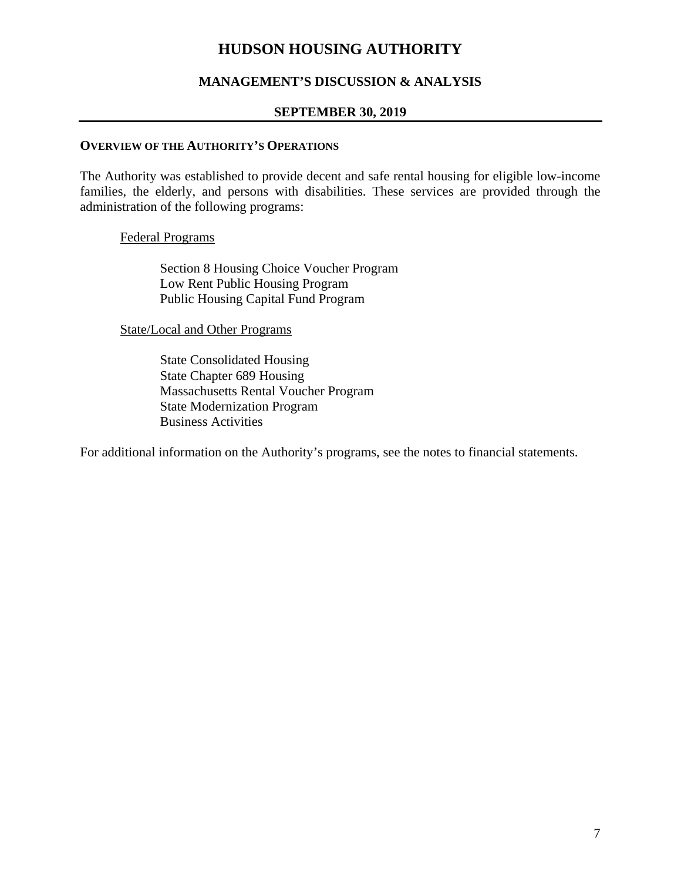# HUDSON HOUSING AUTHORITY

## MANAGEMENT'S DISCUSSION & ANALYSIS

### SEPTEMBER 30, 2019

**OVERVIEW OF THE AUTHORITY'S OPERATIONS**

The Authority was established to provide decent and safe rental housing for eligible low-income families, the elderly, and persons with disabilities. These services are provided through the administration of the following programs:

Federal Programs

- Section 8 Housing Choice Voucher Program
- Low Rent Public Housing Program
- Public Housing Capital Fund Program

State/Local and Other Programs

- State Consolidated Housing
- State Chapter 689 Housing
- Massachusetts Rental Voucher Program
- State Modernization Program
- Business Activities

For additional information on the Authority's programs, see the notes to financial statements.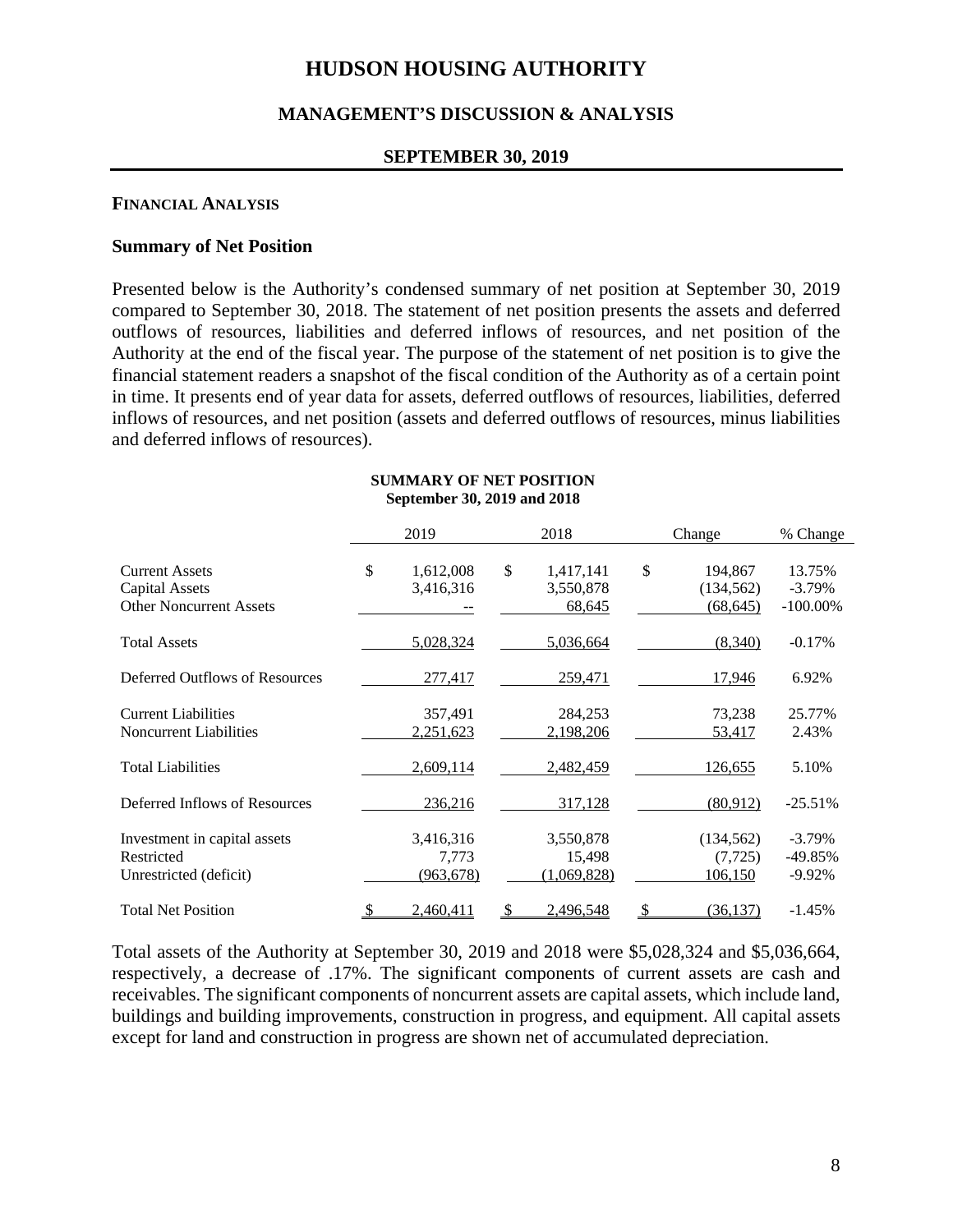# HUDSON HOUSING AUTHORITY

## MANAGEMENT'S DISCUSSION & ANALYSIS

### SEPTEMBER 30, 2019

**FINANCIAL ANALYSIS**

### Summary of Net Position

Presented below is the Authority's condensed summary of net position at September 30, 2019 compared to September 30, 2018. The statement of net position presents the assets and deferred outflows of resources, liabilities and deferred inflows of resources, and net position of the Authority at the end of the fiscal year. The purpose of the statement of net position is to give the financial statement readers a snapshot of the fiscal condition of the Authority as of a certain point in time. It presents end of year data for assets, deferred outflows of resources, liabilities, deferred inflows of resources, and net position (assets and deferred outflows of resources, minus liabilities and deferred inflows of resources).

**SUMMARY OF NET POSITION**
**September 30, 2019 and 2018**

| | 2019 | 2018 | Change | % Change |
|---|---|---|---|---|
| Current Assets | $ 1,612,008 | $ 1,417,141 | $ 194,867 | 13.75% |
| Capital Assets | 3,416,316 | 3,550,878 | (134,562) | -3.79% |
| Other Noncurrent Assets | -- | 68,645 | (68,645) | -100.00% |
| Total Assets | 5,028,324 | 5,036,664 | (8,340) | -0.17% |
| Deferred Outflows of Resources | 277,417 | 259,471 | 17,946 | 6.92% |
| Current Liabilities | 357,491 | 284,253 | 73,238 | 25.77% |
| Noncurrent Liabilities | 2,251,623 | 2,198,206 | 53,417 | 2.43% |
| Total Liabilities | 2,609,114 | 2,482,459 | 126,655 | 5.10% |
| Deferred Inflows of Resources | 236,216 | 317,128 | (80,912) | -25.51% |
| Investment in capital assets | 3,416,316 | 3,550,878 | (134,562) | -3.79% |
| Restricted | 7,773 | 15,498 | (7,725) | -49.85% |
| Unrestricted (deficit) | (963,678) | (1,069,828) | 106,150 | -9.92% |
| Total Net Position | $ 2,460,411 | $ 2,496,548 | $ (36,137) | -1.45% |

Total assets of the Authority at September 30, 2019 and 2018 were $5,028,324 and $5,036,664, respectively, a decrease of .17%. The significant components of current assets are cash and receivables. The significant components of noncurrent assets are capital assets, which include land, buildings and building improvements, construction in progress, and equipment. All capital assets except for land and construction in progress are shown net of accumulated depreciation.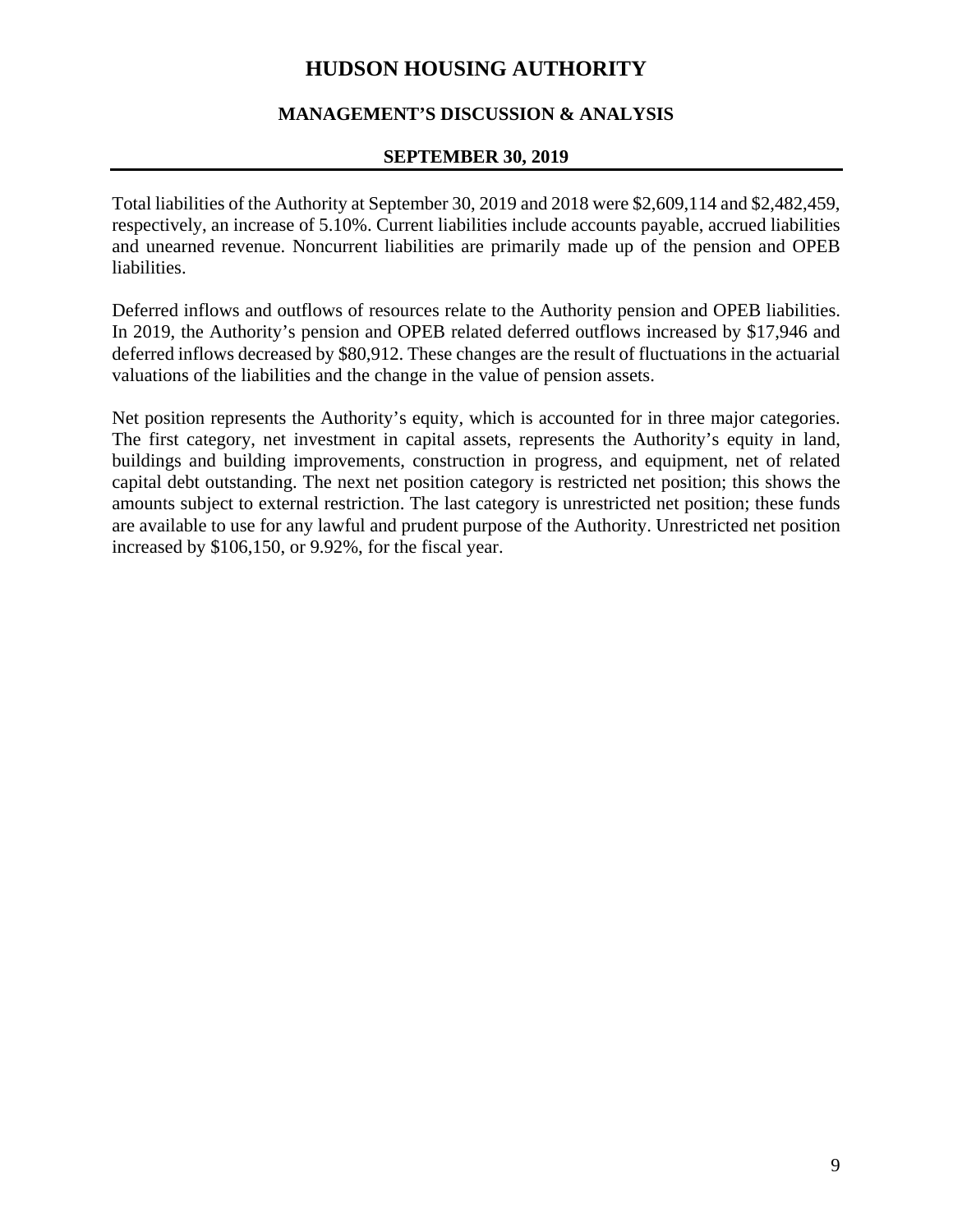Total liabilities of the Authority at September 30, 2019 and 2018 were $2,609,114 and $2,482,459, respectively, an increase of 5.10%. Current liabilities include accounts payable, accrued liabilities and unearned revenue. Noncurrent liabilities are primarily made up of the pension and OPEB liabilities.

Deferred inflows and outflows of resources relate to the Authority pension and OPEB liabilities. In 2019, the Authority's pension and OPEB related deferred outflows increased by $17,946 and deferred inflows decreased by $80,912. These changes are the result of fluctuations in the actuarial valuations of the liabilities and the change in the value of pension assets.

Net position represents the Authority's equity, which is accounted for in three major categories. The first category, net investment in capital assets, represents the Authority's equity in land, buildings and building improvements, construction in progress, and equipment, net of related capital debt outstanding. The next net position category is restricted net position; this shows the amounts subject to external restriction. The last category is unrestricted net position; these funds are available to use for any lawful and prudent purpose of the Authority. Unrestricted net position increased by $106,150, or 9.92%, for the fiscal year.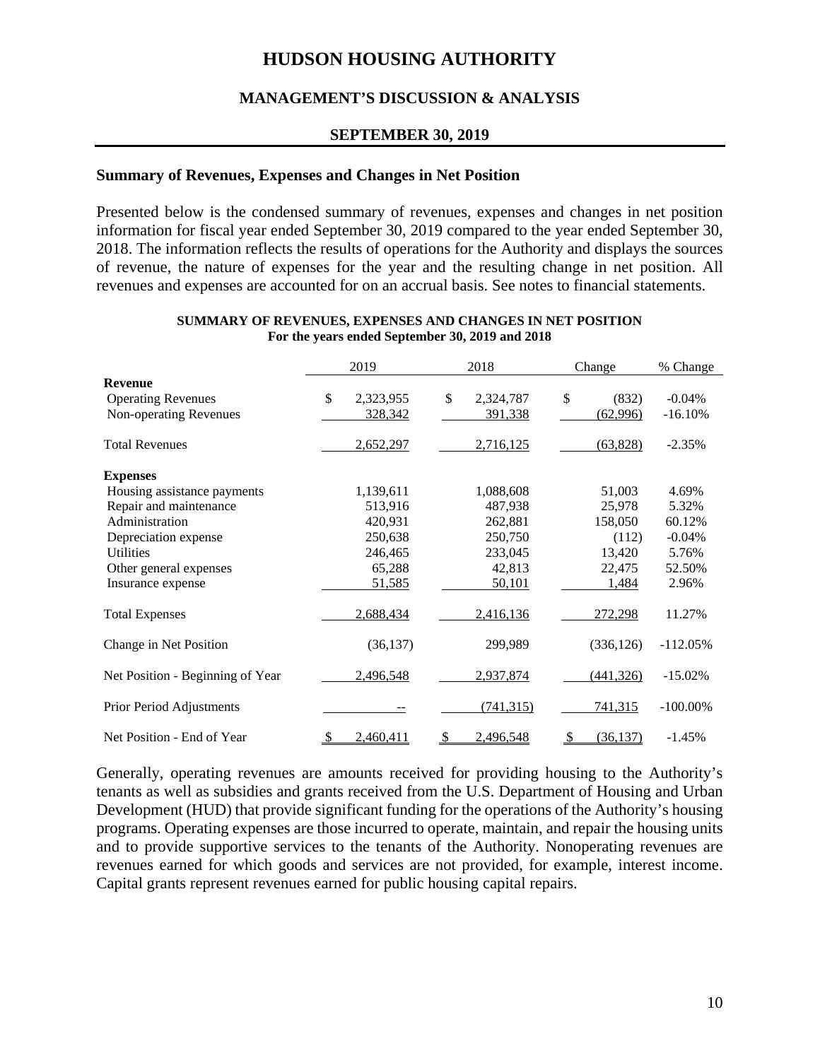# HUDSON HOUSING AUTHORITY

## MANAGEMENT'S DISCUSSION & ANALYSIS

### SEPTEMBER 30, 2019

### Summary of Revenues, Expenses and Changes in Net Position

Presented below is the condensed summary of revenues, expenses and changes in net position information for fiscal year ended September 30, 2019 compared to the year ended September 30, 2018. The information reflects the results of operations for the Authority and displays the sources of revenue, the nature of expenses for the year and the resulting change in net position. All revenues and expenses are accounted for on an accrual basis. See notes to financial statements.

**SUMMARY OF REVENUES, EXPENSES AND CHANGES IN NET POSITION**
**For the years ended September 30, 2019 and 2018**

| | 2019 | 2018 | Change | % Change |
|---|---|---|---|---|
| **Revenue** | | | | |
| Operating Revenues | $ 2,323,955 | $ 2,324,787 | $ (832) | -0.04% |
| Non-operating Revenues | 328,342 | 391,338 | (62,996) | -16.10% |
| Total Revenues | 2,652,297 | 2,716,125 | (63,828) | -2.35% |
| **Expenses** | | | | |
| Housing assistance payments | 1,139,611 | 1,088,608 | 51,003 | 4.69% |
| Repair and maintenance | 513,916 | 487,938 | 25,978 | 5.32% |
| Administration | 420,931 | 262,881 | 158,050 | 60.12% |
| Depreciation expense | 250,638 | 250,750 | (112) | -0.04% |
| Utilities | 246,465 | 233,045 | 13,420 | 5.76% |
| Other general expenses | 65,288 | 42,813 | 22,475 | 52.50% |
| Insurance expense | 51,585 | 50,101 | 1,484 | 2.96% |
| Total Expenses | 2,688,434 | 2,416,136 | 272,298 | 11.27% |
| Change in Net Position | (36,137) | 299,989 | (336,126) | -112.05% |
| Net Position - Beginning of Year | 2,496,548 | 2,937,874 | (441,326) | -15.02% |
| Prior Period Adjustments | -- | (741,315) | 741,315 | -100.00% |
| Net Position - End of Year | $ 2,460,411 | $ 2,496,548 | $ (36,137) | -1.45% |

Generally, operating revenues are amounts received for providing housing to the Authority's tenants as well as subsidies and grants received from the U.S. Department of Housing and Urban Development (HUD) that provide significant funding for the operations of the Authority's housing programs. Operating expenses are those incurred to operate, maintain, and repair the housing units and to provide supportive services to the tenants of the Authority. Nonoperating revenues are revenues earned for which goods and services are not provided, for example, interest income. Capital grants represent revenues earned for public housing capital repairs.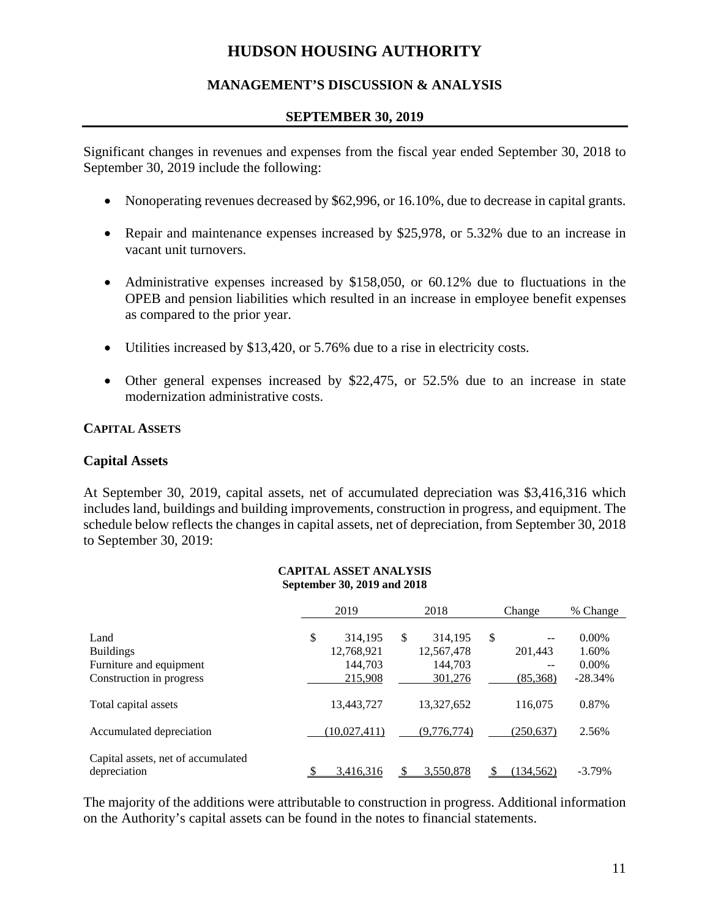Significant changes in revenues and expenses from the fiscal year ended September 30, 2018 to September 30, 2019 include the following:

- Nonoperating revenues decreased by $62,996, or 16.10%, due to decrease in capital grants.
- Repair and maintenance expenses increased by $25,978, or 5.32% due to an increase in vacant unit turnovers.
- Administrative expenses increased by $158,050, or 60.12% due to fluctuations in the OPEB and pension liabilities which resulted in an increase in employee benefit expenses as compared to the prior year.
- Utilities increased by $13,420, or 5.76% due to a rise in electricity costs.
- Other general expenses increased by $22,475, or 52.5% due to an increase in state modernization administrative costs.

## CAPITAL ASSETS

### Capital Assets

At September 30, 2019, capital assets, net of accumulated depreciation was $3,416,316 which includes land, buildings and building improvements, construction in progress, and equipment. The schedule below reflects the changes in capital assets, net of depreciation, from September 30, 2018 to September 30, 2019:

**CAPITAL ASSET ANALYSIS**
**September 30, 2019 and 2018**

| | 2019 | 2018 | Change | % Change |
|---|---|---|---|---|
| Land | $ 314,195 | $ 314,195 | $ -- | 0.00% |
| Buildings | 12,768,921 | 12,567,478 | 201,443 | 1.60% |
| Furniture and equipment | 144,703 | 144,703 | -- | 0.00% |
| Construction in progress | 215,908 | 301,276 | (85,368) | -28.34% |
| Total capital assets | 13,443,727 | 13,327,652 | 116,075 | 0.87% |
| Accumulated depreciation | (10,027,411) | (9,776,774) | (250,637) | 2.56% |
| Capital assets, net of accumulated depreciation | $ 3,416,316 | $ 3,550,878 | $ (134,562) | -3.79% |

The majority of the additions were attributable to construction in progress. Additional information on the Authority's capital assets can be found in the notes to financial statements.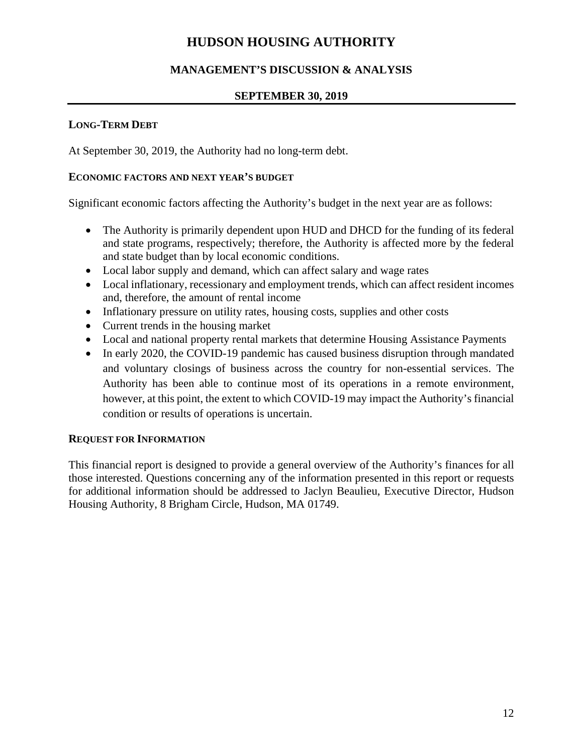### LONG-TERM DEBT

At September 30, 2019, the Authority had no long-term debt.

### ECONOMIC FACTORS AND NEXT YEAR'S BUDGET

Significant economic factors affecting the Authority's budget in the next year are as follows:

- The Authority is primarily dependent upon HUD and DHCD for the funding of its federal and state programs, respectively; therefore, the Authority is affected more by the federal and state budget than by local economic conditions.
- Local labor supply and demand, which can affect salary and wage rates
- Local inflationary, recessionary and employment trends, which can affect resident incomes and, therefore, the amount of rental income
- Inflationary pressure on utility rates, housing costs, supplies and other costs
- Current trends in the housing market
- Local and national property rental markets that determine Housing Assistance Payments
- In early 2020, the COVID-19 pandemic has caused business disruption through mandated and voluntary closings of business across the country for non-essential services. The Authority has been able to continue most of its operations in a remote environment, however, at this point, the extent to which COVID-19 may impact the Authority's financial condition or results of operations is uncertain.

### REQUEST FOR INFORMATION

This financial report is designed to provide a general overview of the Authority's finances for all those interested. Questions concerning any of the information presented in this report or requests for additional information should be addressed to Jaclyn Beaulieu, Executive Director, Hudson Housing Authority, 8 Brigham Circle, Hudson, MA 01749.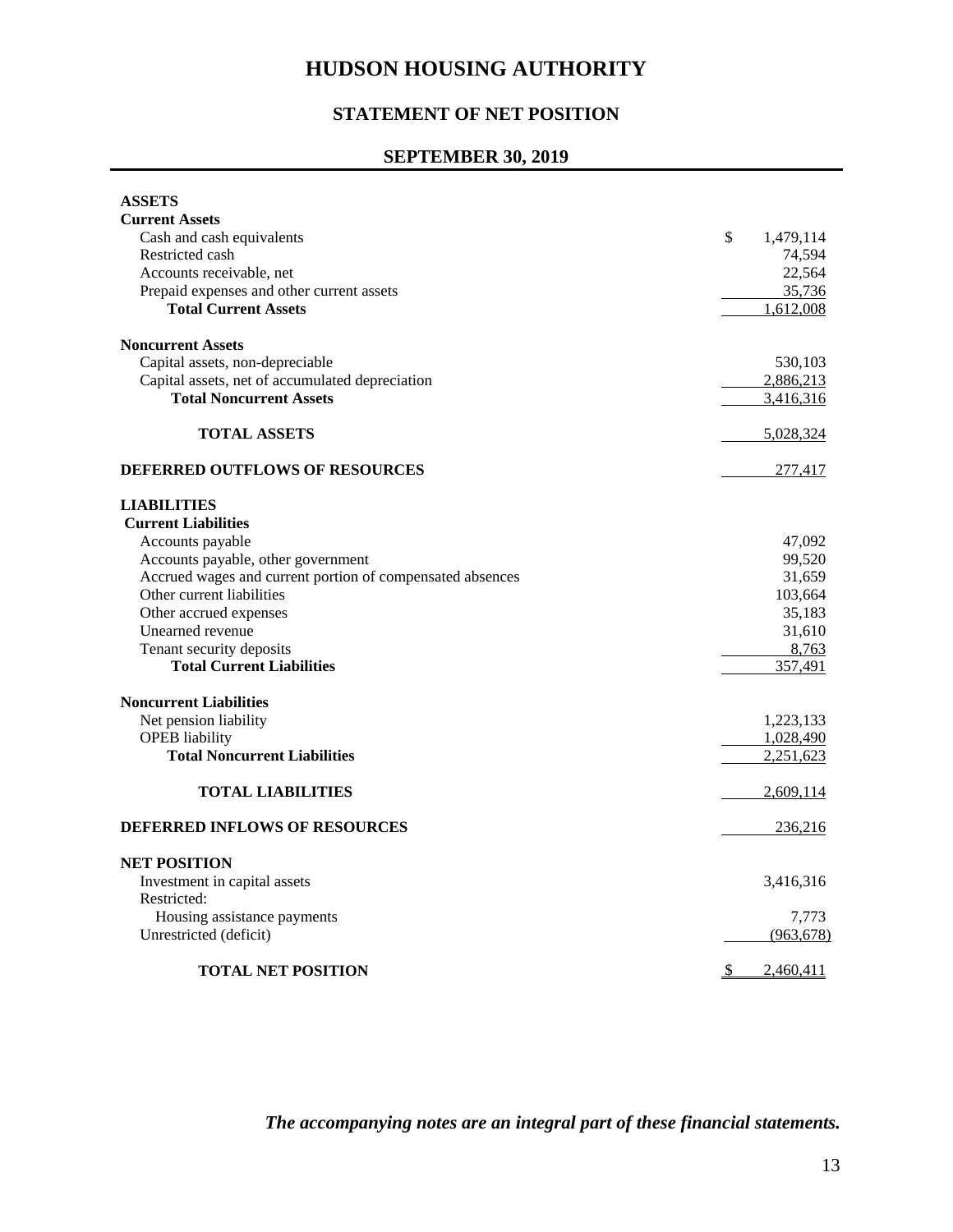# HUDSON HOUSING AUTHORITY

## STATEMENT OF NET POSITION

## SEPTEMBER 30, 2019

| | |
|---|---|
| **ASSETS** | |
| **Current Assets** | |
| Cash and cash equivalents | $ 1,479,114 |
| Restricted cash | 74,594 |
| Accounts receivable, net | 22,564 |
| Prepaid expenses and other current assets | 35,736 |
| **Total Current Assets** | 1,612,008 |
| | |
| **Noncurrent Assets** | |
| Capital assets, non-depreciable | 530,103 |
| Capital assets, net of accumulated depreciation | 2,886,213 |
| **Total Noncurrent Assets** | 3,416,316 |
| | |
| **TOTAL ASSETS** | 5,028,324 |
| | |
| **DEFERRED OUTFLOWS OF RESOURCES** | 277,417 |
| | |
| **LIABILITIES** | |
| **Current Liabilities** | |
| Accounts payable | 47,092 |
| Accounts payable, other government | 99,520 |
| Accrued wages and current portion of compensated absences | 31,659 |
| Other current liabilities | 103,664 |
| Other accrued expenses | 35,183 |
| Unearned revenue | 31,610 |
| Tenant security deposits | 8,763 |
| **Total Current Liabilities** | 357,491 |
| | |
| **Noncurrent Liabilities** | |
| Net pension liability | 1,223,133 |
| OPEB liability | 1,028,490 |
| **Total Noncurrent Liabilities** | 2,251,623 |
| | |
| **TOTAL LIABILITIES** | 2,609,114 |
| | |
| **DEFERRED INFLOWS OF RESOURCES** | 236,216 |
| | |
| **NET POSITION** | |
| Investment in capital assets | 3,416,316 |
| Restricted: | |
| Housing assistance payments | 7,773 |
| Unrestricted (deficit) | (963,678) |
| | |
| **TOTAL NET POSITION** | $ 2,460,411 |

***The accompanying notes are an integral part of these financial statements.***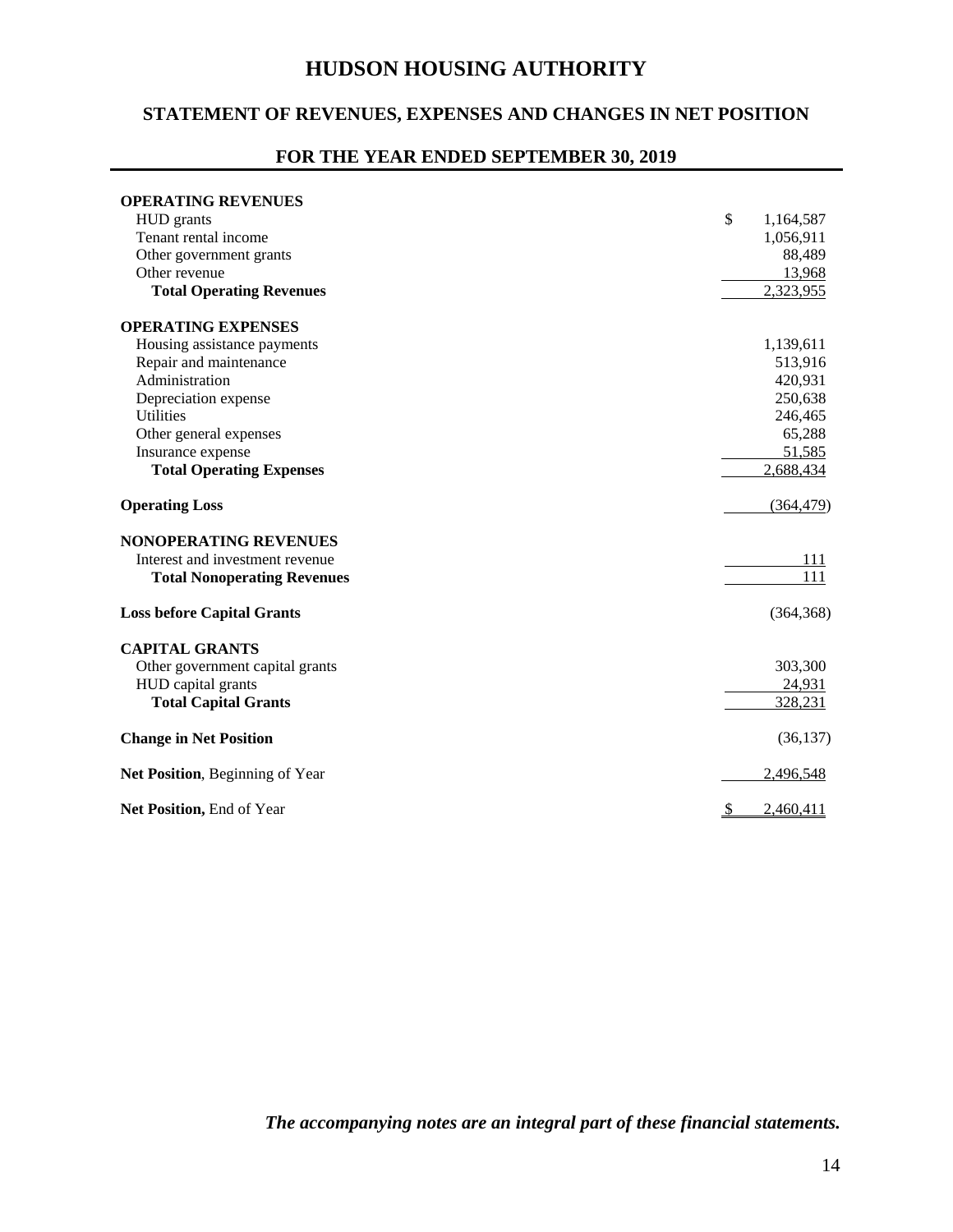# HUDSON HOUSING AUTHORITY

## STATEMENT OF REVENUES, EXPENSES AND CHANGES IN NET POSITION

## FOR THE YEAR ENDED SEPTEMBER 30, 2019

| | |
|---|---|
| **OPERATING REVENUES** | |
| HUD grants | $ 1,164,587 |
| Tenant rental income | 1,056,911 |
| Other government grants | 88,489 |
| Other revenue | 13,968 |
| **Total Operating Revenues** | 2,323,955 |
| | |
| **OPERATING EXPENSES** | |
| Housing assistance payments | 1,139,611 |
| Repair and maintenance | 513,916 |
| Administration | 420,931 |
| Depreciation expense | 250,638 |
| Utilities | 246,465 |
| Other general expenses | 65,288 |
| Insurance expense | 51,585 |
| **Total Operating Expenses** | 2,688,434 |
| | |
| **Operating Loss** | (364,479) |
| | |
| **NONOPERATING REVENUES** | |
| Interest and investment revenue | 111 |
| **Total Nonoperating Revenues** | 111 |
| | |
| **Loss before Capital Grants** | (364,368) |
| | |
| **CAPITAL GRANTS** | |
| Other government capital grants | 303,300 |
| HUD capital grants | 24,931 |
| **Total Capital Grants** | 328,231 |
| | |
| **Change in Net Position** | (36,137) |
| | |
| **Net Position**, Beginning of Year | 2,496,548 |
| | |
| **Net Position,** End of Year | $ 2,460,411 |

***The accompanying notes are an integral part of these financial statements.***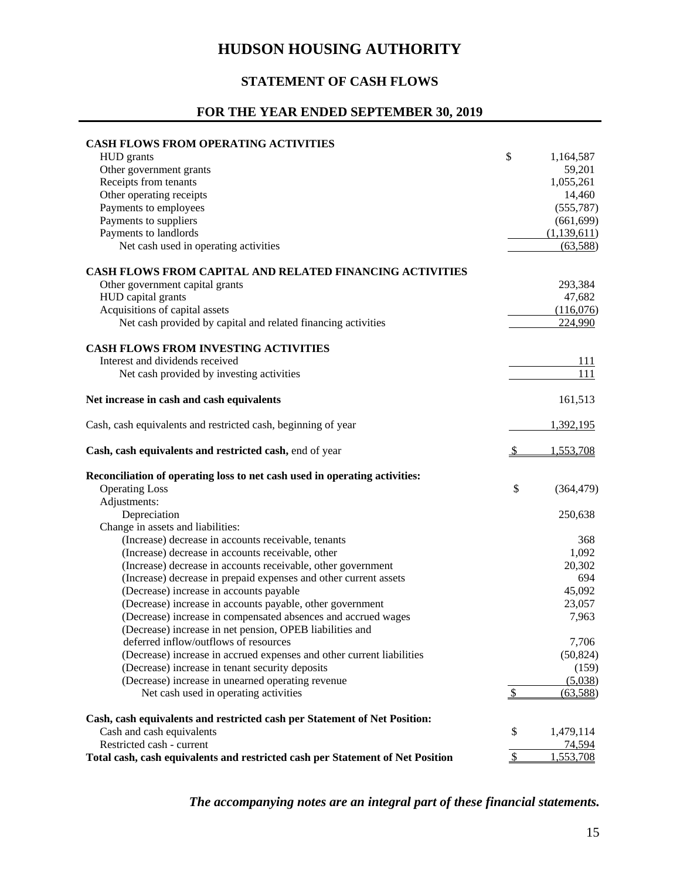# HUDSON HOUSING AUTHORITY

## STATEMENT OF CASH FLOWS

## FOR THE YEAR ENDED SEPTEMBER 30, 2019

| | | |
|---|---|---|
| **CASH FLOWS FROM OPERATING ACTIVITIES** | | |
| HUD grants | $ | 1,164,587 |
| Other government grants | | 59,201 |
| Receipts from tenants | | 1,055,261 |
| Other operating receipts | | 14,460 |
| Payments to employees | | (555,787) |
| Payments to suppliers | | (661,699) |
| Payments to landlords | | (1,139,611) |
| Net cash used in operating activities | | (63,588) |
| **CASH FLOWS FROM CAPITAL AND RELATED FINANCING ACTIVITIES** | | |
| Other government capital grants | | 293,384 |
| HUD capital grants | | 47,682 |
| Acquisitions of capital assets | | (116,076) |
| Net cash provided by capital and related financing activities | | 224,990 |
| **CASH FLOWS FROM INVESTING ACTIVITIES** | | |
| Interest and dividends received | | 111 |
| Net cash provided by investing activities | | 111 |
| **Net increase in cash and cash equivalents** | | 161,513 |
| Cash, cash equivalents and restricted cash, beginning of year | | 1,392,195 |
| **Cash, cash equivalents and restricted cash,** end of year | $ | 1,553,708 |
| **Reconciliation of operating loss to net cash used in operating activities:** | | |
| Operating Loss | $ | (364,479) |
| Adjustments: | | |
| Depreciation | | 250,638 |
| Change in assets and liabilities: | | |
| (Increase) decrease in accounts receivable, tenants | | 368 |
| (Increase) decrease in accounts receivable, other | | 1,092 |
| (Increase) decrease in accounts receivable, other government | | 20,302 |
| (Increase) decrease in prepaid expenses and other current assets | | 694 |
| (Decrease) increase in accounts payable | | 45,092 |
| (Decrease) increase in accounts payable, other government | | 23,057 |
| (Decrease) increase in compensated absences and accrued wages | | 7,963 |
| (Decrease) increase in net pension, OPEB liabilities and deferred inflow/outflows of resources | | 7,706 |
| (Decrease) increase in accrued expenses and other current liabilities | | (50,824) |
| (Decrease) increase in tenant security deposits | | (159) |
| (Decrease) increase in unearned operating revenue | | (5,038) |
| Net cash used in operating activities | $ | (63,588) |
| **Cash, cash equivalents and restricted cash per Statement of Net Position:** | | |
| Cash and cash equivalents | $ | 1,479,114 |
| Restricted cash - current | | 74,594 |
| **Total cash, cash equivalents and restricted cash per Statement of Net Position** | $ | 1,553,708 |

***The accompanying notes are an integral part of these financial statements.***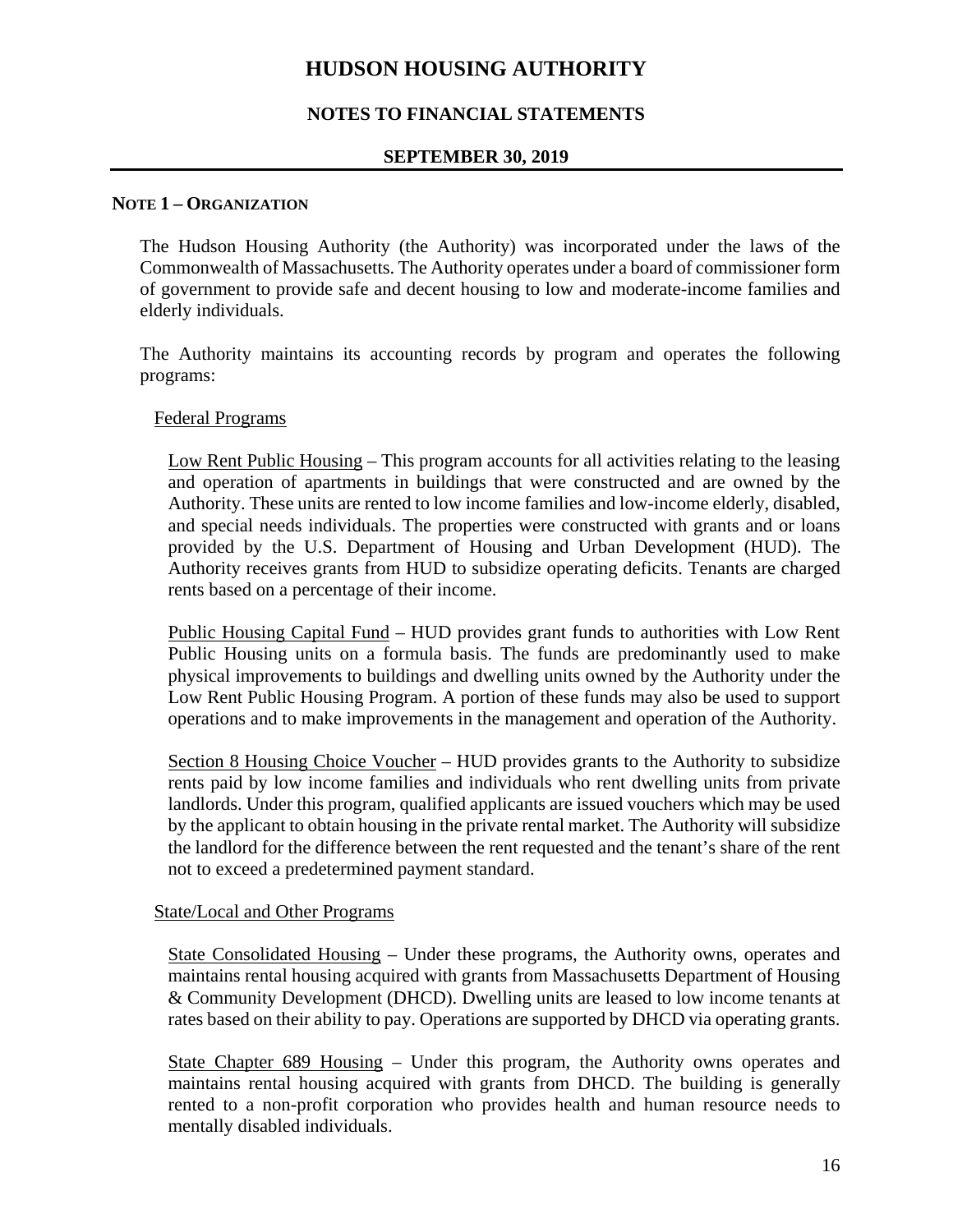# HUDSON HOUSING AUTHORITY

## NOTES TO FINANCIAL STATEMENTS

### SEPTEMBER 30, 2019

**NOTE 1 – ORGANIZATION**

The Hudson Housing Authority (the Authority) was incorporated under the laws of the Commonwealth of Massachusetts. The Authority operates under a board of commissioner form of government to provide safe and decent housing to low and moderate-income families and elderly individuals.

The Authority maintains its accounting records by program and operates the following programs:

Federal Programs

Low Rent Public Housing – This program accounts for all activities relating to the leasing and operation of apartments in buildings that were constructed and are owned by the Authority. These units are rented to low income families and low-income elderly, disabled, and special needs individuals. The properties were constructed with grants and or loans provided by the U.S. Department of Housing and Urban Development (HUD). The Authority receives grants from HUD to subsidize operating deficits. Tenants are charged rents based on a percentage of their income.

Public Housing Capital Fund – HUD provides grant funds to authorities with Low Rent Public Housing units on a formula basis. The funds are predominantly used to make physical improvements to buildings and dwelling units owned by the Authority under the Low Rent Public Housing Program. A portion of these funds may also be used to support operations and to make improvements in the management and operation of the Authority.

Section 8 Housing Choice Voucher – HUD provides grants to the Authority to subsidize rents paid by low income families and individuals who rent dwelling units from private landlords. Under this program, qualified applicants are issued vouchers which may be used by the applicant to obtain housing in the private rental market. The Authority will subsidize the landlord for the difference between the rent requested and the tenant's share of the rent not to exceed a predetermined payment standard.

State/Local and Other Programs

State Consolidated Housing – Under these programs, the Authority owns, operates and maintains rental housing acquired with grants from Massachusetts Department of Housing & Community Development (DHCD). Dwelling units are leased to low income tenants at rates based on their ability to pay. Operations are supported by DHCD via operating grants.

State Chapter 689 Housing – Under this program, the Authority owns operates and maintains rental housing acquired with grants from DHCD. The building is generally rented to a non-profit corporation who provides health and human resource needs to mentally disabled individuals.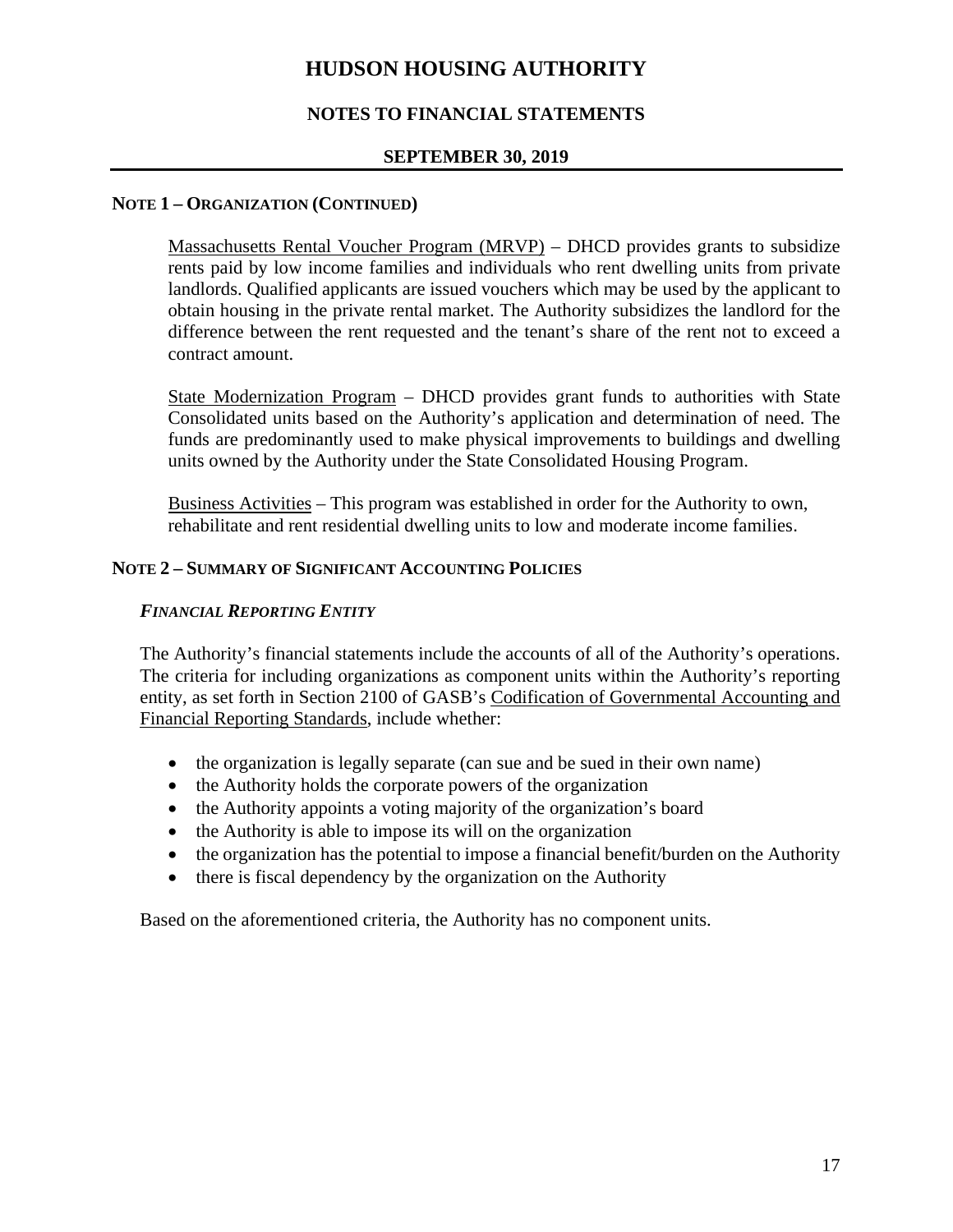## NOTE 1 – ORGANIZATION (CONTINUED)

Massachusetts Rental Voucher Program (MRVP) – DHCD provides grants to subsidize rents paid by low income families and individuals who rent dwelling units from private landlords. Qualified applicants are issued vouchers which may be used by the applicant to obtain housing in the private rental market. The Authority subsidizes the landlord for the difference between the rent requested and the tenant's share of the rent not to exceed a contract amount.

State Modernization Program – DHCD provides grant funds to authorities with State Consolidated units based on the Authority's application and determination of need. The funds are predominantly used to make physical improvements to buildings and dwelling units owned by the Authority under the State Consolidated Housing Program.

Business Activities – This program was established in order for the Authority to own, rehabilitate and rent residential dwelling units to low and moderate income families.

## NOTE 2 – SUMMARY OF SIGNIFICANT ACCOUNTING POLICIES

### *FINANCIAL REPORTING ENTITY*

The Authority's financial statements include the accounts of all of the Authority's operations. The criteria for including organizations as component units within the Authority's reporting entity, as set forth in Section 2100 of GASB's Codification of Governmental Accounting and Financial Reporting Standards, include whether:

- the organization is legally separate (can sue and be sued in their own name)
- the Authority holds the corporate powers of the organization
- the Authority appoints a voting majority of the organization's board
- the Authority is able to impose its will on the organization
- the organization has the potential to impose a financial benefit/burden on the Authority
- there is fiscal dependency by the organization on the Authority

Based on the aforementioned criteria, the Authority has no component units.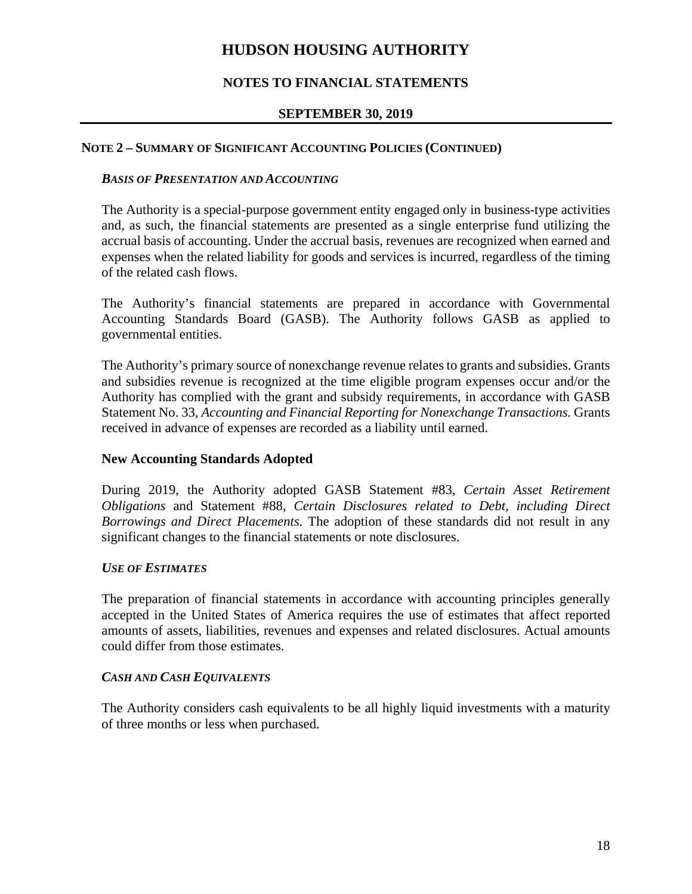# HUDSON HOUSING AUTHORITY

## NOTES TO FINANCIAL STATEMENTS

### SEPTEMBER 30, 2019

#### NOTE 2 – SUMMARY OF SIGNIFICANT ACCOUNTING POLICIES (CONTINUED)

***BASIS OF PRESENTATION AND ACCOUNTING***

The Authority is a special-purpose government entity engaged only in business-type activities and, as such, the financial statements are presented as a single enterprise fund utilizing the accrual basis of accounting. Under the accrual basis, revenues are recognized when earned and expenses when the related liability for goods and services is incurred, regardless of the timing of the related cash flows.

The Authority's financial statements are prepared in accordance with Governmental Accounting Standards Board (GASB). The Authority follows GASB as applied to governmental entities.

The Authority's primary source of nonexchange revenue relates to grants and subsidies. Grants and subsidies revenue is recognized at the time eligible program expenses occur and/or the Authority has complied with the grant and subsidy requirements, in accordance with GASB Statement No. 33, *Accounting and Financial Reporting for Nonexchange Transactions.* Grants received in advance of expenses are recorded as a liability until earned.

**New Accounting Standards Adopted**

During 2019, the Authority adopted GASB Statement #83, *Certain Asset Retirement Obligations* and Statement #88, *Certain Disclosures related to Debt, including Direct Borrowings and Direct Placements.* The adoption of these standards did not result in any significant changes to the financial statements or note disclosures.

***USE OF ESTIMATES***

The preparation of financial statements in accordance with accounting principles generally accepted in the United States of America requires the use of estimates that affect reported amounts of assets, liabilities, revenues and expenses and related disclosures. Actual amounts could differ from those estimates.

***CASH AND CASH EQUIVALENTS***

The Authority considers cash equivalents to be all highly liquid investments with a maturity of three months or less when purchased.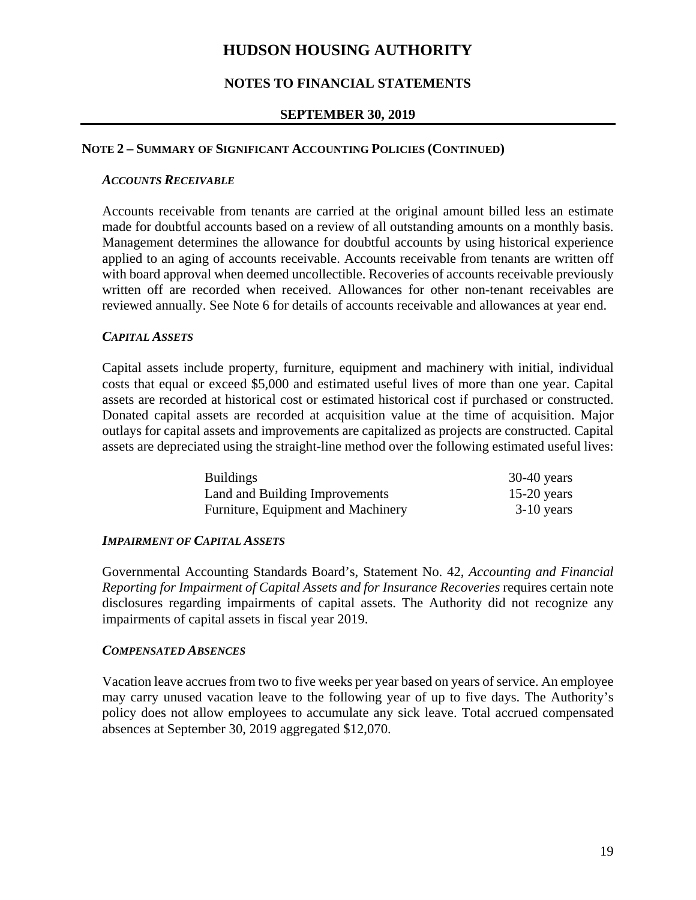## NOTE 2 – SUMMARY OF SIGNIFICANT ACCOUNTING POLICIES (CONTINUED)

### *ACCOUNTS RECEIVABLE*

Accounts receivable from tenants are carried at the original amount billed less an estimate made for doubtful accounts based on a review of all outstanding amounts on a monthly basis. Management determines the allowance for doubtful accounts by using historical experience applied to an aging of accounts receivable. Accounts receivable from tenants are written off with board approval when deemed uncollectible. Recoveries of accounts receivable previously written off are recorded when received. Allowances for other non-tenant receivables are reviewed annually. See Note 6 for details of accounts receivable and allowances at year end.

### *CAPITAL ASSETS*

Capital assets include property, furniture, equipment and machinery with initial, individual costs that equal or exceed $5,000 and estimated useful lives of more than one year. Capital assets are recorded at historical cost or estimated historical cost if purchased or constructed. Donated capital assets are recorded at acquisition value at the time of acquisition. Major outlays for capital assets and improvements are capitalized as projects are constructed. Capital assets are depreciated using the straight-line method over the following estimated useful lives:

| | |
|---|---|
| Buildings | 30-40 years |
| Land and Building Improvements | 15-20 years |
| Furniture, Equipment and Machinery | 3-10 years |

### *IMPAIRMENT OF CAPITAL ASSETS*

Governmental Accounting Standards Board's, Statement No. 42, *Accounting and Financial Reporting for Impairment of Capital Assets and for Insurance Recoveries* requires certain note disclosures regarding impairments of capital assets. The Authority did not recognize any impairments of capital assets in fiscal year 2019.

### *COMPENSATED ABSENCES*

Vacation leave accrues from two to five weeks per year based on years of service. An employee may carry unused vacation leave to the following year of up to five days. The Authority's policy does not allow employees to accumulate any sick leave. Total accrued compensated absences at September 30, 2019 aggregated $12,070.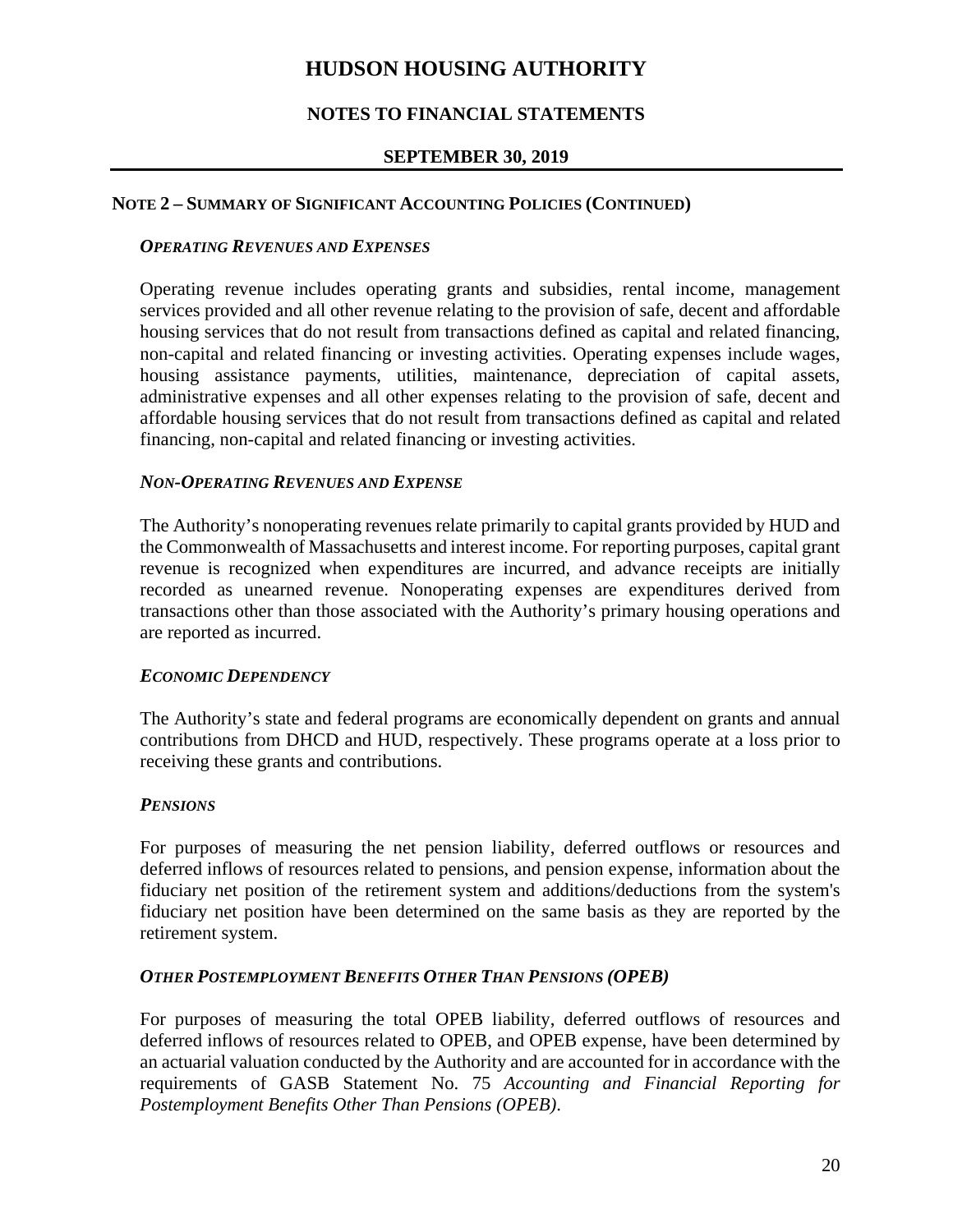# HUDSON HOUSING AUTHORITY

## NOTES TO FINANCIAL STATEMENTS

## SEPTEMBER 30, 2019

### NOTE 2 – SUMMARY OF SIGNIFICANT ACCOUNTING POLICIES (CONTINUED)

#### *OPERATING REVENUES AND EXPENSES*

Operating revenue includes operating grants and subsidies, rental income, management services provided and all other revenue relating to the provision of safe, decent and affordable housing services that do not result from transactions defined as capital and related financing, non-capital and related financing or investing activities. Operating expenses include wages, housing assistance payments, utilities, maintenance, depreciation of capital assets, administrative expenses and all other expenses relating to the provision of safe, decent and affordable housing services that do not result from transactions defined as capital and related financing, non-capital and related financing or investing activities.

#### *NON-OPERATING REVENUES AND EXPENSE*

The Authority's nonoperating revenues relate primarily to capital grants provided by HUD and the Commonwealth of Massachusetts and interest income. For reporting purposes, capital grant revenue is recognized when expenditures are incurred, and advance receipts are initially recorded as unearned revenue. Nonoperating expenses are expenditures derived from transactions other than those associated with the Authority's primary housing operations and are reported as incurred.

#### *ECONOMIC DEPENDENCY*

The Authority's state and federal programs are economically dependent on grants and annual contributions from DHCD and HUD, respectively. These programs operate at a loss prior to receiving these grants and contributions.

#### *PENSIONS*

For purposes of measuring the net pension liability, deferred outflows or resources and deferred inflows of resources related to pensions, and pension expense, information about the fiduciary net position of the retirement system and additions/deductions from the system's fiduciary net position have been determined on the same basis as they are reported by the retirement system.

#### *OTHER POSTEMPLOYMENT BENEFITS OTHER THAN PENSIONS (OPEB)*

For purposes of measuring the total OPEB liability, deferred outflows of resources and deferred inflows of resources related to OPEB, and OPEB expense, have been determined by an actuarial valuation conducted by the Authority and are accounted for in accordance with the requirements of GASB Statement No. 75 *Accounting and Financial Reporting for Postemployment Benefits Other Than Pensions (OPEB)*.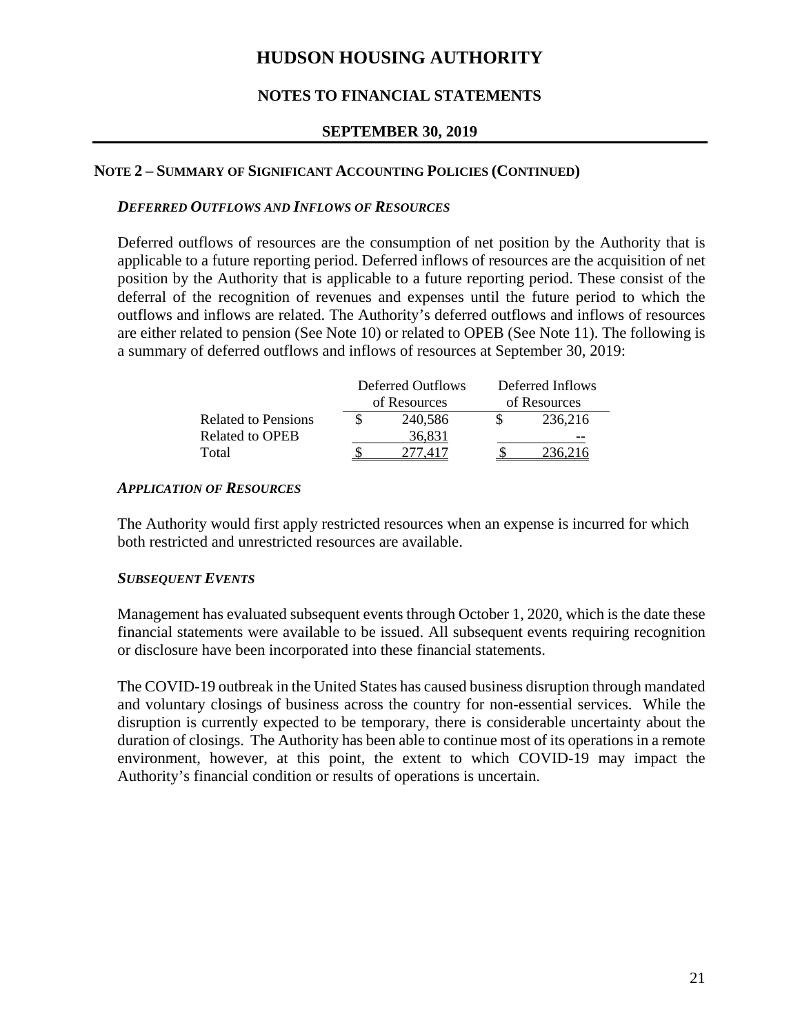## NOTE 2 – SUMMARY OF SIGNIFICANT ACCOUNTING POLICIES (CONTINUED)

### *DEFERRED OUTFLOWS AND INFLOWS OF RESOURCES*

Deferred outflows of resources are the consumption of net position by the Authority that is applicable to a future reporting period. Deferred inflows of resources are the acquisition of net position by the Authority that is applicable to a future reporting period. These consist of the deferral of the recognition of revenues and expenses until the future period to which the outflows and inflows are related. The Authority's deferred outflows and inflows of resources are either related to pension (See Note 10) or related to OPEB (See Note 11). The following is a summary of deferred outflows and inflows of resources at September 30, 2019:

| | Deferred Outflows of Resources | Deferred Inflows of Resources |
|---|---|---|
| Related to Pensions | $ 240,586 | $ 236,216 |
| Related to OPEB | 36,831 | -- |
| Total | $ 277,417 | $ 236,216 |

### *APPLICATION OF RESOURCES*

The Authority would first apply restricted resources when an expense is incurred for which both restricted and unrestricted resources are available.

### *SUBSEQUENT EVENTS*

Management has evaluated subsequent events through October 1, 2020, which is the date these financial statements were available to be issued. All subsequent events requiring recognition or disclosure have been incorporated into these financial statements.

The COVID-19 outbreak in the United States has caused business disruption through mandated and voluntary closings of business across the country for non-essential services. While the disruption is currently expected to be temporary, there is considerable uncertainty about the duration of closings. The Authority has been able to continue most of its operations in a remote environment, however, at this point, the extent to which COVID-19 may impact the Authority's financial condition or results of operations is uncertain.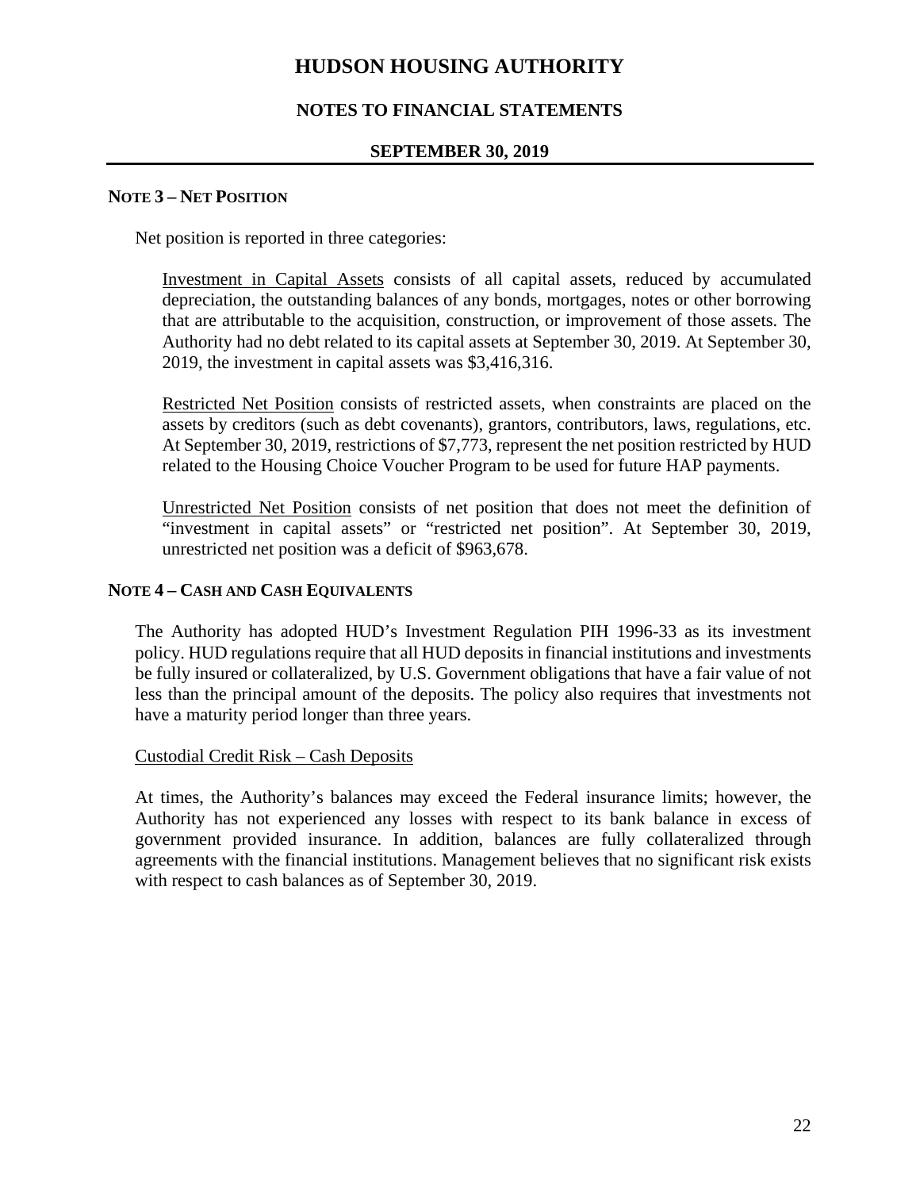## NOTE 3 – NET POSITION

Net position is reported in three categories:

Investment in Capital Assets consists of all capital assets, reduced by accumulated depreciation, the outstanding balances of any bonds, mortgages, notes or other borrowing that are attributable to the acquisition, construction, or improvement of those assets. The Authority had no debt related to its capital assets at September 30, 2019. At September 30, 2019, the investment in capital assets was $3,416,316.

Restricted Net Position consists of restricted assets, when constraints are placed on the assets by creditors (such as debt covenants), grantors, contributors, laws, regulations, etc. At September 30, 2019, restrictions of $7,773, represent the net position restricted by HUD related to the Housing Choice Voucher Program to be used for future HAP payments.

Unrestricted Net Position consists of net position that does not meet the definition of "investment in capital assets" or "restricted net position". At September 30, 2019, unrestricted net position was a deficit of $963,678.

## NOTE 4 – CASH AND CASH EQUIVALENTS

The Authority has adopted HUD's Investment Regulation PIH 1996-33 as its investment policy. HUD regulations require that all HUD deposits in financial institutions and investments be fully insured or collateralized, by U.S. Government obligations that have a fair value of not less than the principal amount of the deposits. The policy also requires that investments not have a maturity period longer than three years.

Custodial Credit Risk – Cash Deposits

At times, the Authority's balances may exceed the Federal insurance limits; however, the Authority has not experienced any losses with respect to its bank balance in excess of government provided insurance. In addition, balances are fully collateralized through agreements with the financial institutions. Management believes that no significant risk exists with respect to cash balances as of September 30, 2019.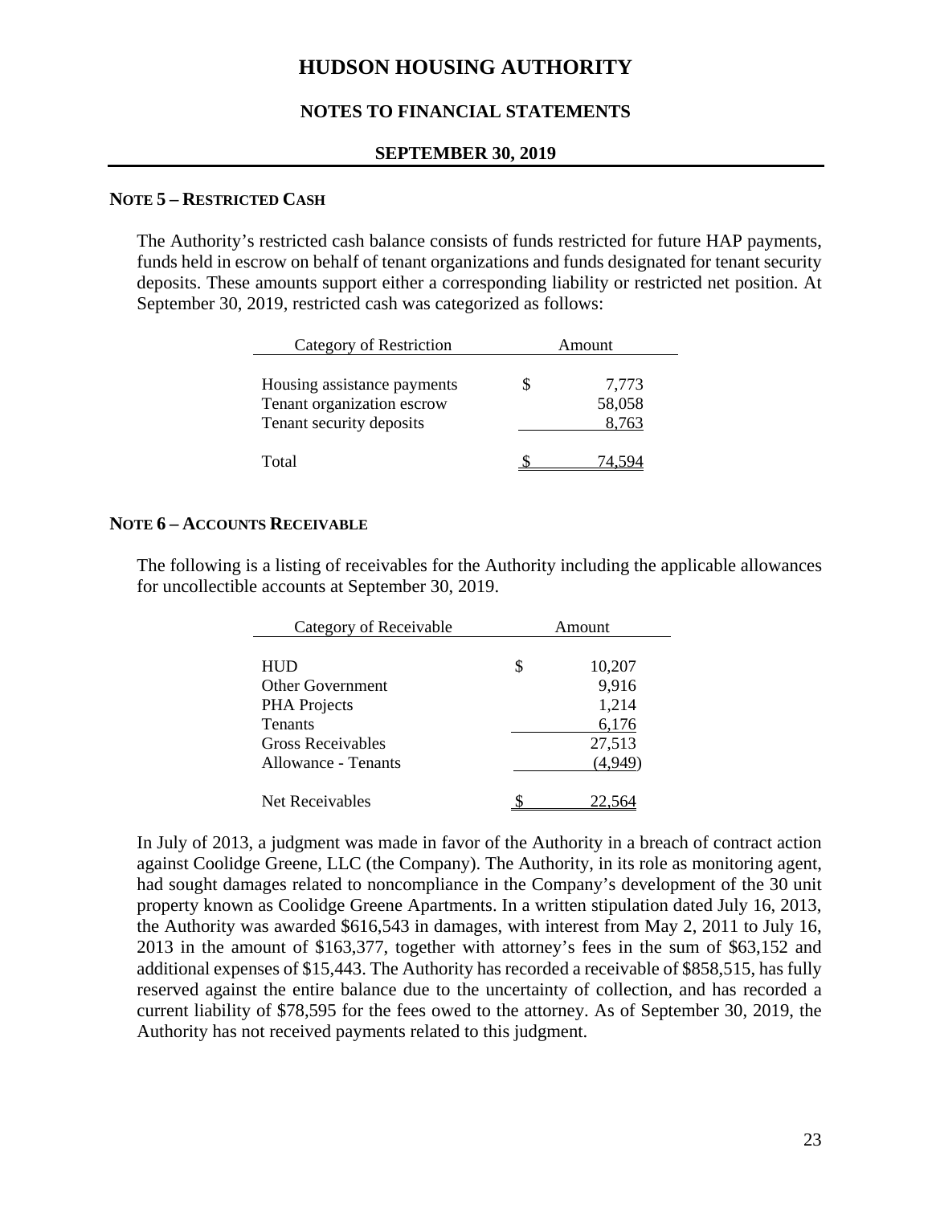# HUDSON HOUSING AUTHORITY

## NOTES TO FINANCIAL STATEMENTS

### SEPTEMBER 30, 2019

**NOTE 5 – RESTRICTED CASH**

The Authority's restricted cash balance consists of funds restricted for future HAP payments, funds held in escrow on behalf of tenant organizations and funds designated for tenant security deposits. These amounts support either a corresponding liability or restricted net position. At September 30, 2019, restricted cash was categorized as follows:

| Category of Restriction | Amount |
|---|---|
| Housing assistance payments | $ 7,773 |
| Tenant organization escrow | 58,058 |
| Tenant security deposits | 8,763 |
| Total | $ 74,594 |

**NOTE 6 – ACCOUNTS RECEIVABLE**

The following is a listing of receivables for the Authority including the applicable allowances for uncollectible accounts at September 30, 2019.

| Category of Receivable | Amount |
|---|---|
| HUD | $ 10,207 |
| Other Government | 9,916 |
| PHA Projects | 1,214 |
| Tenants | 6,176 |
| Gross Receivables | 27,513 |
| Allowance - Tenants | (4,949) |
| Net Receivables | $ 22,564 |

In July of 2013, a judgment was made in favor of the Authority in a breach of contract action against Coolidge Greene, LLC (the Company). The Authority, in its role as monitoring agent, had sought damages related to noncompliance in the Company's development of the 30 unit property known as Coolidge Greene Apartments. In a written stipulation dated July 16, 2013, the Authority was awarded $616,543 in damages, with interest from May 2, 2011 to July 16, 2013 in the amount of $163,377, together with attorney's fees in the sum of $63,152 and additional expenses of $15,443. The Authority has recorded a receivable of $858,515, has fully reserved against the entire balance due to the uncertainty of collection, and has recorded a current liability of $78,595 for the fees owed to the attorney. As of September 30, 2019, the Authority has not received payments related to this judgment.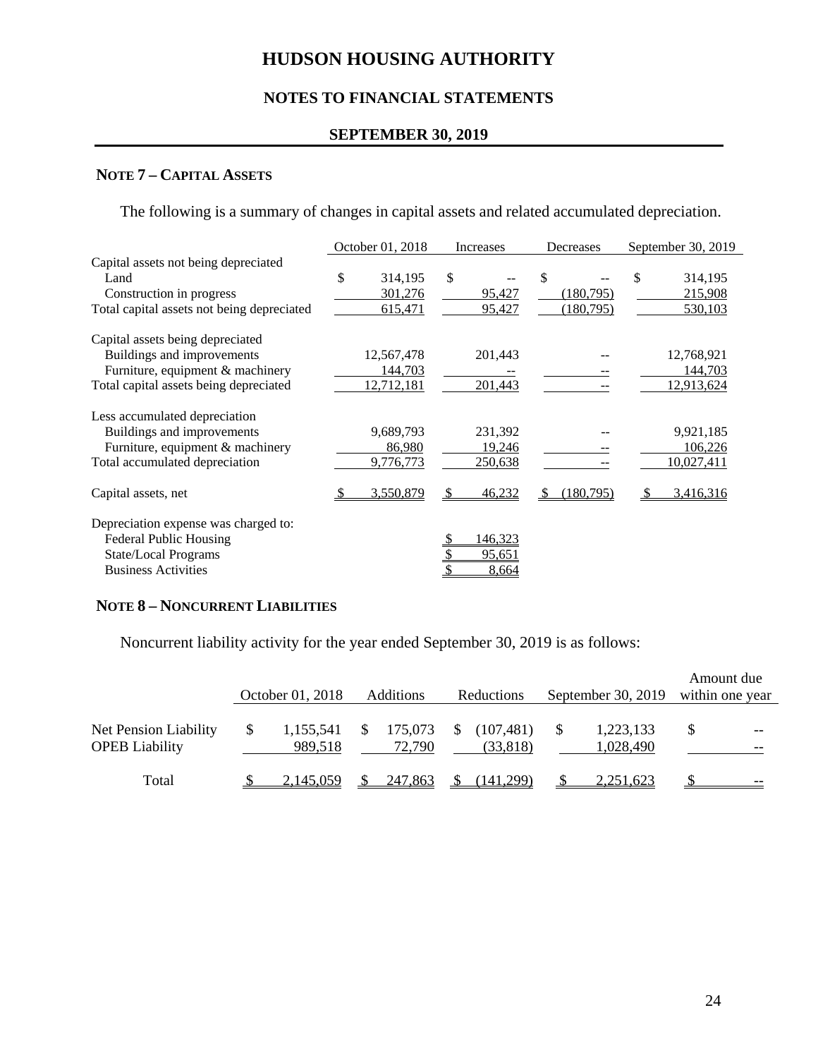# HUDSON HOUSING AUTHORITY

## NOTES TO FINANCIAL STATEMENTS

## SEPTEMBER 30, 2019

### NOTE 7 – CAPITAL ASSETS

The following is a summary of changes in capital assets and related accumulated depreciation.

| | October 01, 2018 | Increases | Decreases | September 30, 2019 |
|---|---|---|---|---|
| Capital assets not being depreciated | | | | |
| Land | $ 314,195 | $ -- | $ -- | $ 314,195 |
| Construction in progress | 301,276 | 95,427 | (180,795) | 215,908 |
| Total capital assets not being depreciated | 615,471 | 95,427 | (180,795) | 530,103 |
| Capital assets being depreciated | | | | |
| Buildings and improvements | 12,567,478 | 201,443 | -- | 12,768,921 |
| Furniture, equipment & machinery | 144,703 | -- | -- | 144,703 |
| Total capital assets being depreciated | 12,712,181 | 201,443 | -- | 12,913,624 |
| Less accumulated depreciation | | | | |
| Buildings and improvements | 9,689,793 | 231,392 | -- | 9,921,185 |
| Furniture, equipment & machinery | 86,980 | 19,246 | -- | 106,226 |
| Total accumulated depreciation | 9,776,773 | 250,638 | -- | 10,027,411 |
| Capital assets, net | $ 3,550,879 | $ 46,232 | $ (180,795) | $ 3,416,316 |
| Depreciation expense was charged to: | | | | |
| Federal Public Housing | | $ 146,323 | | |
| State/Local Programs | | $ 95,651 | | |
| Business Activities | | $ 8,664 | | |

### NOTE 8 – NONCURRENT LIABILITIES

Noncurrent liability activity for the year ended September 30, 2019 is as follows:

| | October 01, 2018 | Additions | Reductions | September 30, 2019 | Amount due within one year |
|---|---|---|---|---|---|
| Net Pension Liability | $ 1,155,541 | $ 175,073 | $ (107,481) | $ 1,223,133 | $ -- |
| OPEB Liability | 989,518 | 72,790 | (33,818) | 1,028,490 | -- |
| Total | $ 2,145,059 | $ 247,863 | $ (141,299) | $ 2,251,623 | $ -- |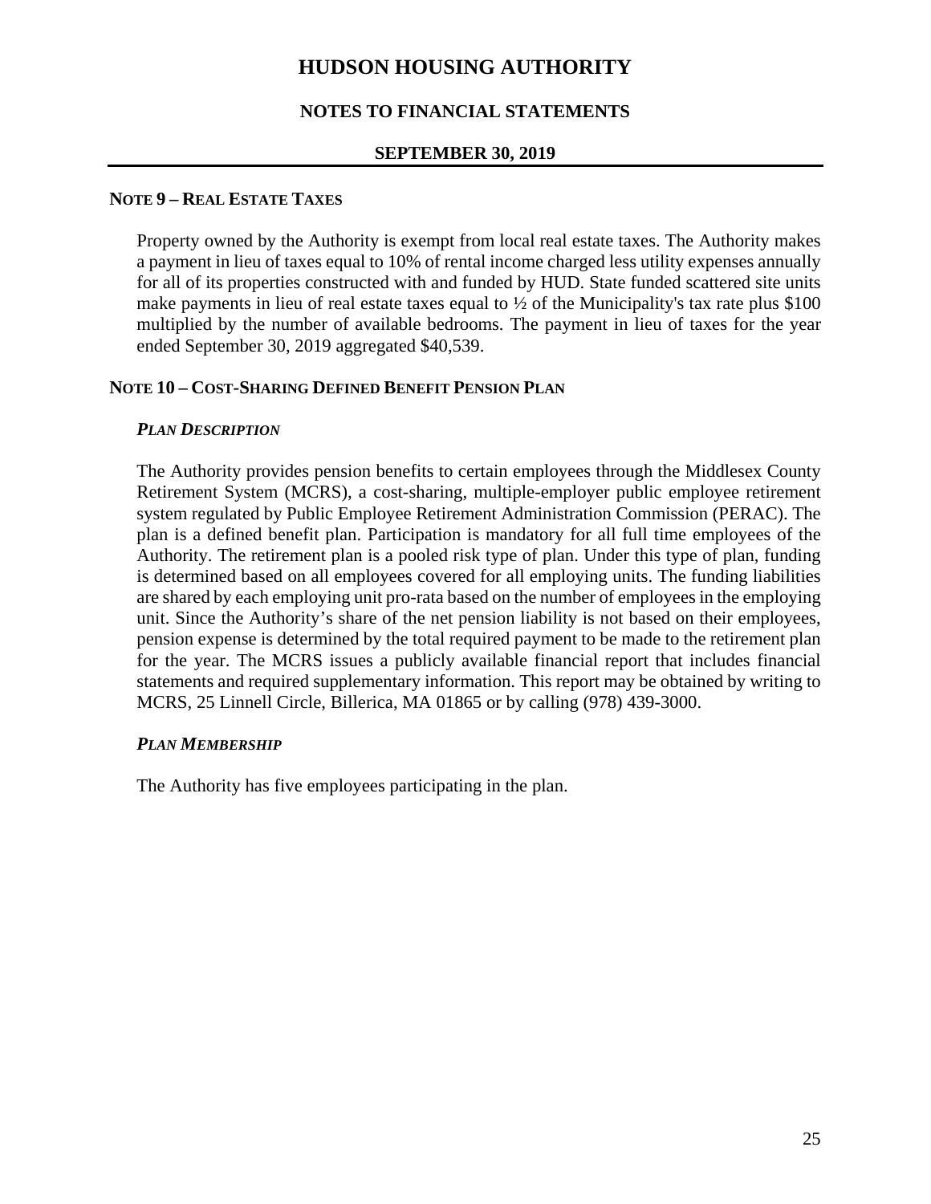# HUDSON HOUSING AUTHORITY

## NOTES TO FINANCIAL STATEMENTS

### SEPTEMBER 30, 2019

### NOTE 9 – REAL ESTATE TAXES

Property owned by the Authority is exempt from local real estate taxes. The Authority makes a payment in lieu of taxes equal to 10% of rental income charged less utility expenses annually for all of its properties constructed with and funded by HUD. State funded scattered site units make payments in lieu of real estate taxes equal to ½ of the Municipality's tax rate plus $100 multiplied by the number of available bedrooms. The payment in lieu of taxes for the year ended September 30, 2019 aggregated $40,539.

### NOTE 10 – COST-SHARING DEFINED BENEFIT PENSION PLAN

***PLAN DESCRIPTION***

The Authority provides pension benefits to certain employees through the Middlesex County Retirement System (MCRS), a cost-sharing, multiple-employer public employee retirement system regulated by Public Employee Retirement Administration Commission (PERAC). The plan is a defined benefit plan. Participation is mandatory for all full time employees of the Authority. The retirement plan is a pooled risk type of plan. Under this type of plan, funding is determined based on all employees covered for all employing units. The funding liabilities are shared by each employing unit pro-rata based on the number of employees in the employing unit. Since the Authority's share of the net pension liability is not based on their employees, pension expense is determined by the total required payment to be made to the retirement plan for the year. The MCRS issues a publicly available financial report that includes financial statements and required supplementary information. This report may be obtained by writing to MCRS, 25 Linnell Circle, Billerica, MA 01865 or by calling (978) 439-3000.

***PLAN MEMBERSHIP***

The Authority has five employees participating in the plan.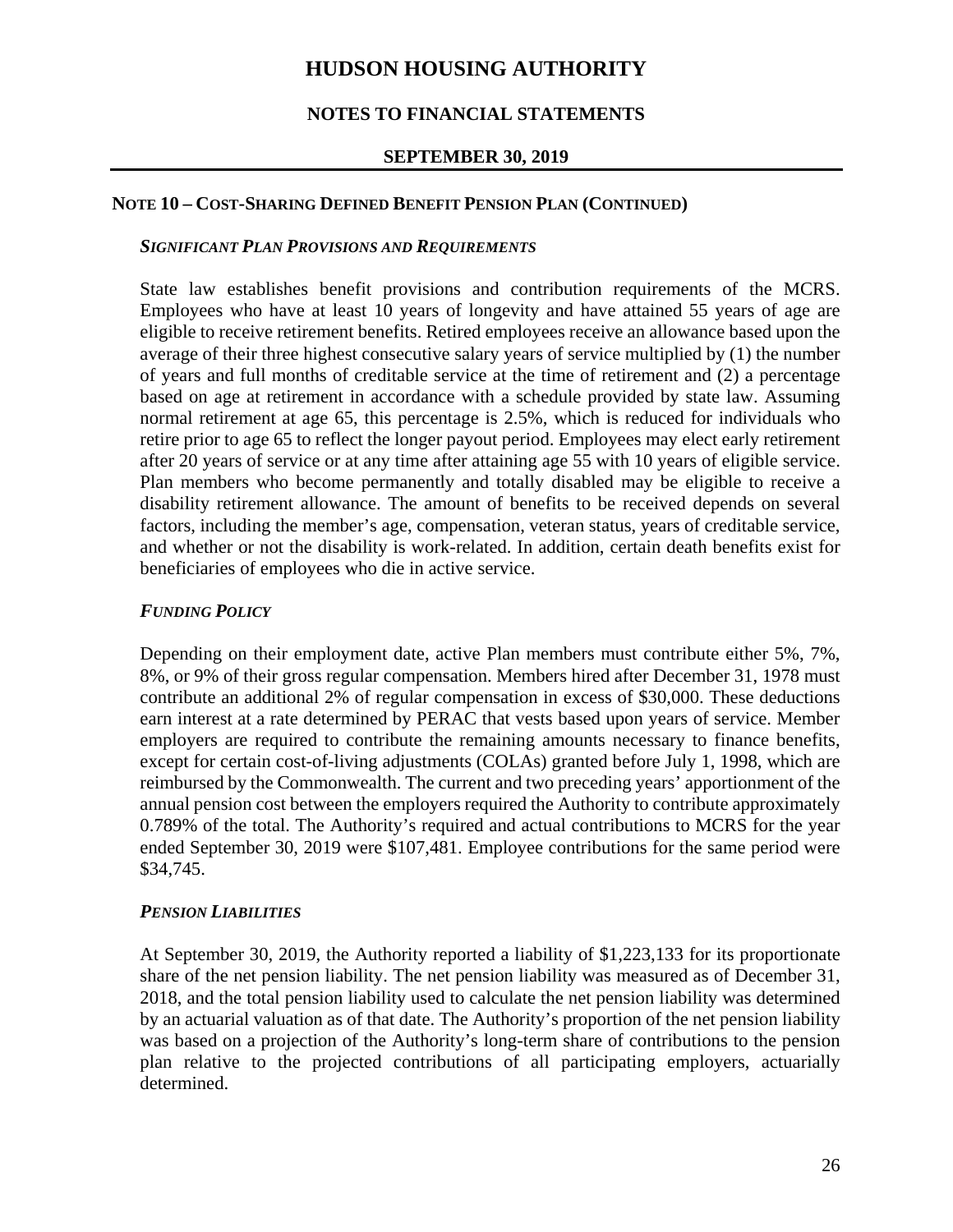## NOTE 10 – COST-SHARING DEFINED BENEFIT PENSION PLAN (CONTINUED)

### *SIGNIFICANT PLAN PROVISIONS AND REQUIREMENTS*

State law establishes benefit provisions and contribution requirements of the MCRS. Employees who have at least 10 years of longevity and have attained 55 years of age are eligible to receive retirement benefits. Retired employees receive an allowance based upon the average of their three highest consecutive salary years of service multiplied by (1) the number of years and full months of creditable service at the time of retirement and (2) a percentage based on age at retirement in accordance with a schedule provided by state law. Assuming normal retirement at age 65, this percentage is 2.5%, which is reduced for individuals who retire prior to age 65 to reflect the longer payout period. Employees may elect early retirement after 20 years of service or at any time after attaining age 55 with 10 years of eligible service. Plan members who become permanently and totally disabled may be eligible to receive a disability retirement allowance. The amount of benefits to be received depends on several factors, including the member's age, compensation, veteran status, years of creditable service, and whether or not the disability is work-related. In addition, certain death benefits exist for beneficiaries of employees who die in active service.

### *FUNDING POLICY*

Depending on their employment date, active Plan members must contribute either 5%, 7%, 8%, or 9% of their gross regular compensation. Members hired after December 31, 1978 must contribute an additional 2% of regular compensation in excess of $30,000. These deductions earn interest at a rate determined by PERAC that vests based upon years of service. Member employers are required to contribute the remaining amounts necessary to finance benefits, except for certain cost-of-living adjustments (COLAs) granted before July 1, 1998, which are reimbursed by the Commonwealth. The current and two preceding years' apportionment of the annual pension cost between the employers required the Authority to contribute approximately 0.789% of the total. The Authority's required and actual contributions to MCRS for the year ended September 30, 2019 were $107,481. Employee contributions for the same period were $34,745.

### *PENSION LIABILITIES*

At September 30, 2019, the Authority reported a liability of $1,223,133 for its proportionate share of the net pension liability. The net pension liability was measured as of December 31, 2018, and the total pension liability used to calculate the net pension liability was determined by an actuarial valuation as of that date. The Authority's proportion of the net pension liability was based on a projection of the Authority's long-term share of contributions to the pension plan relative to the projected contributions of all participating employers, actuarially determined.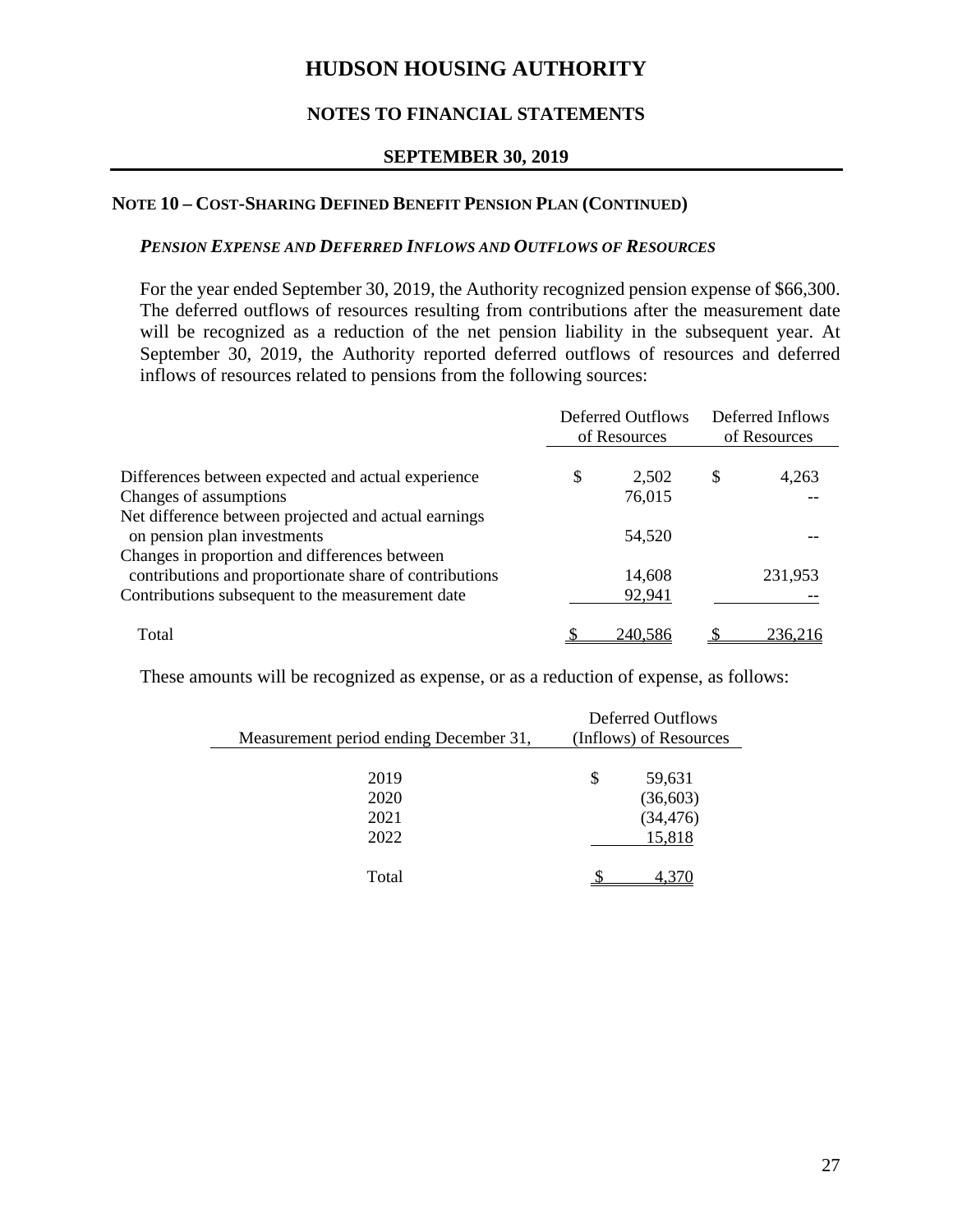# HUDSON HOUSING AUTHORITY

## NOTES TO FINANCIAL STATEMENTS

### SEPTEMBER 30, 2019

### NOTE 10 – COST-SHARING DEFINED BENEFIT PENSION PLAN (CONTINUED)

***PENSION EXPENSE AND DEFERRED INFLOWS AND OUTFLOWS OF RESOURCES***

For the year ended September 30, 2019, the Authority recognized pension expense of $66,300. The deferred outflows of resources resulting from contributions after the measurement date will be recognized as a reduction of the net pension liability in the subsequent year. At September 30, 2019, the Authority reported deferred outflows of resources and deferred inflows of resources related to pensions from the following sources:

| | Deferred Outflows of Resources | Deferred Inflows of Resources |
|---|---|---|
| Differences between expected and actual experience | $ 2,502 | $ 4,263 |
| Changes of assumptions | 76,015 | -- |
| Net difference between projected and actual earnings on pension plan investments | 54,520 | -- |
| Changes in proportion and differences between contributions and proportionate share of contributions | 14,608 | 231,953 |
| Contributions subsequent to the measurement date | 92,941 | -- |
| Total | $ 240,586 | $ 236,216 |

These amounts will be recognized as expense, or as a reduction of expense, as follows:

| Measurement period ending December 31, | Deferred Outflows (Inflows) of Resources |
|---|---|
| 2019 | $ 59,631 |
| 2020 | (36,603) |
| 2021 | (34,476) |
| 2022 | 15,818 |
| Total | $ 4,370 |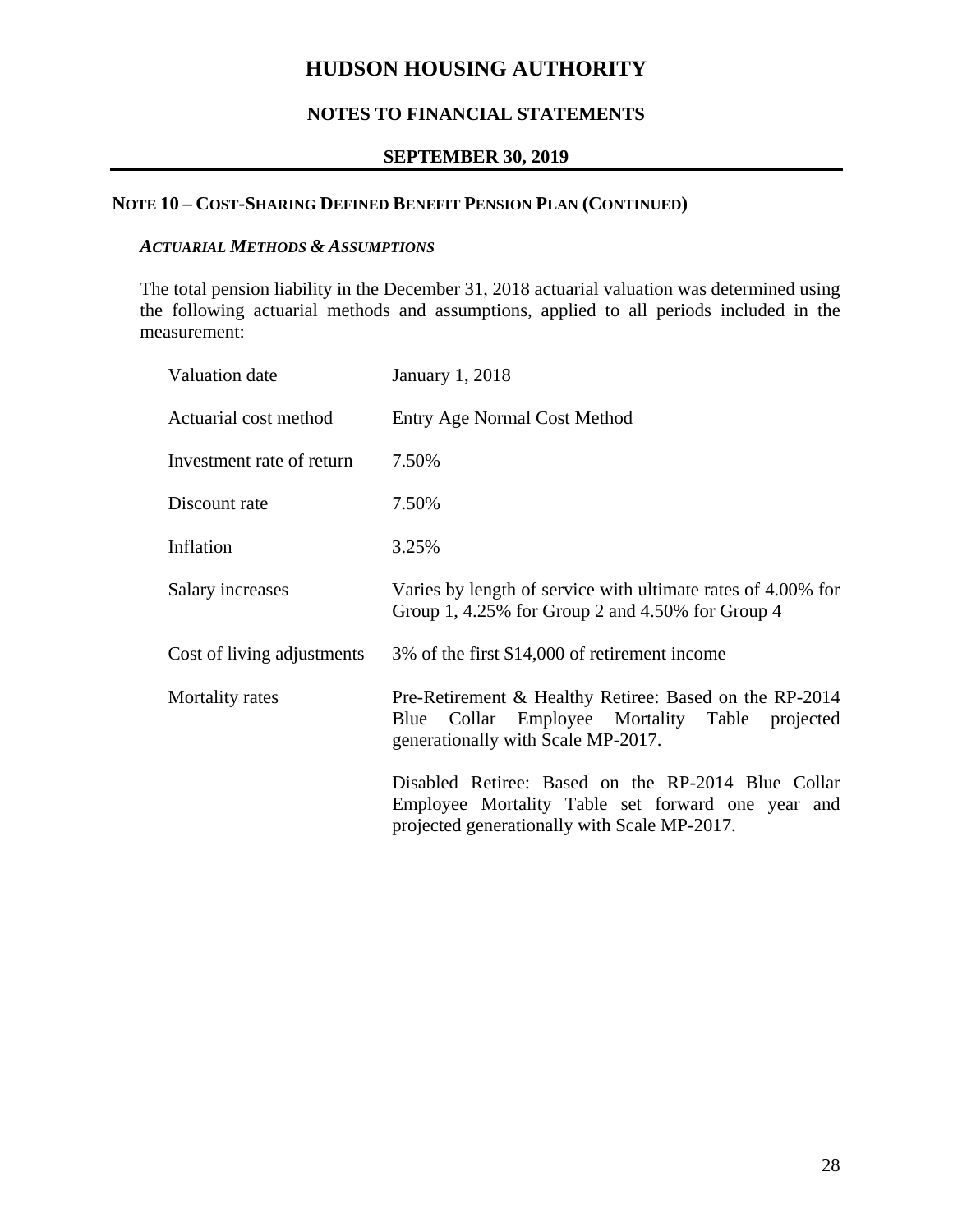# HUDSON HOUSING AUTHORITY

## NOTES TO FINANCIAL STATEMENTS

### SEPTEMBER 30, 2019

### NOTE 10 – COST-SHARING DEFINED BENEFIT PENSION PLAN (CONTINUED)

#### *ACTUARIAL METHODS & ASSUMPTIONS*

The total pension liability in the December 31, 2018 actuarial valuation was determined using the following actuarial methods and assumptions, applied to all periods included in the measurement:

| | |
|---|---|
| Valuation date | January 1, 2018 |
| Actuarial cost method | Entry Age Normal Cost Method |
| Investment rate of return | 7.50% |
| Discount rate | 7.50% |
| Inflation | 3.25% |
| Salary increases | Varies by length of service with ultimate rates of 4.00% for Group 1, 4.25% for Group 2 and 4.50% for Group 4 |
| Cost of living adjustments | 3% of the first $14,000 of retirement income |
| Mortality rates | Pre-Retirement & Healthy Retiree: Based on the RP-2014 Blue Collar Employee Mortality Table projected generationally with Scale MP-2017. |
| | Disabled Retiree: Based on the RP-2014 Blue Collar Employee Mortality Table set forward one year and projected generationally with Scale MP-2017. |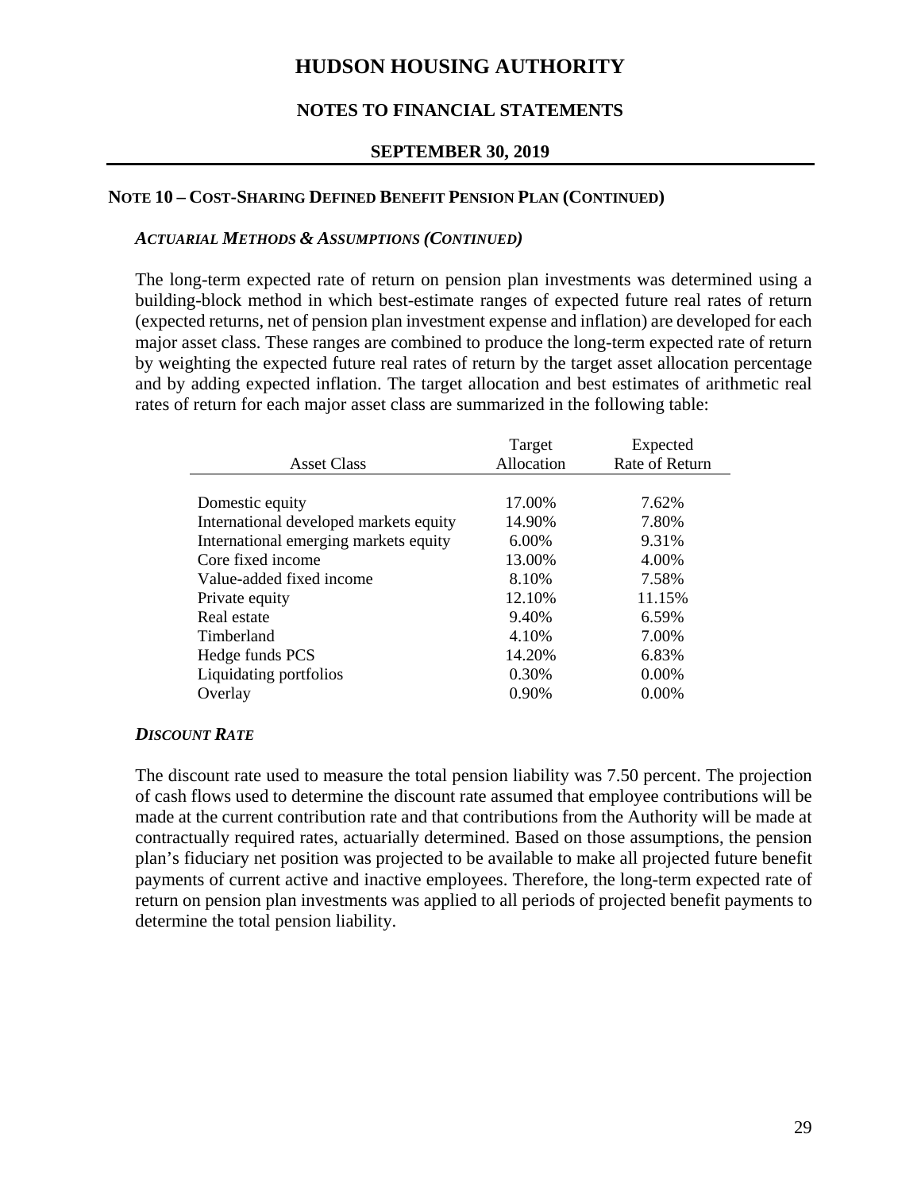# HUDSON HOUSING AUTHORITY

## NOTES TO FINANCIAL STATEMENTS

### SEPTEMBER 30, 2019

### NOTE 10 – COST-SHARING DEFINED BENEFIT PENSION PLAN (CONTINUED)

#### *ACTUARIAL METHODS & ASSUMPTIONS (CONTINUED)*

The long-term expected rate of return on pension plan investments was determined using a building-block method in which best-estimate ranges of expected future real rates of return (expected returns, net of pension plan investment expense and inflation) are developed for each major asset class. These ranges are combined to produce the long-term expected rate of return by weighting the expected future real rates of return by the target asset allocation percentage and by adding expected inflation. The target allocation and best estimates of arithmetic real rates of return for each major asset class are summarized in the following table:

| Asset Class | Target Allocation | Expected Rate of Return |
|---|---|---|
| Domestic equity | 17.00% | 7.62% |
| International developed markets equity | 14.90% | 7.80% |
| International emerging markets equity | 6.00% | 9.31% |
| Core fixed income | 13.00% | 4.00% |
| Value-added fixed income | 8.10% | 7.58% |
| Private equity | 12.10% | 11.15% |
| Real estate | 9.40% | 6.59% |
| Timberland | 4.10% | 7.00% |
| Hedge funds PCS | 14.20% | 6.83% |
| Liquidating portfolios | 0.30% | 0.00% |
| Overlay | 0.90% | 0.00% |

#### *DISCOUNT RATE*

The discount rate used to measure the total pension liability was 7.50 percent. The projection of cash flows used to determine the discount rate assumed that employee contributions will be made at the current contribution rate and that contributions from the Authority will be made at contractually required rates, actuarially determined. Based on those assumptions, the pension plan's fiduciary net position was projected to be available to make all projected future benefit payments of current active and inactive employees. Therefore, the long-term expected rate of return on pension plan investments was applied to all periods of projected benefit payments to determine the total pension liability.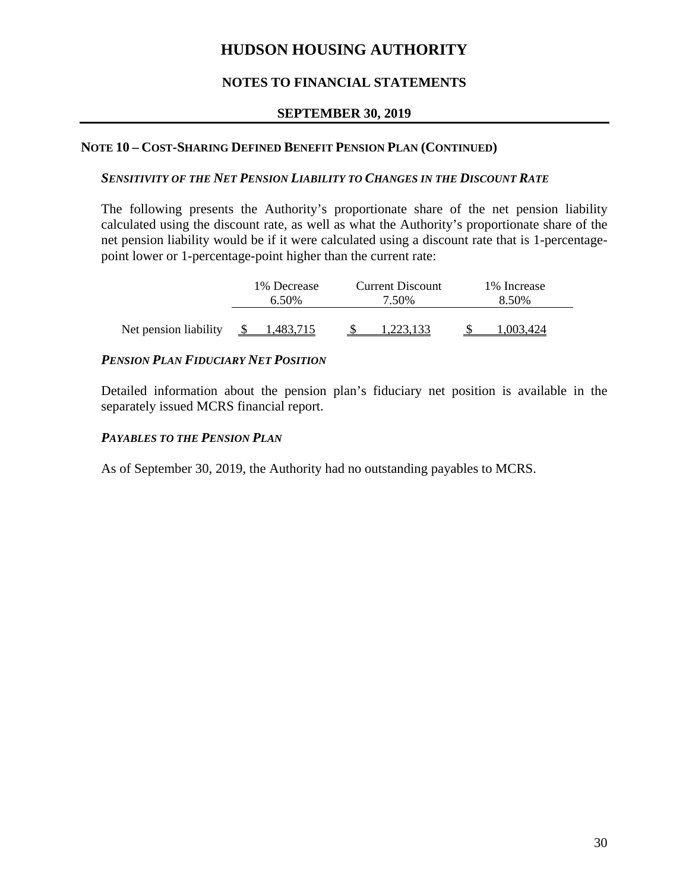# HUDSON HOUSING AUTHORITY

## NOTES TO FINANCIAL STATEMENTS

### SEPTEMBER 30, 2019

### NOTE 10 – COST-SHARING DEFINED BENEFIT PENSION PLAN (CONTINUED)

***SENSITIVITY OF THE NET PENSION LIABILITY TO CHANGES IN THE DISCOUNT RATE***

The following presents the Authority's proportionate share of the net pension liability calculated using the discount rate, as well as what the Authority's proportionate share of the net pension liability would be if it were calculated using a discount rate that is 1-percentage-point lower or 1-percentage-point higher than the current rate:

| | 1% Decrease 6.50% | Current Discount 7.50% | 1% Increase 8.50% |
|---|---|---|---|
| Net pension liability | $ 1,483,715 | $ 1,223,133 | $ 1,003,424 |

***PENSION PLAN FIDUCIARY NET POSITION***

Detailed information about the pension plan's fiduciary net position is available in the separately issued MCRS financial report.

***PAYABLES TO THE PENSION PLAN***

As of September 30, 2019, the Authority had no outstanding payables to MCRS.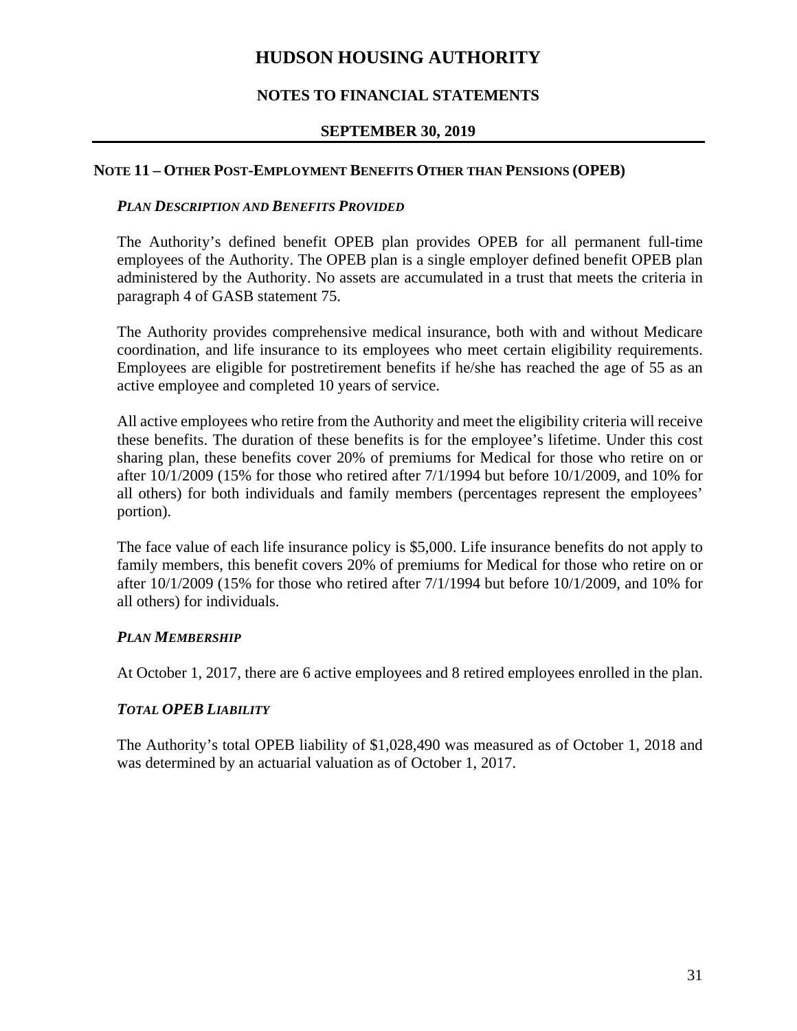## NOTE 11 – OTHER POST-EMPLOYMENT BENEFITS OTHER THAN PENSIONS (OPEB)

### *PLAN DESCRIPTION AND BENEFITS PROVIDED*

The Authority's defined benefit OPEB plan provides OPEB for all permanent full-time employees of the Authority. The OPEB plan is a single employer defined benefit OPEB plan administered by the Authority. No assets are accumulated in a trust that meets the criteria in paragraph 4 of GASB statement 75.

The Authority provides comprehensive medical insurance, both with and without Medicare coordination, and life insurance to its employees who meet certain eligibility requirements. Employees are eligible for postretirement benefits if he/she has reached the age of 55 as an active employee and completed 10 years of service.

All active employees who retire from the Authority and meet the eligibility criteria will receive these benefits. The duration of these benefits is for the employee's lifetime. Under this cost sharing plan, these benefits cover 20% of premiums for Medical for those who retire on or after 10/1/2009 (15% for those who retired after 7/1/1994 but before 10/1/2009, and 10% for all others) for both individuals and family members (percentages represent the employees' portion).

The face value of each life insurance policy is $5,000. Life insurance benefits do not apply to family members, this benefit covers 20% of premiums for Medical for those who retire on or after 10/1/2009 (15% for those who retired after 7/1/1994 but before 10/1/2009, and 10% for all others) for individuals.

### *PLAN MEMBERSHIP*

At October 1, 2017, there are 6 active employees and 8 retired employees enrolled in the plan.

### *TOTAL OPEB LIABILITY*

The Authority's total OPEB liability of $1,028,490 was measured as of October 1, 2018 and was determined by an actuarial valuation as of October 1, 2017.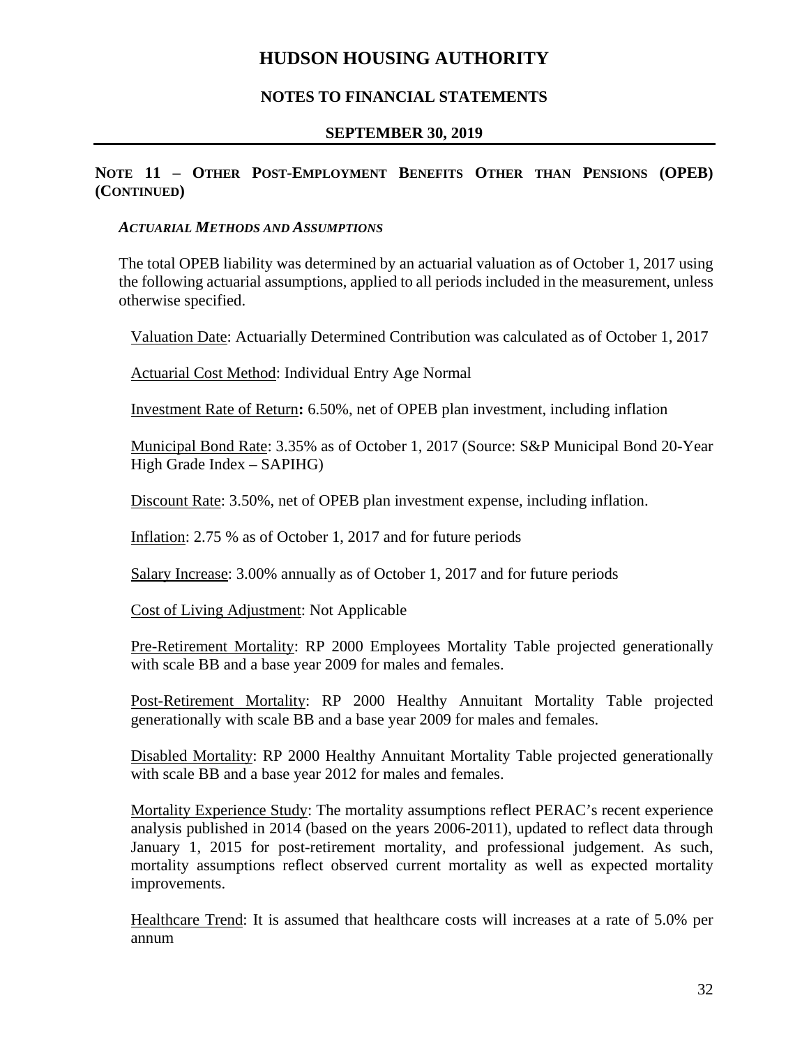# HUDSON HOUSING AUTHORITY

## NOTES TO FINANCIAL STATEMENTS

### SEPTEMBER 30, 2019

## NOTE 11 – OTHER POST-EMPLOYMENT BENEFITS OTHER THAN PENSIONS (OPEB) (CONTINUED)

***ACTUARIAL METHODS AND ASSUMPTIONS***

The total OPEB liability was determined by an actuarial valuation as of October 1, 2017 using the following actuarial assumptions, applied to all periods included in the measurement, unless otherwise specified.

Valuation Date: Actuarially Determined Contribution was calculated as of October 1, 2017

Actuarial Cost Method: Individual Entry Age Normal

Investment Rate of Return**:** 6.50%, net of OPEB plan investment, including inflation

Municipal Bond Rate: 3.35% as of October 1, 2017 (Source: S&P Municipal Bond 20-Year High Grade Index – SAPIHG)

Discount Rate: 3.50%, net of OPEB plan investment expense, including inflation.

Inflation: 2.75 % as of October 1, 2017 and for future periods

Salary Increase: 3.00% annually as of October 1, 2017 and for future periods

Cost of Living Adjustment: Not Applicable

Pre-Retirement Mortality: RP 2000 Employees Mortality Table projected generationally with scale BB and a base year 2009 for males and females.

Post-Retirement Mortality: RP 2000 Healthy Annuitant Mortality Table projected generationally with scale BB and a base year 2009 for males and females.

Disabled Mortality: RP 2000 Healthy Annuitant Mortality Table projected generationally with scale BB and a base year 2012 for males and females.

Mortality Experience Study: The mortality assumptions reflect PERAC's recent experience analysis published in 2014 (based on the years 2006-2011), updated to reflect data through January 1, 2015 for post-retirement mortality, and professional judgement. As such, mortality assumptions reflect observed current mortality as well as expected mortality improvements.

Healthcare Trend: It is assumed that healthcare costs will increases at a rate of 5.0% per annum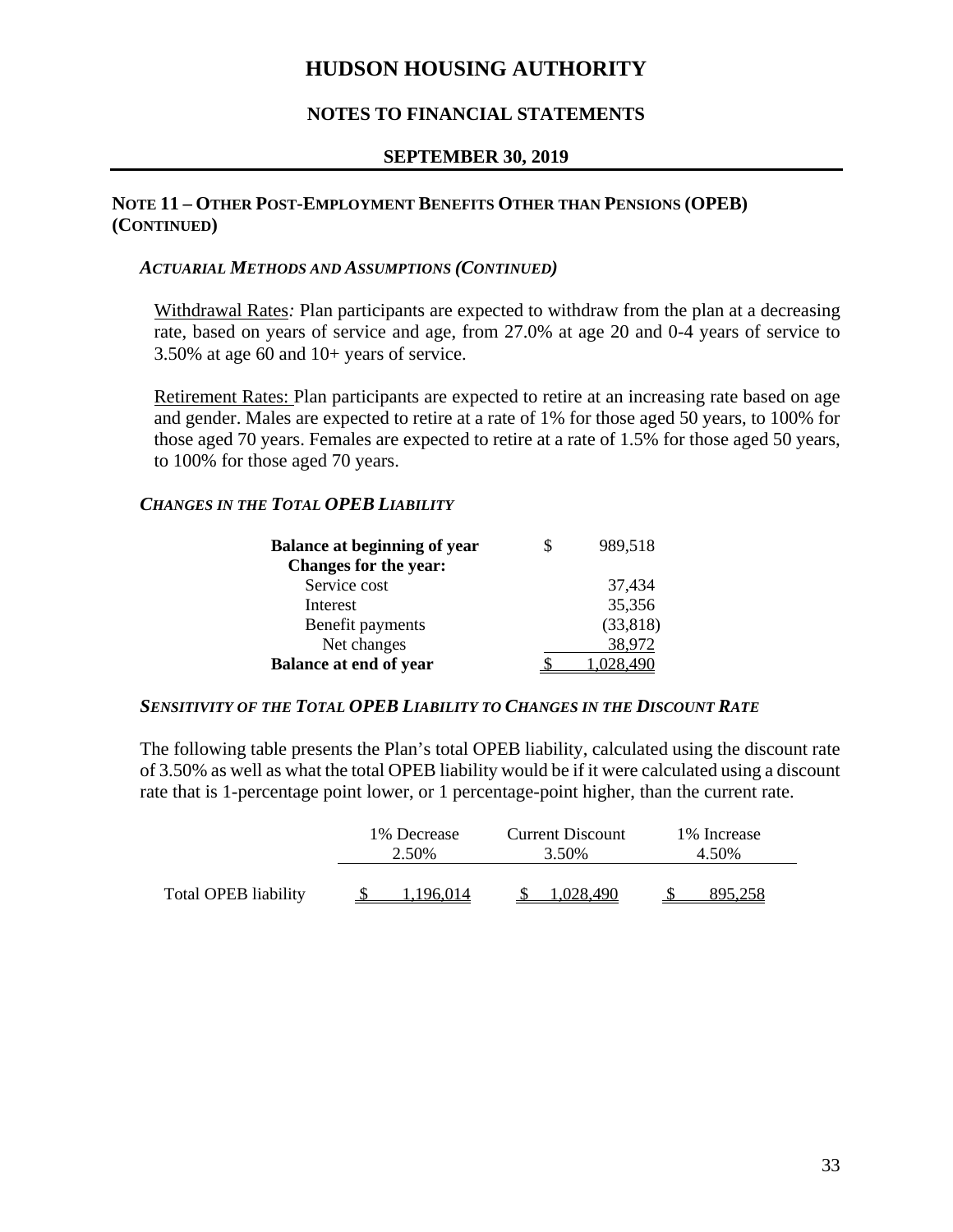# HUDSON HOUSING AUTHORITY

## NOTES TO FINANCIAL STATEMENTS

### SEPTEMBER 30, 2019

### NOTE 11 – OTHER POST-EMPLOYMENT BENEFITS OTHER THAN PENSIONS (OPEB) (CONTINUED)

#### *ACTUARIAL METHODS AND ASSUMPTIONS (CONTINUED)*

Withdrawal Rates: Plan participants are expected to withdraw from the plan at a decreasing rate, based on years of service and age, from 27.0% at age 20 and 0-4 years of service to 3.50% at age 60 and 10+ years of service.

Retirement Rates: Plan participants are expected to retire at an increasing rate based on age and gender. Males are expected to retire at a rate of 1% for those aged 50 years, to 100% for those aged 70 years. Females are expected to retire at a rate of 1.5% for those aged 50 years, to 100% for those aged 70 years.

#### *CHANGES IN THE TOTAL OPEB LIABILITY*

| | | |
|---|---|---|
| **Balance at beginning of year** | $ | 989,518 |
| **Changes for the year:** | | |
| Service cost | | 37,434 |
| Interest | | 35,356 |
| Benefit payments | | (33,818) |
| Net changes | | 38,972 |
| **Balance at end of year** | $ | 1,028,490 |

#### *SENSITIVITY OF THE TOTAL OPEB LIABILITY TO CHANGES IN THE DISCOUNT RATE*

The following table presents the Plan's total OPEB liability, calculated using the discount rate of 3.50% as well as what the total OPEB liability would be if it were calculated using a discount rate that is 1-percentage point lower, or 1 percentage-point higher, than the current rate.

| | 1% Decrease 2.50% | Current Discount 3.50% | 1% Increase 4.50% |
|---|---|---|---|
| Total OPEB liability | $ 1,196,014 | $ 1,028,490 | $ 895,258 |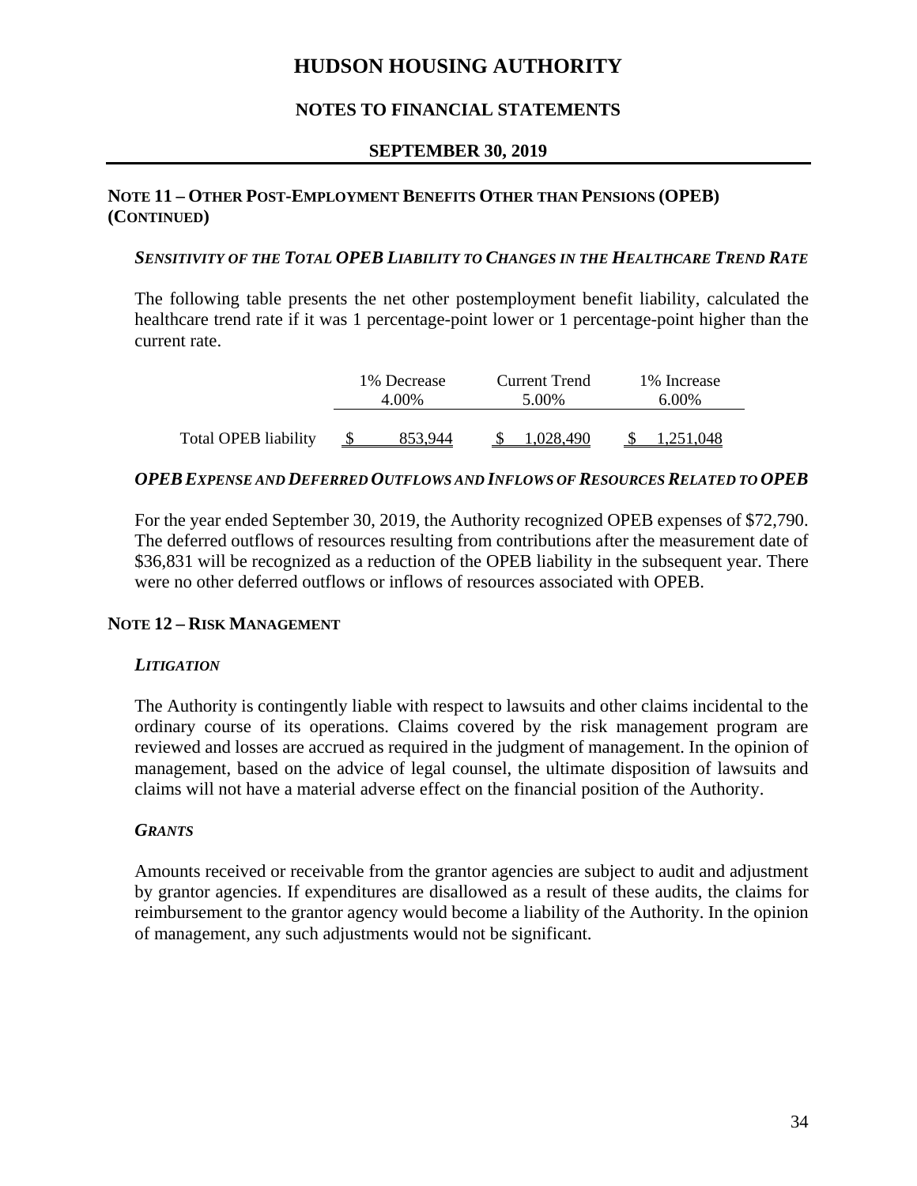# HUDSON HOUSING AUTHORITY

## NOTES TO FINANCIAL STATEMENTS

### SEPTEMBER 30, 2019

**NOTE 11 – OTHER POST-EMPLOYMENT BENEFITS OTHER THAN PENSIONS (OPEB) (CONTINUED)**

***SENSITIVITY OF THE TOTAL OPEB LIABILITY TO CHANGES IN THE HEALTHCARE TREND RATE***

The following table presents the net other postemployment benefit liability, calculated the healthcare trend rate if it was 1 percentage-point lower or 1 percentage-point higher than the current rate.

| | 1% Decrease 4.00% | Current Trend 5.00% | 1% Increase 6.00% |
|---|---|---|---|
| Total OPEB liability | $ 853,944 | $ 1,028,490 | $ 1,251,048 |

***OPEB EXPENSE AND DEFERRED OUTFLOWS AND INFLOWS OF RESOURCES RELATED TO OPEB***

For the year ended September 30, 2019, the Authority recognized OPEB expenses of $72,790. The deferred outflows of resources resulting from contributions after the measurement date of $36,831 will be recognized as a reduction of the OPEB liability in the subsequent year. There were no other deferred outflows or inflows of resources associated with OPEB.

**NOTE 12 – RISK MANAGEMENT**

***LITIGATION***

The Authority is contingently liable with respect to lawsuits and other claims incidental to the ordinary course of its operations. Claims covered by the risk management program are reviewed and losses are accrued as required in the judgment of management. In the opinion of management, based on the advice of legal counsel, the ultimate disposition of lawsuits and claims will not have a material adverse effect on the financial position of the Authority.

***GRANTS***

Amounts received or receivable from the grantor agencies are subject to audit and adjustment by grantor agencies. If expenditures are disallowed as a result of these audits, the claims for reimbursement to the grantor agency would become a liability of the Authority. In the opinion of management, any such adjustments would not be significant.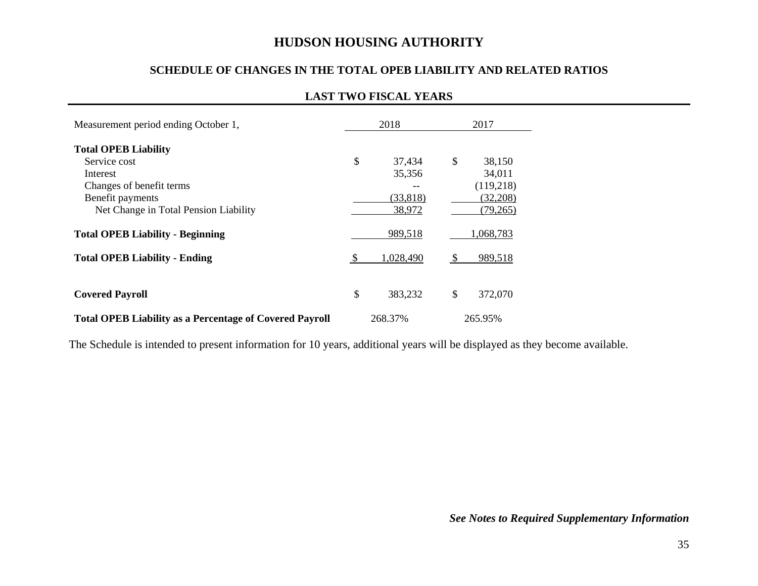# HUDSON HOUSING AUTHORITY

## SCHEDULE OF CHANGES IN THE TOTAL OPEB LIABILITY AND RELATED RATIOS

### LAST TWO FISCAL YEARS

| Measurement period ending October 1, | 2018 | 2017 |
|---|---|---|
| **Total OPEB Liability** | | |
| Service cost | $ 37,434 | $ 38,150 |
| Interest | 35,356 | 34,011 |
| Changes of benefit terms | -- | (119,218) |
| Benefit payments | (33,818) | (32,208) |
| Net Change in Total Pension Liability | 38,972 | (79,265) |
| **Total OPEB Liability - Beginning** | 989,518 | 1,068,783 |
| **Total OPEB Liability - Ending** | $ 1,028,490 | $ 989,518 |
| **Covered Payroll** | $ 383,232 | $ 372,070 |
| **Total OPEB Liability as a Percentage of Covered Payroll** | 268.37% | 265.95% |

The Schedule is intended to present information for 10 years, additional years will be displayed as they become available.

***See Notes to Required Supplementary Information***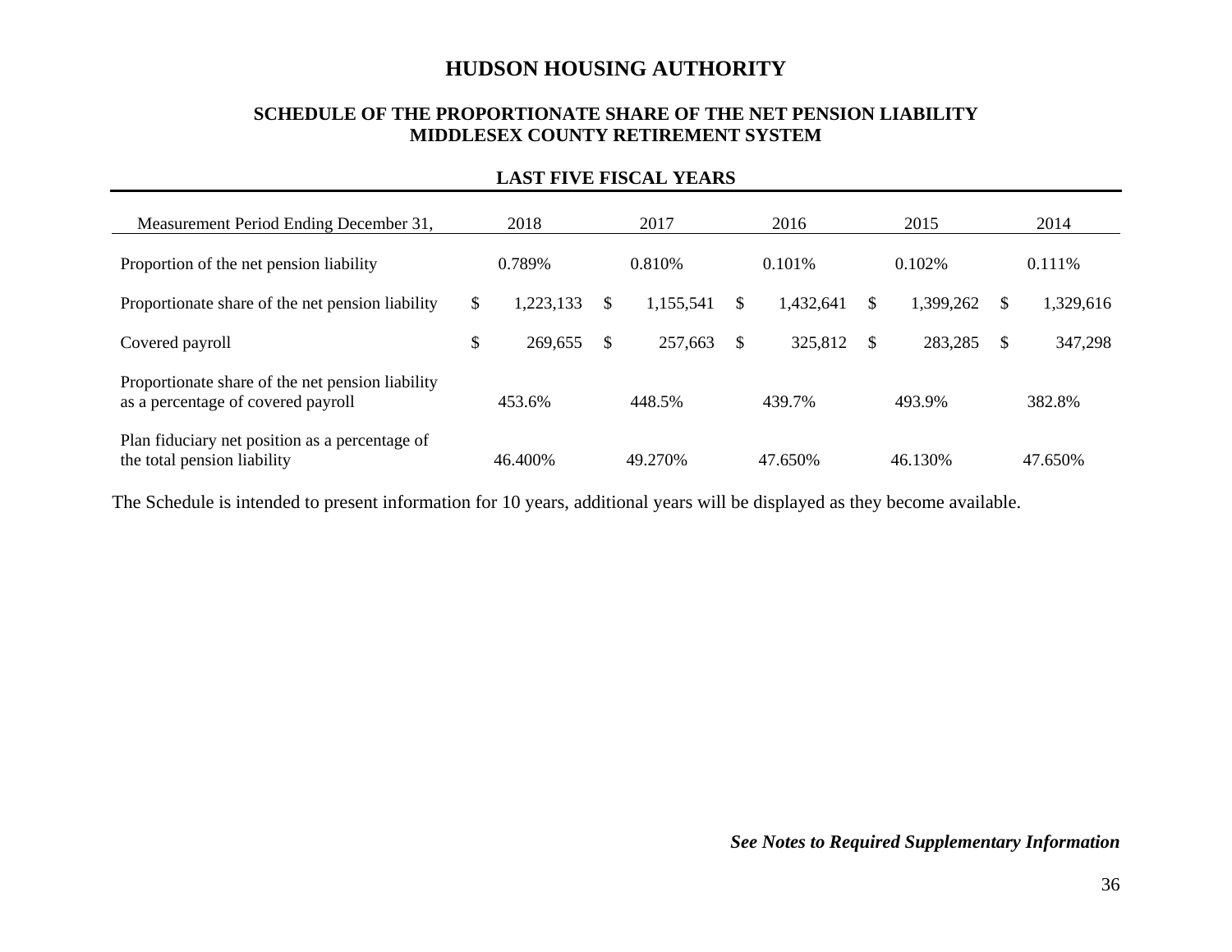# HUDSON HOUSING AUTHORITY

## SCHEDULE OF THE PROPORTIONATE SHARE OF THE NET PENSION LIABILITY MIDDLESEX COUNTY RETIREMENT SYSTEM

### LAST FIVE FISCAL YEARS

| Measurement Period Ending December 31, | 2018 | 2017 | 2016 | 2015 | 2014 |
|---|---|---|---|---|---|
| Proportion of the net pension liability | 0.789% | 0.810% | 0.101% | 0.102% | 0.111% |
| Proportionate share of the net pension liability | $ 1,223,133 | $ 1,155,541 | $ 1,432,641 | $ 1,399,262 | $ 1,329,616 |
| Covered payroll | $ 269,655 | $ 257,663 | $ 325,812 | $ 283,285 | $ 347,298 |
| Proportionate share of the net pension liability as a percentage of covered payroll | 453.6% | 448.5% | 439.7% | 493.9% | 382.8% |
| Plan fiduciary net position as a percentage of the total pension liability | 46.400% | 49.270% | 47.650% | 46.130% | 47.650% |

The Schedule is intended to present information for 10 years, additional years will be displayed as they become available.

***See Notes to Required Supplementary Information***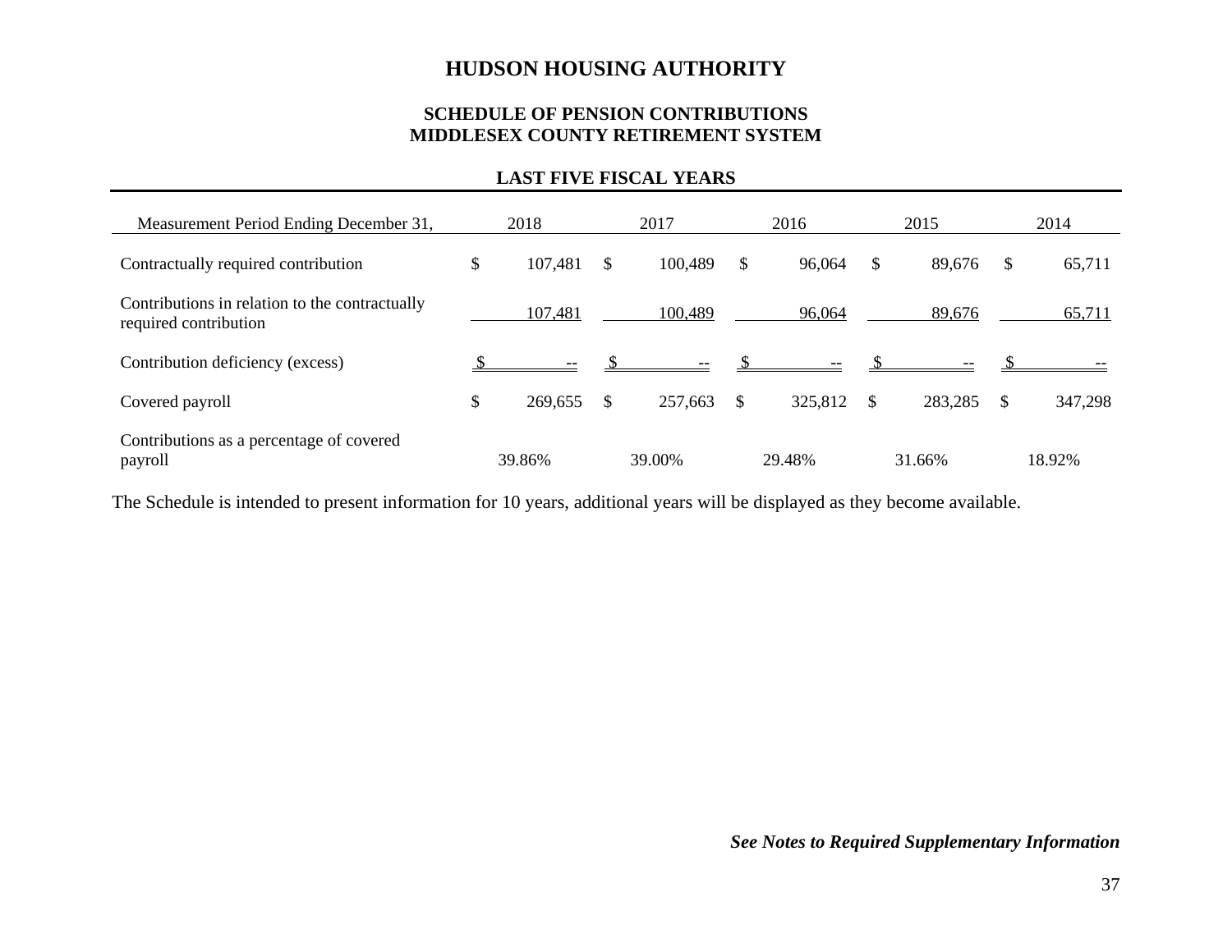# HUDSON HOUSING AUTHORITY

## SCHEDULE OF PENSION CONTRIBUTIONS
## MIDDLESEX COUNTY RETIREMENT SYSTEM

### LAST FIVE FISCAL YEARS

| Measurement Period Ending December 31, | 2018 | 2017 | 2016 | 2015 | 2014 |
|---|---|---|---|---|---|
| Contractually required contribution | $ 107,481 | $ 100,489 | $ 96,064 | $ 89,676 | $ 65,711 |
| Contributions in relation to the contractually required contribution | 107,481 | 100,489 | 96,064 | 89,676 | 65,711 |
| Contribution deficiency (excess) | $ -- | $ -- | $ -- | $ -- | $ -- |
| Covered payroll | $ 269,655 | $ 257,663 | $ 325,812 | $ 283,285 | $ 347,298 |
| Contributions as a percentage of covered payroll | 39.86% | 39.00% | 29.48% | 31.66% | 18.92% |

The Schedule is intended to present information for 10 years, additional years will be displayed as they become available.

***See Notes to Required Supplementary Information***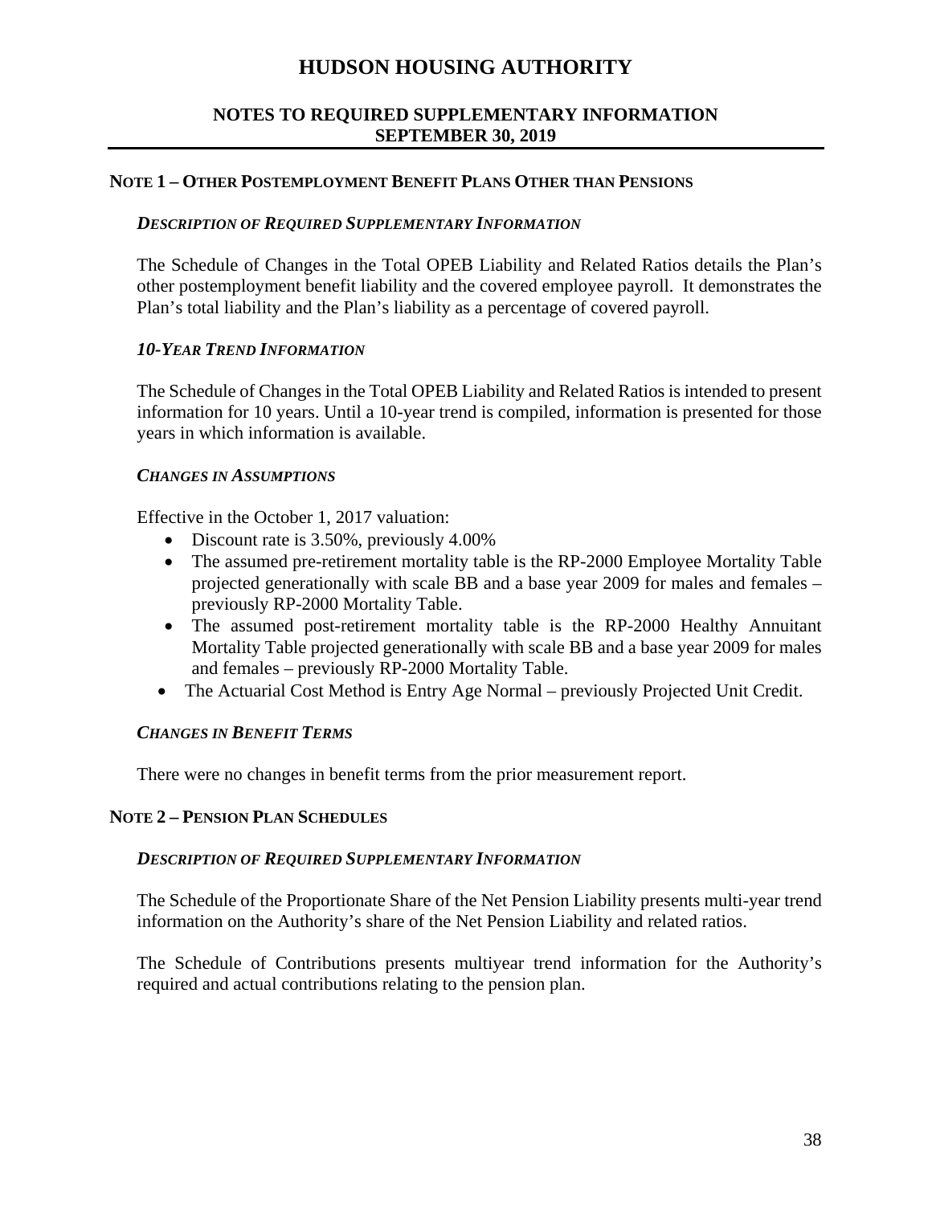# HUDSON HOUSING AUTHORITY

## NOTES TO REQUIRED SUPPLEMENTARY INFORMATION
## SEPTEMBER 30, 2019

### NOTE 1 – OTHER POSTEMPLOYMENT BENEFIT PLANS OTHER THAN PENSIONS

***DESCRIPTION OF REQUIRED SUPPLEMENTARY INFORMATION***

The Schedule of Changes in the Total OPEB Liability and Related Ratios details the Plan's other postemployment benefit liability and the covered employee payroll. It demonstrates the Plan's total liability and the Plan's liability as a percentage of covered payroll.

***10-YEAR TREND INFORMATION***

The Schedule of Changes in the Total OPEB Liability and Related Ratios is intended to present information for 10 years. Until a 10-year trend is compiled, information is presented for those years in which information is available.

***CHANGES IN ASSUMPTIONS***

Effective in the October 1, 2017 valuation:

- Discount rate is 3.50%, previously 4.00%
- The assumed pre-retirement mortality table is the RP-2000 Employee Mortality Table projected generationally with scale BB and a base year 2009 for males and females – previously RP-2000 Mortality Table.
- The assumed post-retirement mortality table is the RP-2000 Healthy Annuitant Mortality Table projected generationally with scale BB and a base year 2009 for males and females – previously RP-2000 Mortality Table.
- The Actuarial Cost Method is Entry Age Normal – previously Projected Unit Credit.

***CHANGES IN BENEFIT TERMS***

There were no changes in benefit terms from the prior measurement report.

### NOTE 2 – PENSION PLAN SCHEDULES

***DESCRIPTION OF REQUIRED SUPPLEMENTARY INFORMATION***

The Schedule of the Proportionate Share of the Net Pension Liability presents multi-year trend information on the Authority's share of the Net Pension Liability and related ratios.

The Schedule of Contributions presents multiyear trend information for the Authority's required and actual contributions relating to the pension plan.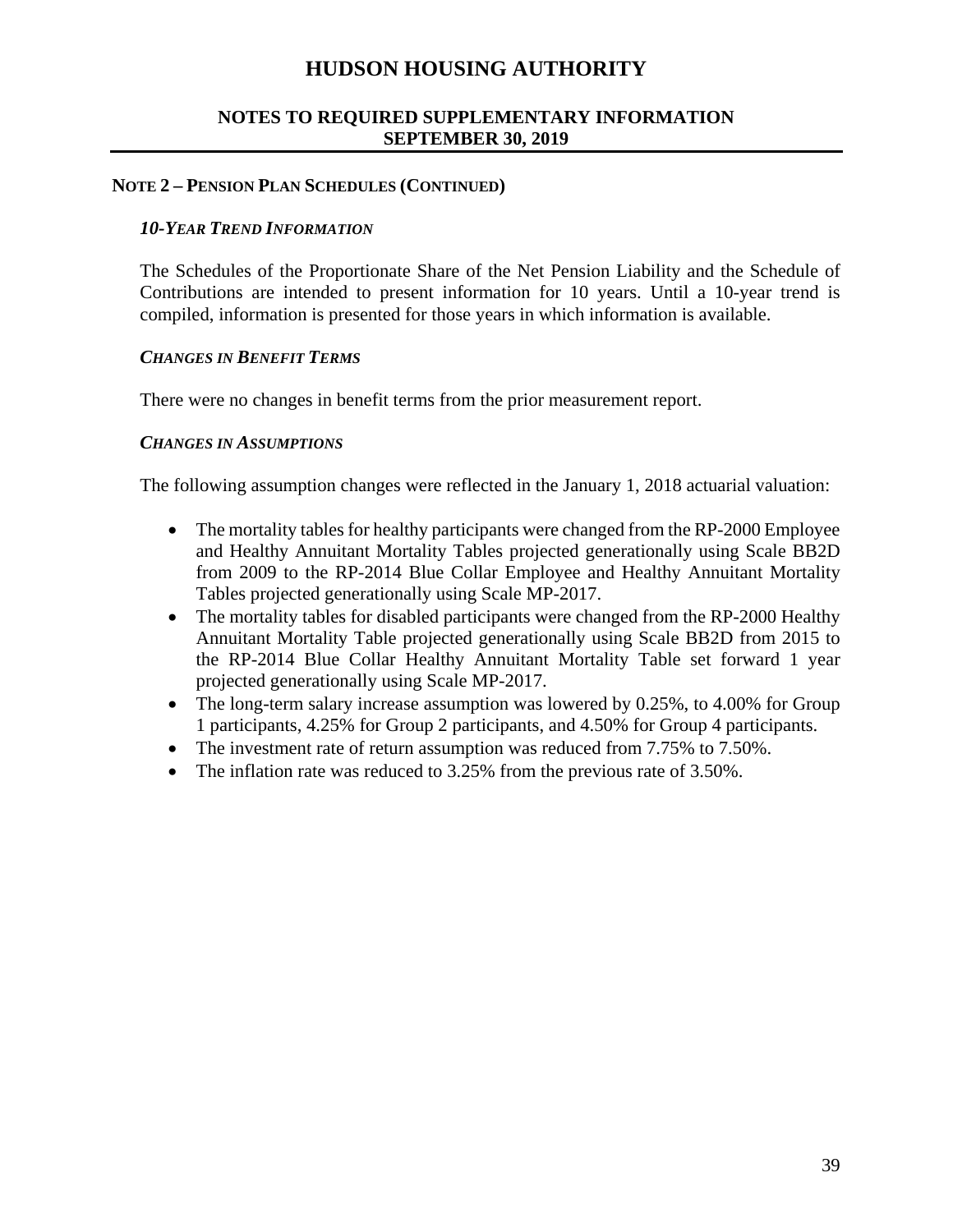# HUDSON HOUSING AUTHORITY

## NOTES TO REQUIRED SUPPLEMENTARY INFORMATION
## SEPTEMBER 30, 2019

### NOTE 2 – PENSION PLAN SCHEDULES (CONTINUED)

#### *10-YEAR TREND INFORMATION*

The Schedules of the Proportionate Share of the Net Pension Liability and the Schedule of Contributions are intended to present information for 10 years. Until a 10-year trend is compiled, information is presented for those years in which information is available.

#### *CHANGES IN BENEFIT TERMS*

There were no changes in benefit terms from the prior measurement report.

#### *CHANGES IN ASSUMPTIONS*

The following assumption changes were reflected in the January 1, 2018 actuarial valuation:

- The mortality tables for healthy participants were changed from the RP-2000 Employee and Healthy Annuitant Mortality Tables projected generationally using Scale BB2D from 2009 to the RP-2014 Blue Collar Employee and Healthy Annuitant Mortality Tables projected generationally using Scale MP-2017.
- The mortality tables for disabled participants were changed from the RP-2000 Healthy Annuitant Mortality Table projected generationally using Scale BB2D from 2015 to the RP-2014 Blue Collar Healthy Annuitant Mortality Table set forward 1 year projected generationally using Scale MP-2017.
- The long-term salary increase assumption was lowered by 0.25%, to 4.00% for Group 1 participants, 4.25% for Group 2 participants, and 4.50% for Group 4 participants.
- The investment rate of return assumption was reduced from 7.75% to 7.50%.
- The inflation rate was reduced to 3.25% from the previous rate of 3.50%.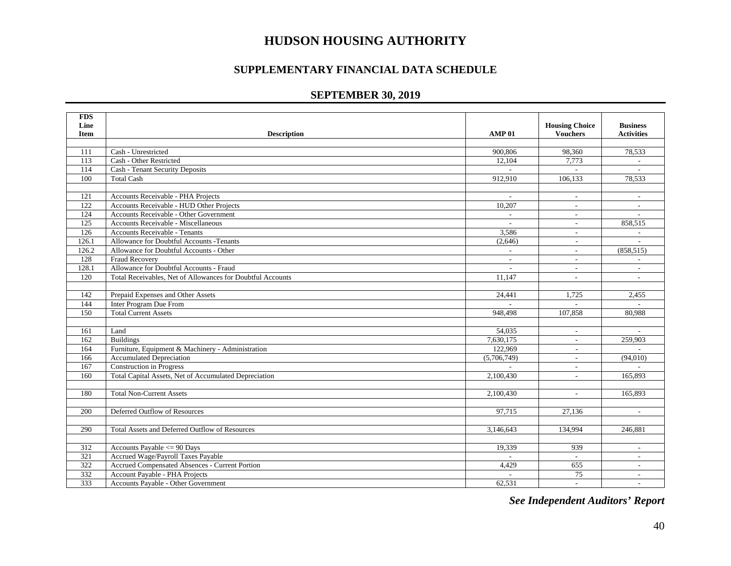# HUDSON HOUSING AUTHORITY

## SUPPLEMENTARY FINANCIAL DATA SCHEDULE

## SEPTEMBER 30, 2019

| FDS Line Item | Description | AMP 01 | Housing Choice Vouchers | Business Activities |
|---|---|---|---|---|
| | | | | |
| 111 | Cash - Unrestricted | 900,806 | 98,360 | 78,533 |
| 113 | Cash - Other Restricted | 12,104 | 7,773 | - |
| 114 | Cash - Tenant Security Deposits | - | - | - |
| 100 | Total Cash | 912,910 | 106,133 | 78,533 |
| | | | | |
| 121 | Accounts Receivable - PHA Projects | - | - | - |
| 122 | Accounts Receivable - HUD Other Projects | 10,207 | - | - |
| 124 | Accounts Receivable - Other Government | - | - | - |
| 125 | Accounts Receivable - Miscellaneous | - | - | 858,515 |
| 126 | Accounts Receivable - Tenants | 3,586 | - | - |
| 126.1 | Allowance for Doubtful Accounts -Tenants | (2,646) | - | - |
| 126.2 | Allowance for Doubtful Accounts - Other | - | - | (858,515) |
| 128 | Fraud Recovery | - | - | - |
| 128.1 | Allowance for Doubtful Accounts - Fraud | - | - | - |
| 120 | Total Receivables, Net of Allowances for Doubtful Accounts | 11,147 | - | - |
| | | | | |
| 142 | Prepaid Expenses and Other Assets | 24,441 | 1,725 | 2,455 |
| 144 | Inter Program Due From | - | - | - |
| 150 | Total Current Assets | 948,498 | 107,858 | 80,988 |
| | | | | |
| 161 | Land | 54,035 | - | - |
| 162 | Buildings | 7,630,175 | - | 259,903 |
| 164 | Furniture, Equipment & Machinery - Administration | 122,969 | - | - |
| 166 | Accumulated Depreciation | (5,706,749) | - | (94,010) |
| 167 | Construction in Progress | - | - | - |
| 160 | Total Capital Assets, Net of Accumulated Depreciation | 2,100,430 | - | 165,893 |
| | | | | |
| 180 | Total Non-Current Assets | 2,100,430 | - | 165,893 |
| | | | | |
| 200 | Deferred Outflow of Resources | 97,715 | 27,136 | - |
| | | | | |
| 290 | Total Assets and Deferred Outflow of Resources | 3,146,643 | 134,994 | 246,881 |
| | | | | |
| 312 | Accounts Payable <= 90 Days | 19,339 | 939 | - |
| 321 | Accrued Wage/Payroll Taxes Payable | - | - | - |
| 322 | Accrued Compensated Absences - Current Portion | 4,429 | 655 | - |
| 332 | Account Payable - PHA Projects | - | 75 | - |
| 333 | Accounts Payable - Other Government | 62,531 | - | - |

***See Independent Auditors' Report***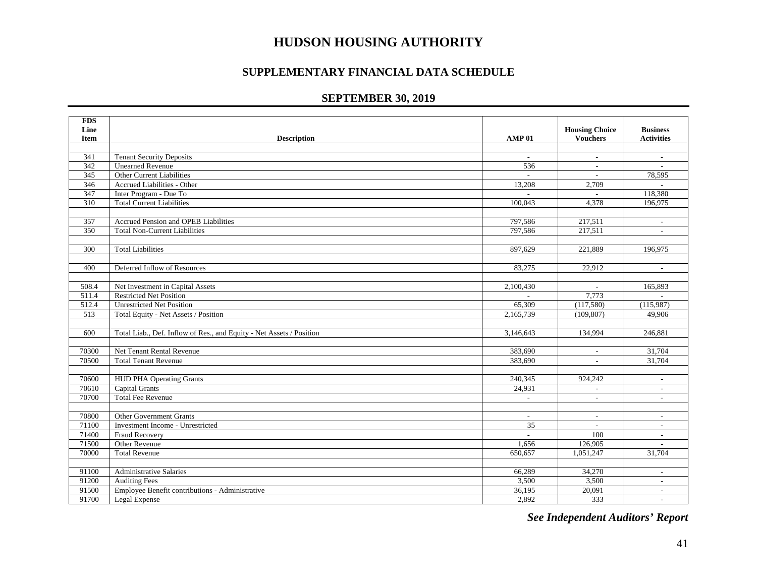# HUDSON HOUSING AUTHORITY

## SUPPLEMENTARY FINANCIAL DATA SCHEDULE

## SEPTEMBER 30, 2019

| FDS Line Item | Description | AMP 01 | Housing Choice Vouchers | Business Activities |
|---|---|---|---|---|
| | | | | |
| 341 | Tenant Security Deposits | - | - | - |
| 342 | Unearned Revenue | 536 | - | - |
| 345 | Other Current Liabilities | - | - | 78,595 |
| 346 | Accrued Liabilities - Other | 13,208 | 2,709 | - |
| 347 | Inter Program - Due To | - | - | 118,380 |
| 310 | Total Current Liabilities | 100,043 | 4,378 | 196,975 |
| | | | | |
| 357 | Accrued Pension and OPEB Liabilities | 797,586 | 217,511 | - |
| 350 | Total Non-Current Liabilities | 797,586 | 217,511 | - |
| | | | | |
| 300 | Total Liabilities | 897,629 | 221,889 | 196,975 |
| | | | | |
| 400 | Deferred Inflow of Resources | 83,275 | 22,912 | - |
| | | | | |
| 508.4 | Net Investment in Capital Assets | 2,100,430 | - | 165,893 |
| 511.4 | Restricted Net Position | - | 7,773 | - |
| 512.4 | Unrestricted Net Position | 65,309 | (117,580) | (115,987) |
| 513 | Total Equity - Net Assets / Position | 2,165,739 | (109,807) | 49,906 |
| | | | | |
| 600 | Total Liab., Def. Inflow of Res., and Equity - Net Assets / Position | 3,146,643 | 134,994 | 246,881 |
| | | | | |
| 70300 | Net Tenant Rental Revenue | 383,690 | - | 31,704 |
| 70500 | Total Tenant Revenue | 383,690 | - | 31,704 |
| | | | | |
| 70600 | HUD PHA Operating Grants | 240,345 | 924,242 | - |
| 70610 | Capital Grants | 24,931 | - | - |
| 70700 | Total Fee Revenue | - | - | - |
| | | | | |
| 70800 | Other Government Grants | - | - | - |
| 71100 | Investment Income - Unrestricted | 35 | - | - |
| 71400 | Fraud Recovery | - | 100 | - |
| 71500 | Other Revenue | 1,656 | 126,905 | - |
| 70000 | Total Revenue | 650,657 | 1,051,247 | 31,704 |
| | | | | |
| 91100 | Administrative Salaries | 66,289 | 34,270 | - |
| 91200 | Auditing Fees | 3,500 | 3,500 | - |
| 91500 | Employee Benefit contributions - Administrative | 36,195 | 20,091 | - |
| 91700 | Legal Expense | 2,892 | 333 | - |

***See Independent Auditors' Report***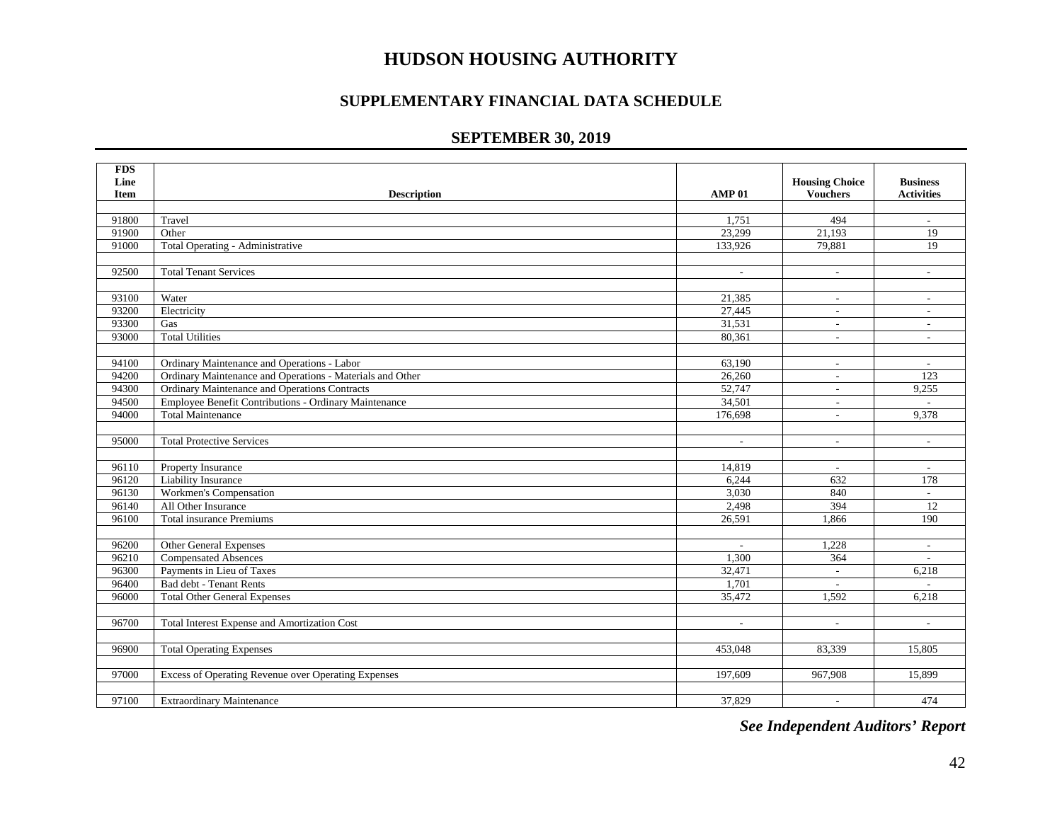# HUDSON HOUSING AUTHORITY

## SUPPLEMENTARY FINANCIAL DATA SCHEDULE

### SEPTEMBER 30, 2019

| FDS Line Item | Description | AMP 01 | Housing Choice Vouchers | Business Activities |
|---|---|---|---|---|
| | | | | |
| 91800 | Travel | 1,751 | 494 | - |
| 91900 | Other | 23,299 | 21,193 | 19 |
| 91000 | Total Operating - Administrative | 133,926 | 79,881 | 19 |
| | | | | |
| 92500 | Total Tenant Services | - | - | - |
| | | | | |
| 93100 | Water | 21,385 | - | - |
| 93200 | Electricity | 27,445 | - | - |
| 93300 | Gas | 31,531 | - | - |
| 93000 | Total Utilities | 80,361 | - | - |
| | | | | |
| 94100 | Ordinary Maintenance and Operations - Labor | 63,190 | - | - |
| 94200 | Ordinary Maintenance and Operations - Materials and Other | 26,260 | - | 123 |
| 94300 | Ordinary Maintenance and Operations Contracts | 52,747 | - | 9,255 |
| 94500 | Employee Benefit Contributions - Ordinary Maintenance | 34,501 | - | - |
| 94000 | Total Maintenance | 176,698 | - | 9,378 |
| | | | | |
| 95000 | Total Protective Services | - | - | - |
| | | | | |
| 96110 | Property Insurance | 14,819 | - | - |
| 96120 | Liability Insurance | 6,244 | 632 | 178 |
| 96130 | Workmen's Compensation | 3,030 | 840 | - |
| 96140 | All Other Insurance | 2,498 | 394 | 12 |
| 96100 | Total insurance Premiums | 26,591 | 1,866 | 190 |
| | | | | |
| 96200 | Other General Expenses | - | 1,228 | - |
| 96210 | Compensated Absences | 1,300 | 364 | - |
| 96300 | Payments in Lieu of Taxes | 32,471 | - | 6,218 |
| 96400 | Bad debt - Tenant Rents | 1,701 | - | - |
| 96000 | Total Other General Expenses | 35,472 | 1,592 | 6,218 |
| | | | | |
| 96700 | Total Interest Expense and Amortization Cost | - | - | - |
| | | | | |
| 96900 | Total Operating Expenses | 453,048 | 83,339 | 15,805 |
| | | | | |
| 97000 | Excess of Operating Revenue over Operating Expenses | 197,609 | 967,908 | 15,899 |
| | | | | |
| 97100 | Extraordinary Maintenance | 37,829 | - | 474 |

***See Independent Auditors' Report***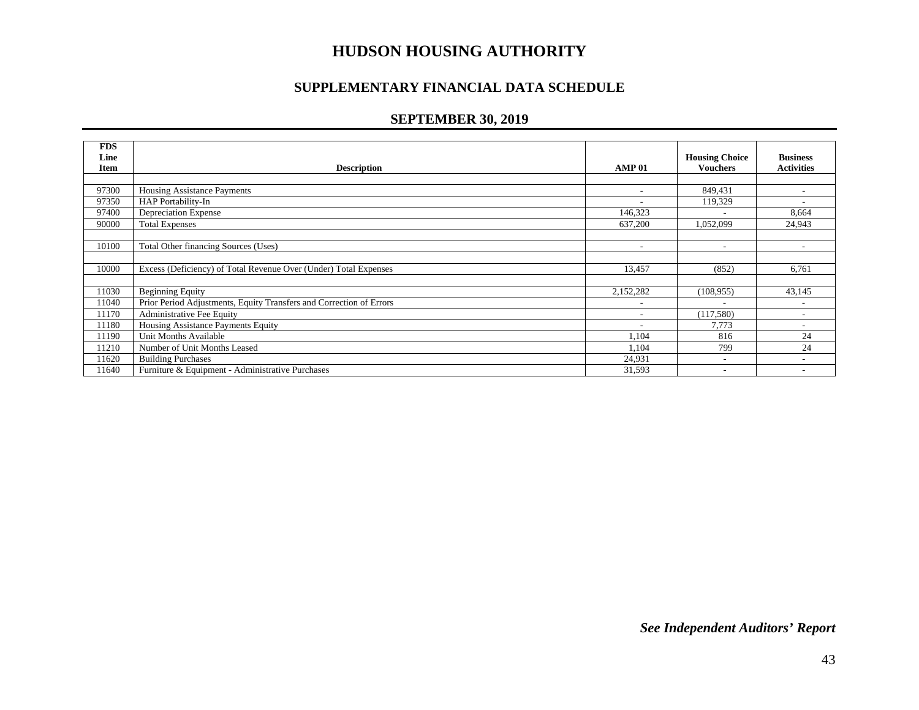# HUDSON HOUSING AUTHORITY

## SUPPLEMENTARY FINANCIAL DATA SCHEDULE

### SEPTEMBER 30, 2019

| FDS Line Item | Description | AMP 01 | Housing Choice Vouchers | Business Activities |
|---|---|---|---|---|
| | | | | |
| 97300 | Housing Assistance Payments | - | 849,431 | - |
| 97350 | HAP Portability-In | - | 119,329 | - |
| 97400 | Depreciation Expense | 146,323 | - | 8,664 |
| 90000 | Total Expenses | 637,200 | 1,052,099 | 24,943 |
| | | | | |
| 10100 | Total Other financing Sources (Uses) | - | - | - |
| | | | | |
| 10000 | Excess (Deficiency) of Total Revenue Over (Under) Total Expenses | 13,457 | (852) | 6,761 |
| | | | | |
| 11030 | Beginning Equity | 2,152,282 | (108,955) | 43,145 |
| 11040 | Prior Period Adjustments, Equity Transfers and Correction of Errors | - | - | - |
| 11170 | Administrative Fee Equity | - | (117,580) | - |
| 11180 | Housing Assistance Payments Equity | - | 7,773 | - |
| 11190 | Unit Months Available | 1,104 | 816 | 24 |
| 11210 | Number of Unit Months Leased | 1,104 | 799 | 24 |
| 11620 | Building Purchases | 24,931 | - | - |
| 11640 | Furniture & Equipment - Administrative Purchases | 31,593 | - | - |

*See Independent Auditors' Report*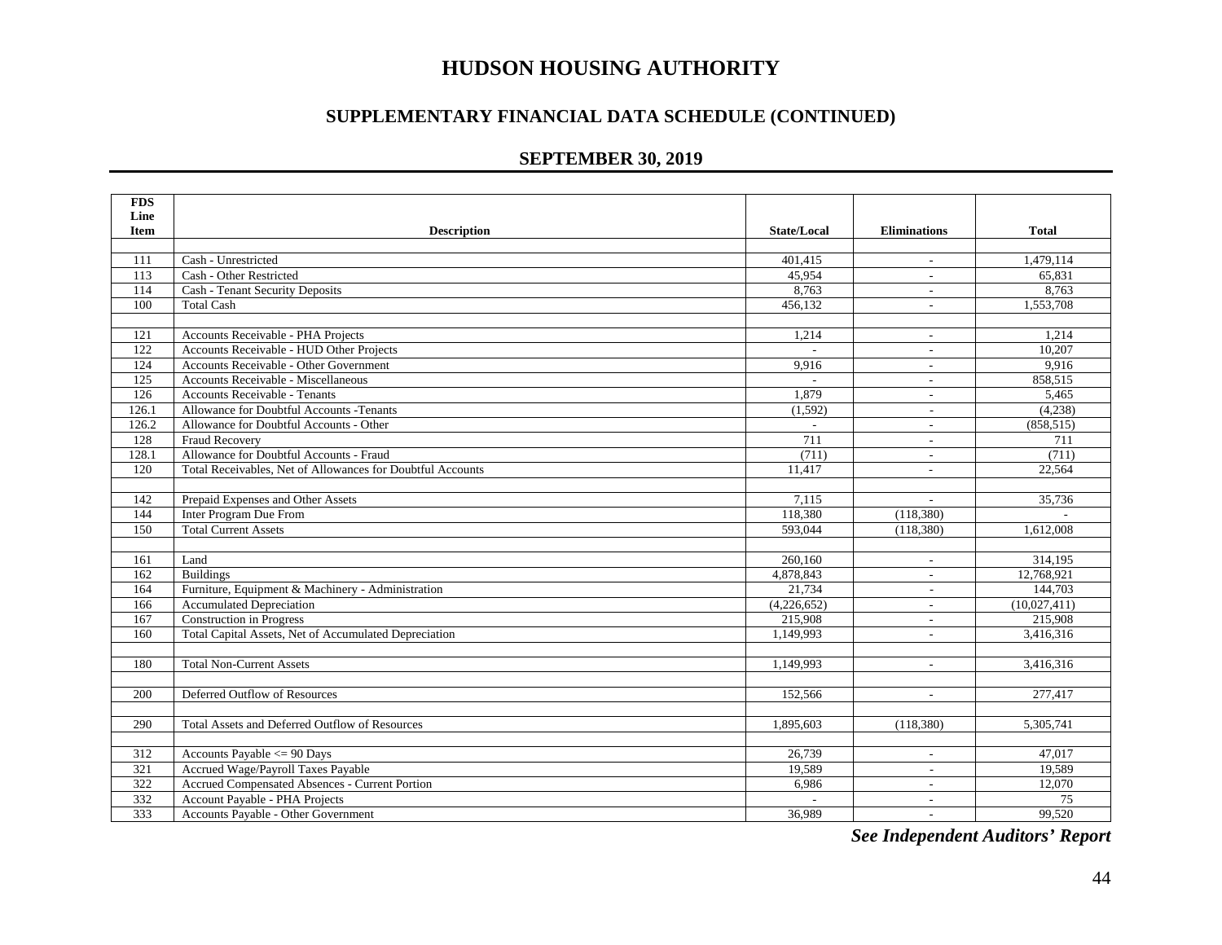# HUDSON HOUSING AUTHORITY

## SUPPLEMENTARY FINANCIAL DATA SCHEDULE (CONTINUED)

### SEPTEMBER 30, 2019

| FDS Line Item | Description | State/Local | Eliminations | Total |
|---|---|---|---|---|
| | | | | |
| 111 | Cash - Unrestricted | 401,415 | - | 1,479,114 |
| 113 | Cash - Other Restricted | 45,954 | - | 65,831 |
| 114 | Cash - Tenant Security Deposits | 8,763 | - | 8,763 |
| 100 | Total Cash | 456,132 | - | 1,553,708 |
| | | | | |
| 121 | Accounts Receivable - PHA Projects | 1,214 | - | 1,214 |
| 122 | Accounts Receivable - HUD Other Projects | - | - | 10,207 |
| 124 | Accounts Receivable - Other Government | 9,916 | - | 9,916 |
| 125 | Accounts Receivable - Miscellaneous | - | - | 858,515 |
| 126 | Accounts Receivable - Tenants | 1,879 | - | 5,465 |
| 126.1 | Allowance for Doubtful Accounts -Tenants | (1,592) | - | (4,238) |
| 126.2 | Allowance for Doubtful Accounts - Other | - | - | (858,515) |
| 128 | Fraud Recovery | 711 | - | 711 |
| 128.1 | Allowance for Doubtful Accounts - Fraud | (711) | - | (711) |
| 120 | Total Receivables, Net of Allowances for Doubtful Accounts | 11,417 | - | 22,564 |
| | | | | |
| 142 | Prepaid Expenses and Other Assets | 7,115 | - | 35,736 |
| 144 | Inter Program Due From | 118,380 | (118,380) | - |
| 150 | Total Current Assets | 593,044 | (118,380) | 1,612,008 |
| | | | | |
| 161 | Land | 260,160 | - | 314,195 |
| 162 | Buildings | 4,878,843 | - | 12,768,921 |
| 164 | Furniture, Equipment & Machinery - Administration | 21,734 | - | 144,703 |
| 166 | Accumulated Depreciation | (4,226,652) | - | (10,027,411) |
| 167 | Construction in Progress | 215,908 | - | 215,908 |
| 160 | Total Capital Assets, Net of Accumulated Depreciation | 1,149,993 | - | 3,416,316 |
| | | | | |
| 180 | Total Non-Current Assets | 1,149,993 | - | 3,416,316 |
| | | | | |
| 200 | Deferred Outflow of Resources | 152,566 | - | 277,417 |
| | | | | |
| 290 | Total Assets and Deferred Outflow of Resources | 1,895,603 | (118,380) | 5,305,741 |
| | | | | |
| 312 | Accounts Payable <= 90 Days | 26,739 | - | 47,017 |
| 321 | Accrued Wage/Payroll Taxes Payable | 19,589 | - | 19,589 |
| 322 | Accrued Compensated Absences - Current Portion | 6,986 | - | 12,070 |
| 332 | Account Payable - PHA Projects | - | - | 75 |
| 333 | Accounts Payable - Other Government | 36,989 | - | 99,520 |

***See Independent Auditors' Report***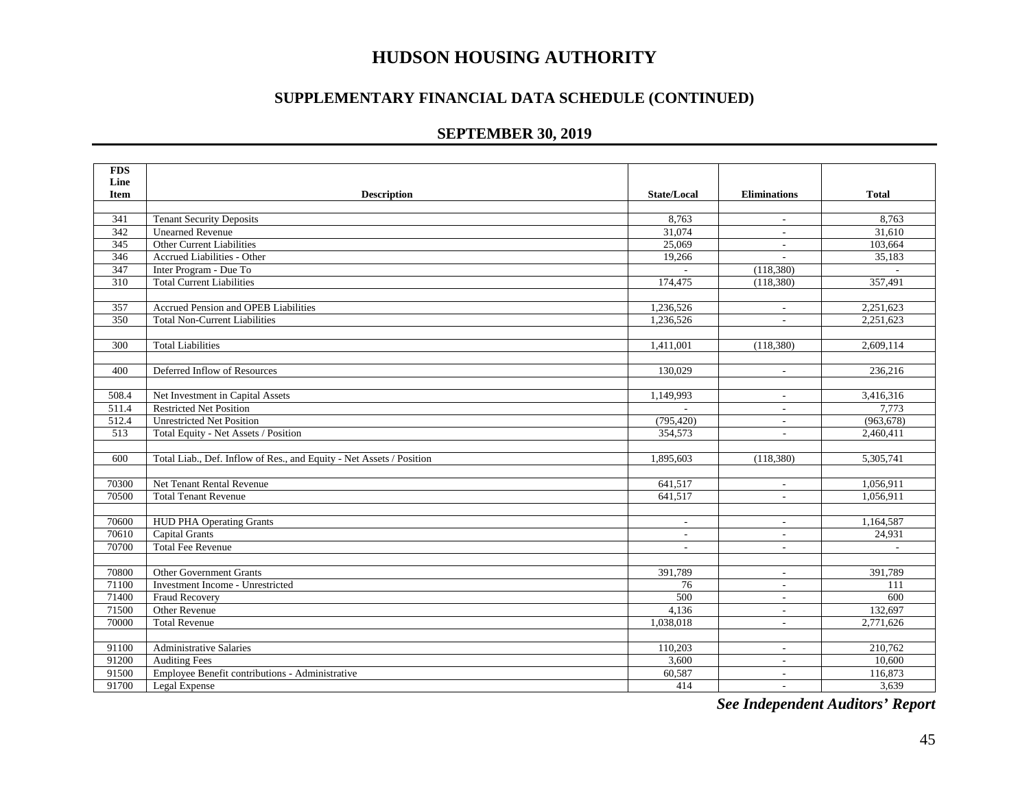# HUDSON HOUSING AUTHORITY

## SUPPLEMENTARY FINANCIAL DATA SCHEDULE (CONTINUED)

### SEPTEMBER 30, 2019

| FDS Line Item | Description | State/Local | Eliminations | Total |
|---|---|---|---|---|
| | | | | |
| 341 | Tenant Security Deposits | 8,763 | - | 8,763 |
| 342 | Unearned Revenue | 31,074 | - | 31,610 |
| 345 | Other Current Liabilities | 25,069 | - | 103,664 |
| 346 | Accrued Liabilities - Other | 19,266 | - | 35,183 |
| 347 | Inter Program - Due To | - | (118,380) | - |
| 310 | Total Current Liabilities | 174,475 | (118,380) | 357,491 |
| | | | | |
| 357 | Accrued Pension and OPEB Liabilities | 1,236,526 | - | 2,251,623 |
| 350 | Total Non-Current Liabilities | 1,236,526 | - | 2,251,623 |
| | | | | |
| 300 | Total Liabilities | 1,411,001 | (118,380) | 2,609,114 |
| | | | | |
| 400 | Deferred Inflow of Resources | 130,029 | - | 236,216 |
| | | | | |
| 508.4 | Net Investment in Capital Assets | 1,149,993 | - | 3,416,316 |
| 511.4 | Restricted Net Position | - | - | 7,773 |
| 512.4 | Unrestricted Net Position | (795,420) | - | (963,678) |
| 513 | Total Equity - Net Assets / Position | 354,573 | - | 2,460,411 |
| | | | | |
| 600 | Total Liab., Def. Inflow of Res., and Equity - Net Assets / Position | 1,895,603 | (118,380) | 5,305,741 |
| | | | | |
| 70300 | Net Tenant Rental Revenue | 641,517 | - | 1,056,911 |
| 70500 | Total Tenant Revenue | 641,517 | - | 1,056,911 |
| | | | | |
| 70600 | HUD PHA Operating Grants | - | - | 1,164,587 |
| 70610 | Capital Grants | - | - | 24,931 |
| 70700 | Total Fee Revenue | - | - | - |
| | | | | |
| 70800 | Other Government Grants | 391,789 | - | 391,789 |
| 71100 | Investment Income - Unrestricted | 76 | - | 111 |
| 71400 | Fraud Recovery | 500 | - | 600 |
| 71500 | Other Revenue | 4,136 | - | 132,697 |
| 70000 | Total Revenue | 1,038,018 | - | 2,771,626 |
| | | | | |
| 91100 | Administrative Salaries | 110,203 | - | 210,762 |
| 91200 | Auditing Fees | 3,600 | - | 10,600 |
| 91500 | Employee Benefit contributions - Administrative | 60,587 | - | 116,873 |
| 91700 | Legal Expense | 414 | - | 3,639 |

***See Independent Auditors' Report***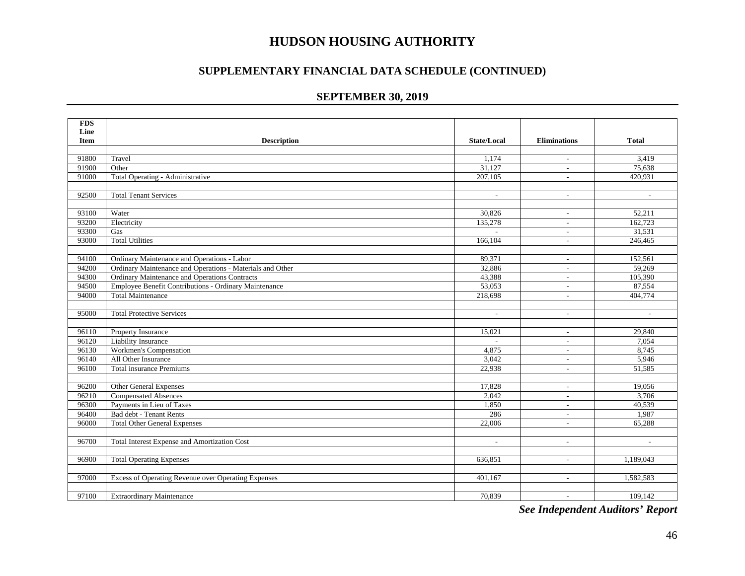# HUDSON HOUSING AUTHORITY

## SUPPLEMENTARY FINANCIAL DATA SCHEDULE (CONTINUED)

## SEPTEMBER 30, 2019

| FDS Line Item | Description | State/Local | Eliminations | Total |
|---|---|---|---|---|
| | | | | |
| 91800 | Travel | 1,174 | - | 3,419 |
| 91900 | Other | 31,127 | - | 75,638 |
| 91000 | Total Operating - Administrative | 207,105 | - | 420,931 |
| | | | | |
| 92500 | Total Tenant Services | - | - | - |
| | | | | |
| 93100 | Water | 30,826 | - | 52,211 |
| 93200 | Electricity | 135,278 | - | 162,723 |
| 93300 | Gas | - | - | 31,531 |
| 93000 | Total Utilities | 166,104 | - | 246,465 |
| | | | | |
| 94100 | Ordinary Maintenance and Operations - Labor | 89,371 | - | 152,561 |
| 94200 | Ordinary Maintenance and Operations - Materials and Other | 32,886 | - | 59,269 |
| 94300 | Ordinary Maintenance and Operations Contracts | 43,388 | - | 105,390 |
| 94500 | Employee Benefit Contributions - Ordinary Maintenance | 53,053 | - | 87,554 |
| 94000 | Total Maintenance | 218,698 | - | 404,774 |
| | | | | |
| 95000 | Total Protective Services | - | - | - |
| | | | | |
| 96110 | Property Insurance | 15,021 | - | 29,840 |
| 96120 | Liability Insurance | - | - | 7,054 |
| 96130 | Workmen's Compensation | 4,875 | - | 8,745 |
| 96140 | All Other Insurance | 3,042 | - | 5,946 |
| 96100 | Total insurance Premiums | 22,938 | - | 51,585 |
| | | | | |
| 96200 | Other General Expenses | 17,828 | - | 19,056 |
| 96210 | Compensated Absences | 2,042 | - | 3,706 |
| 96300 | Payments in Lieu of Taxes | 1,850 | - | 40,539 |
| 96400 | Bad debt - Tenant Rents | 286 | - | 1,987 |
| 96000 | Total Other General Expenses | 22,006 | - | 65,288 |
| | | | | |
| 96700 | Total Interest Expense and Amortization Cost | - | - | - |
| | | | | |
| 96900 | Total Operating Expenses | 636,851 | - | 1,189,043 |
| | | | | |
| 97000 | Excess of Operating Revenue over Operating Expenses | 401,167 | - | 1,582,583 |
| | | | | |
| 97100 | Extraordinary Maintenance | 70,839 | - | 109,142 |

***See Independent Auditors' Report***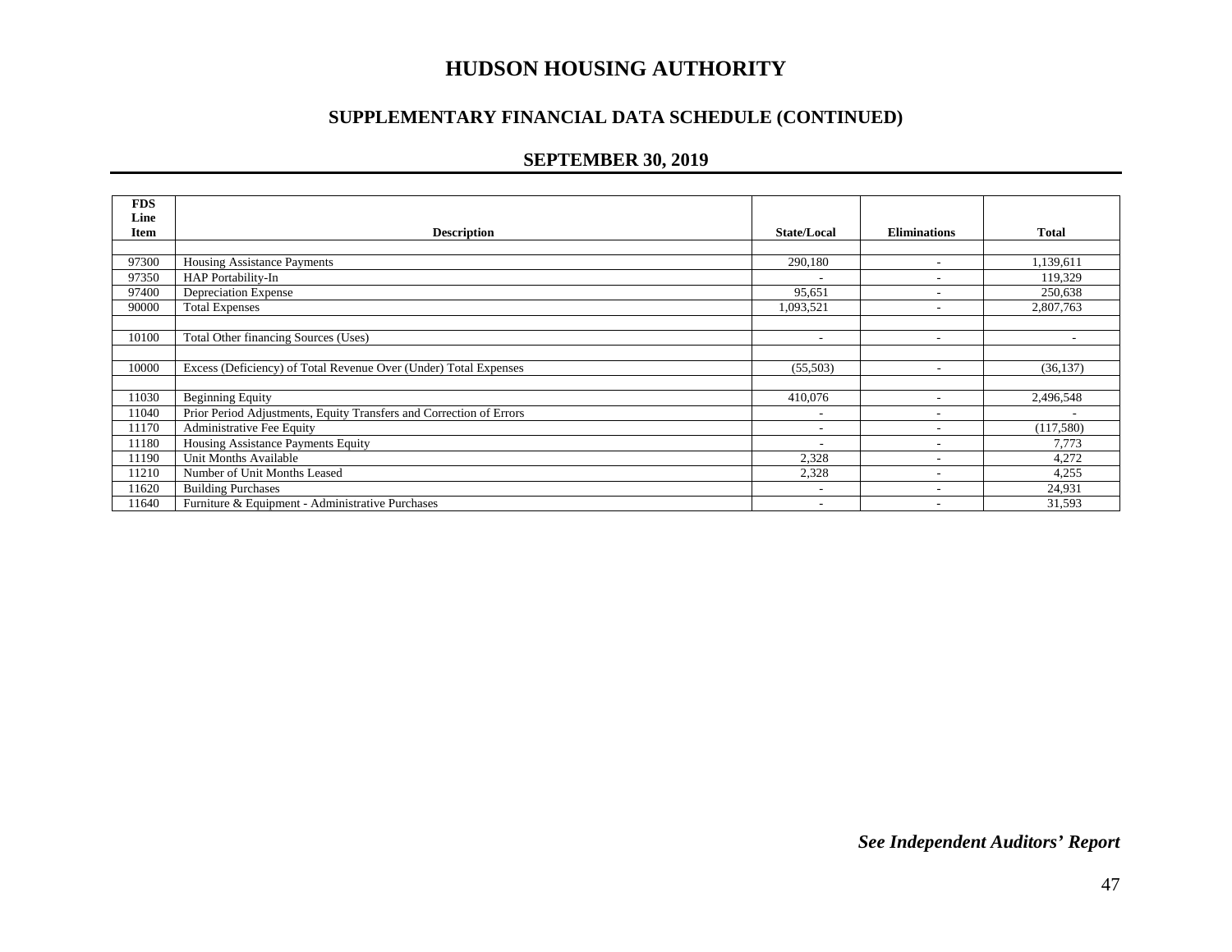# HUDSON HOUSING AUTHORITY

## SUPPLEMENTARY FINANCIAL DATA SCHEDULE (CONTINUED)

### SEPTEMBER 30, 2019

| FDS Line Item | Description | State/Local | Eliminations | Total |
|---|---|---|---|---|
| | | | | |
| 97300 | Housing Assistance Payments | 290,180 | - | 1,139,611 |
| 97350 | HAP Portability-In | - | - | 119,329 |
| 97400 | Depreciation Expense | 95,651 | - | 250,638 |
| 90000 | Total Expenses | 1,093,521 | - | 2,807,763 |
| | | | | |
| 10100 | Total Other financing Sources (Uses) | - | - | - |
| | | | | |
| 10000 | Excess (Deficiency) of Total Revenue Over (Under) Total Expenses | (55,503) | - | (36,137) |
| | | | | |
| 11030 | Beginning Equity | 410,076 | - | 2,496,548 |
| 11040 | Prior Period Adjustments, Equity Transfers and Correction of Errors | - | - | - |
| 11170 | Administrative Fee Equity | - | - | (117,580) |
| 11180 | Housing Assistance Payments Equity | - | - | 7,773 |
| 11190 | Unit Months Available | 2,328 | - | 4,272 |
| 11210 | Number of Unit Months Leased | 2,328 | - | 4,255 |
| 11620 | Building Purchases | - | - | 24,931 |
| 11640 | Furniture & Equipment - Administrative Purchases | - | - | 31,593 |

*See Independent Auditors' Report*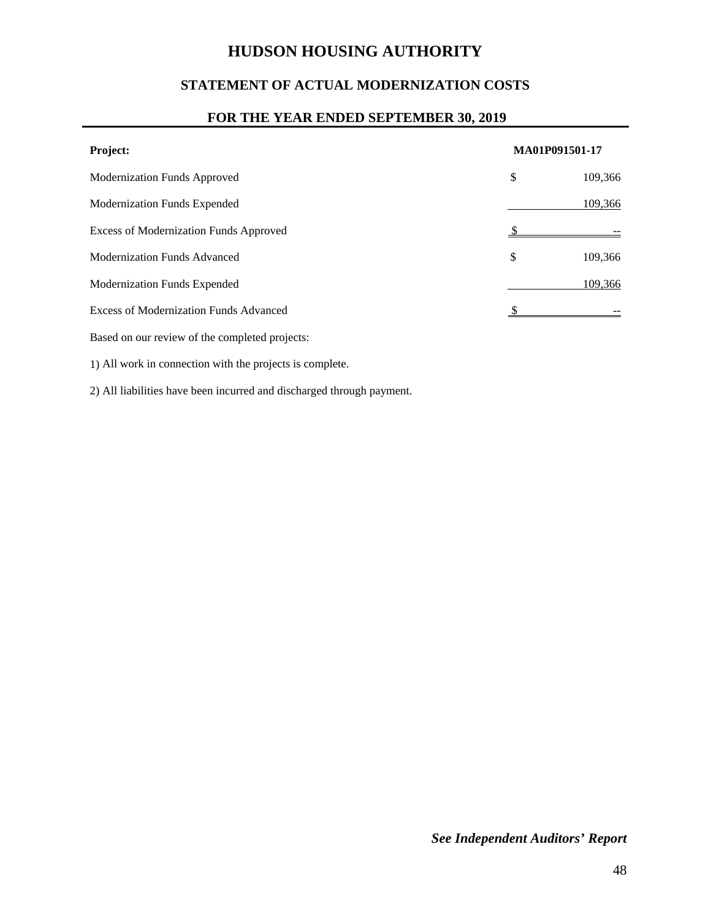# HUDSON HOUSING AUTHORITY

## STATEMENT OF ACTUAL MODERNIZATION COSTS

## FOR THE YEAR ENDED SEPTEMBER 30, 2019

| **Project:** | | **MA01P091501-17** |
|---|---|---|
| Modernization Funds Approved | $ | 109,366 |
| Modernization Funds Expended | | 109,366 |
| Excess of Modernization Funds Approved | $ | -- |
| Modernization Funds Advanced | $ | 109,366 |
| Modernization Funds Expended | | 109,366 |
| Excess of Modernization Funds Advanced | $ | -- |

Based on our review of the completed projects:

1) All work in connection with the projects is complete.

2) All liabilities have been incurred and discharged through payment.

***See Independent Auditors' Report***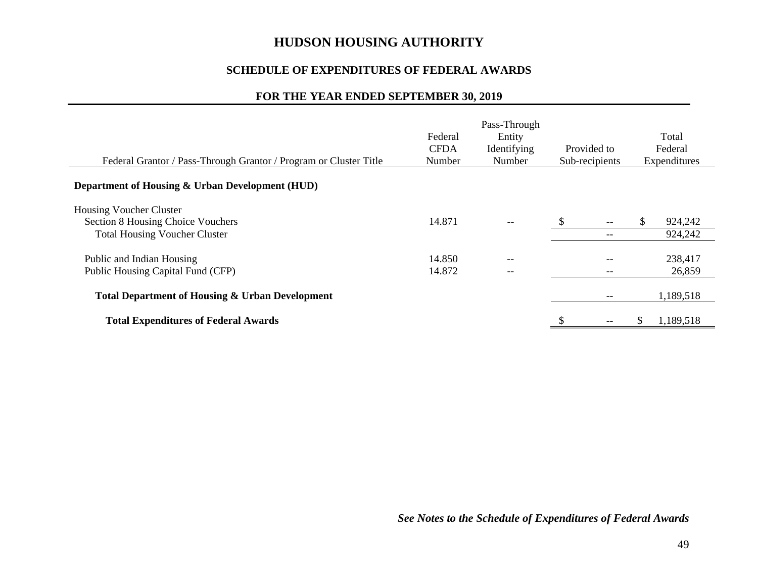# HUDSON HOUSING AUTHORITY

## SCHEDULE OF EXPENDITURES OF FEDERAL AWARDS

### FOR THE YEAR ENDED SEPTEMBER 30, 2019

| Federal Grantor / Pass-Through Grantor / Program or Cluster Title | Federal CFDA Number | Pass-Through Entity Identifying Number | Provided to Sub-recipients | Total Federal Expenditures |
|---|---|---|---|---|
| **Department of Housing & Urban Development (HUD)** | | | | |
| Housing Voucher Cluster | | | | |
| Section 8 Housing Choice Vouchers | 14.871 | -- | $ -- | $ 924,242 |
| Total Housing Voucher Cluster | | | -- | 924,242 |
| Public and Indian Housing | 14.850 | -- | -- | 238,417 |
| Public Housing Capital Fund (CFP) | 14.872 | -- | -- | 26,859 |
| **Total Department of Housing & Urban Development** | | | -- | 1,189,518 |
| **Total Expenditures of Federal Awards** | | | $ -- | $ 1,189,518 |

***See Notes to the Schedule of Expenditures of Federal Awards***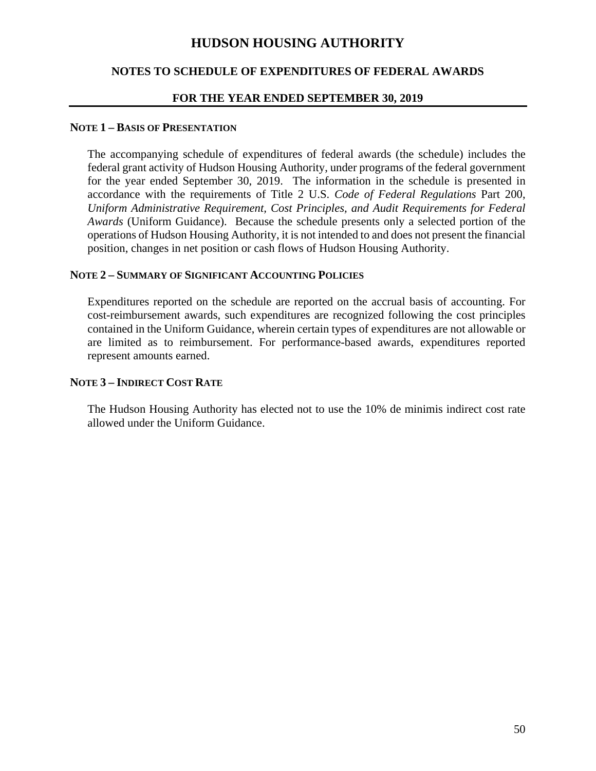# HUDSON HOUSING AUTHORITY

## NOTES TO SCHEDULE OF EXPENDITURES OF FEDERAL AWARDS

## FOR THE YEAR ENDED SEPTEMBER 30, 2019

### NOTE 1 – BASIS OF PRESENTATION

The accompanying schedule of expenditures of federal awards (the schedule) includes the federal grant activity of Hudson Housing Authority, under programs of the federal government for the year ended September 30, 2019. The information in the schedule is presented in accordance with the requirements of Title 2 U.S. *Code of Federal Regulations* Part 200, *Uniform Administrative Requirement, Cost Principles, and Audit Requirements for Federal Awards* (Uniform Guidance). Because the schedule presents only a selected portion of the operations of Hudson Housing Authority, it is not intended to and does not present the financial position, changes in net position or cash flows of Hudson Housing Authority.

### NOTE 2 – SUMMARY OF SIGNIFICANT ACCOUNTING POLICIES

Expenditures reported on the schedule are reported on the accrual basis of accounting. For cost-reimbursement awards, such expenditures are recognized following the cost principles contained in the Uniform Guidance, wherein certain types of expenditures are not allowable or are limited as to reimbursement. For performance-based awards, expenditures reported represent amounts earned.

### NOTE 3 – INDIRECT COST RATE

The Hudson Housing Authority has elected not to use the 10% de minimis indirect cost rate allowed under the Uniform Guidance.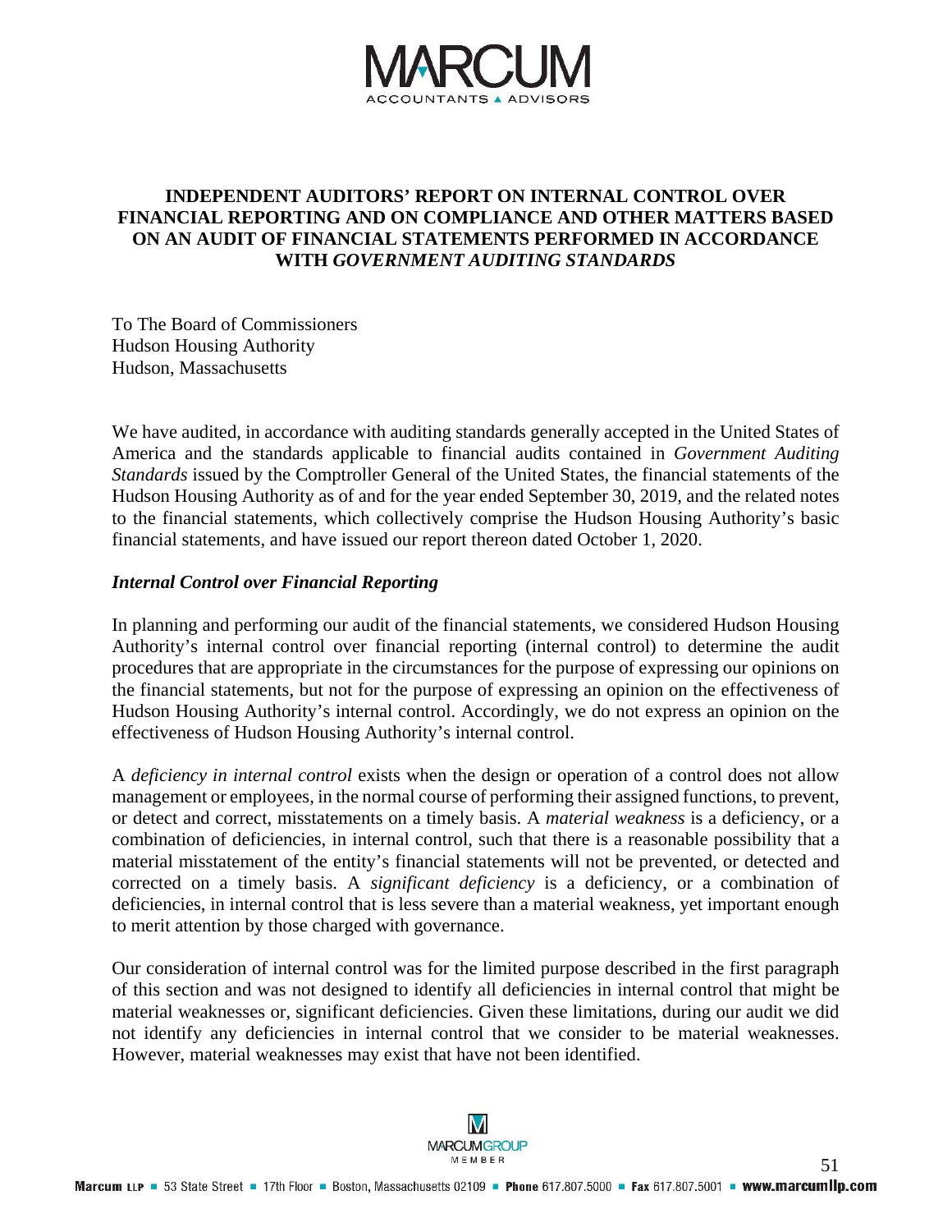# INDEPENDENT AUDITORS' REPORT ON INTERNAL CONTROL OVER FINANCIAL REPORTING AND ON COMPLIANCE AND OTHER MATTERS BASED ON AN AUDIT OF FINANCIAL STATEMENTS PERFORMED IN ACCORDANCE WITH *GOVERNMENT AUDITING STANDARDS*

To The Board of Commissioners
Hudson Housing Authority
Hudson, Massachusetts

We have audited, in accordance with auditing standards generally accepted in the United States of America and the standards applicable to financial audits contained in *Government Auditing Standards* issued by the Comptroller General of the United States, the financial statements of the Hudson Housing Authority as of and for the year ended September 30, 2019, and the related notes to the financial statements, which collectively comprise the Hudson Housing Authority's basic financial statements, and have issued our report thereon dated October 1, 2020.

### *Internal Control over Financial Reporting*

In planning and performing our audit of the financial statements, we considered Hudson Housing Authority's internal control over financial reporting (internal control) to determine the audit procedures that are appropriate in the circumstances for the purpose of expressing our opinions on the financial statements, but not for the purpose of expressing an opinion on the effectiveness of Hudson Housing Authority's internal control. Accordingly, we do not express an opinion on the effectiveness of Hudson Housing Authority's internal control.

A *deficiency in internal control* exists when the design or operation of a control does not allow management or employees, in the normal course of performing their assigned functions, to prevent, or detect and correct, misstatements on a timely basis. A *material weakness* is a deficiency, or a combination of deficiencies, in internal control, such that there is a reasonable possibility that a material misstatement of the entity's financial statements will not be prevented, or detected and corrected on a timely basis. A *significant deficiency* is a deficiency, or a combination of deficiencies, in internal control that is less severe than a material weakness, yet important enough to merit attention by those charged with governance.

Our consideration of internal control was for the limited purpose described in the first paragraph of this section and was not designed to identify all deficiencies in internal control that might be material weaknesses or, significant deficiencies. Given these limitations, during our audit we did not identify any deficiencies in internal control that we consider to be material weaknesses. However, material weaknesses may exist that have not been identified.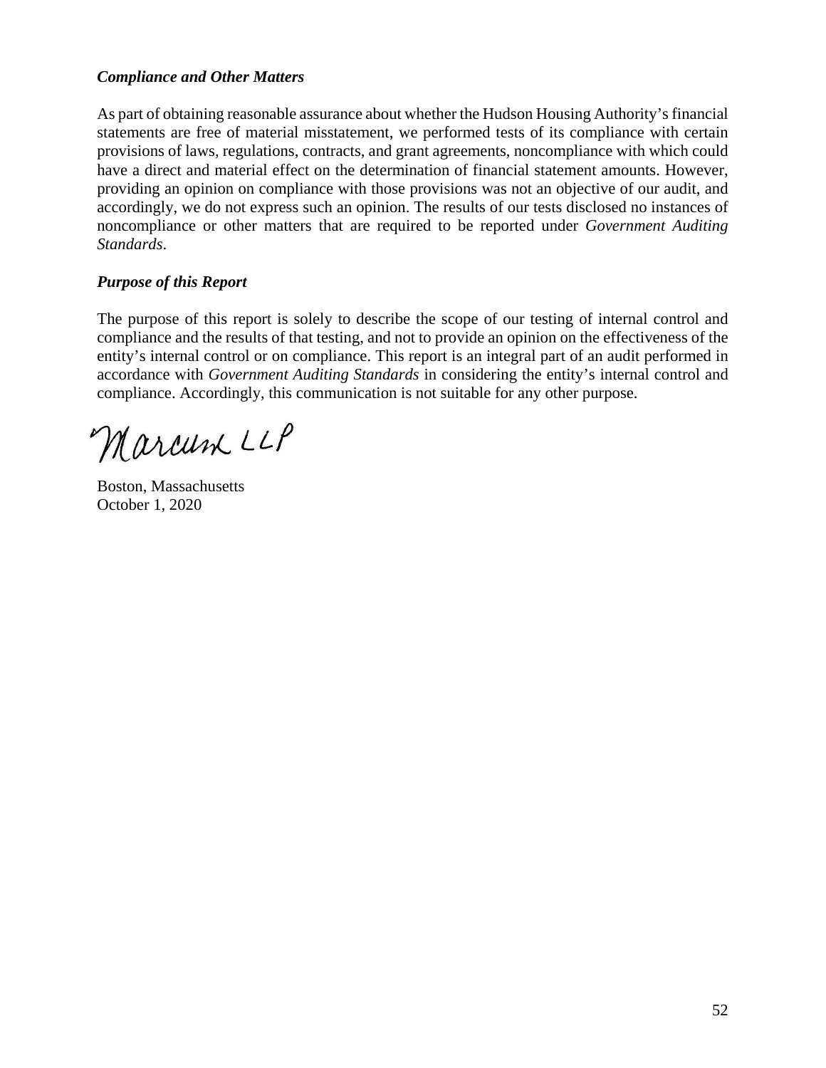***Compliance and Other Matters***

As part of obtaining reasonable assurance about whether the Hudson Housing Authority's financial statements are free of material misstatement, we performed tests of its compliance with certain provisions of laws, regulations, contracts, and grant agreements, noncompliance with which could have a direct and material effect on the determination of financial statement amounts. However, providing an opinion on compliance with those provisions was not an objective of our audit, and accordingly, we do not express such an opinion. The results of our tests disclosed no instances of noncompliance or other matters that are required to be reported under *Government Auditing Standards*.

***Purpose of this Report***

The purpose of this report is solely to describe the scope of our testing of internal control and compliance and the results of that testing, and not to provide an opinion on the effectiveness of the entity's internal control or on compliance. This report is an integral part of an audit performed in accordance with *Government Auditing Standards* in considering the entity's internal control and compliance. Accordingly, this communication is not suitable for any other purpose.

Marcum LLP

Boston, Massachusetts
October 1, 2020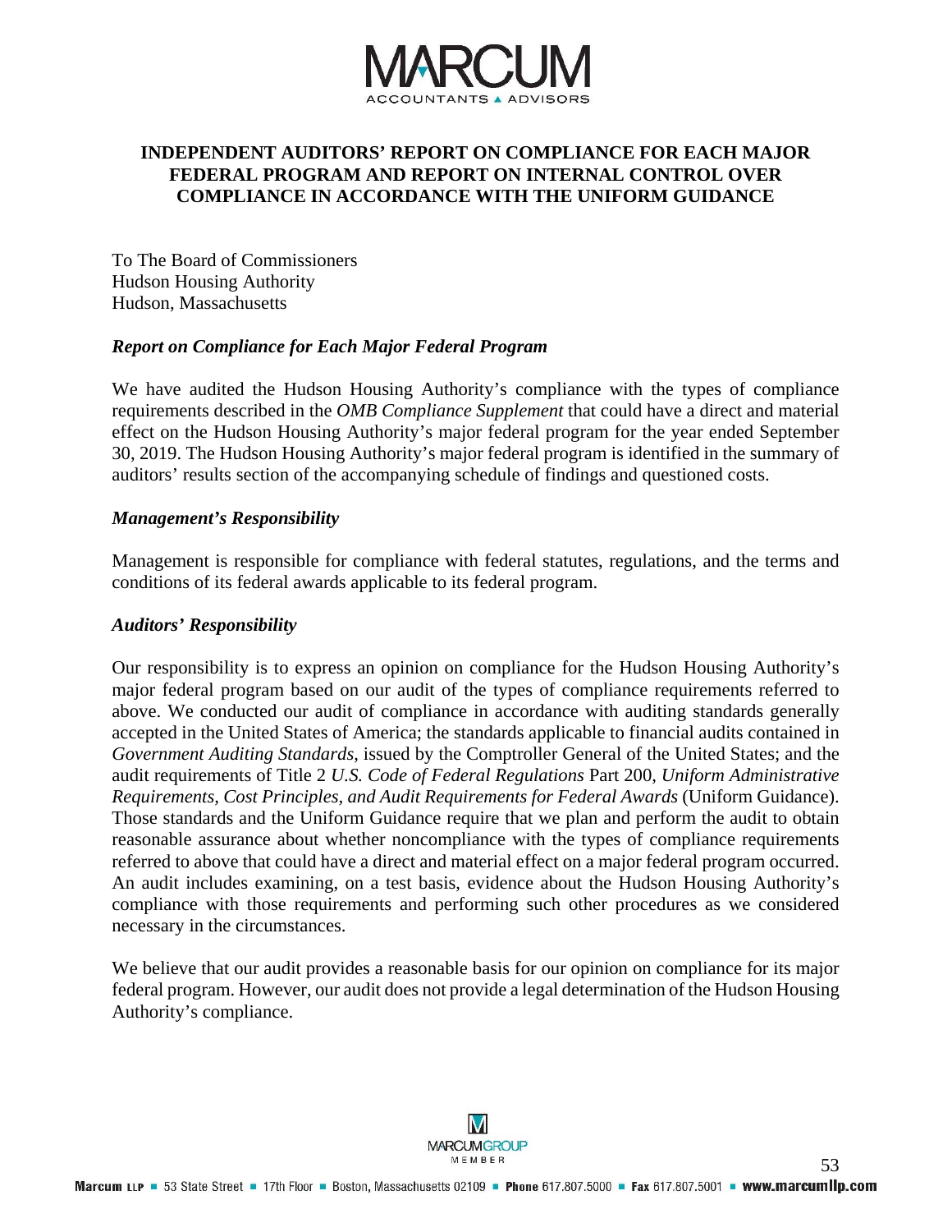# INDEPENDENT AUDITORS' REPORT ON COMPLIANCE FOR EACH MAJOR FEDERAL PROGRAM AND REPORT ON INTERNAL CONTROL OVER COMPLIANCE IN ACCORDANCE WITH THE UNIFORM GUIDANCE

To The Board of Commissioners
Hudson Housing Authority
Hudson, Massachusetts

***Report on Compliance for Each Major Federal Program***

We have audited the Hudson Housing Authority's compliance with the types of compliance requirements described in the *OMB Compliance Supplement* that could have a direct and material effect on the Hudson Housing Authority's major federal program for the year ended September 30, 2019. The Hudson Housing Authority's major federal program is identified in the summary of auditors' results section of the accompanying schedule of findings and questioned costs.

***Management's Responsibility***

Management is responsible for compliance with federal statutes, regulations, and the terms and conditions of its federal awards applicable to its federal program.

***Auditors' Responsibility***

Our responsibility is to express an opinion on compliance for the Hudson Housing Authority's major federal program based on our audit of the types of compliance requirements referred to above. We conducted our audit of compliance in accordance with auditing standards generally accepted in the United States of America; the standards applicable to financial audits contained in *Government Auditing Standards*, issued by the Comptroller General of the United States; and the audit requirements of Title 2 *U.S. Code of Federal Regulations* Part 200, *Uniform Administrative Requirements, Cost Principles, and Audit Requirements for Federal Awards* (Uniform Guidance). Those standards and the Uniform Guidance require that we plan and perform the audit to obtain reasonable assurance about whether noncompliance with the types of compliance requirements referred to above that could have a direct and material effect on a major federal program occurred. An audit includes examining, on a test basis, evidence about the Hudson Housing Authority's compliance with those requirements and performing such other procedures as we considered necessary in the circumstances.

We believe that our audit provides a reasonable basis for our opinion on compliance for its major federal program. However, our audit does not provide a legal determination of the Hudson Housing Authority's compliance.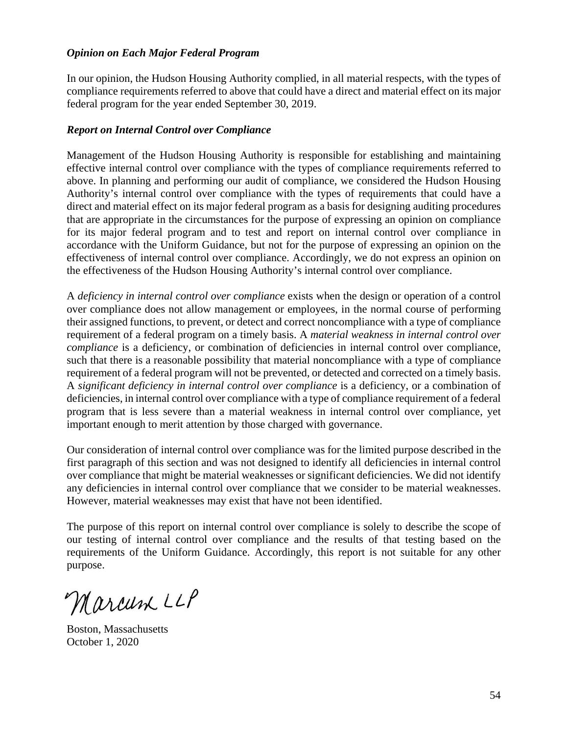***Opinion on Each Major Federal Program***

In our opinion, the Hudson Housing Authority complied, in all material respects, with the types of compliance requirements referred to above that could have a direct and material effect on its major federal program for the year ended September 30, 2019.

***Report on Internal Control over Compliance***

Management of the Hudson Housing Authority is responsible for establishing and maintaining effective internal control over compliance with the types of compliance requirements referred to above. In planning and performing our audit of compliance, we considered the Hudson Housing Authority's internal control over compliance with the types of requirements that could have a direct and material effect on its major federal program as a basis for designing auditing procedures that are appropriate in the circumstances for the purpose of expressing an opinion on compliance for its major federal program and to test and report on internal control over compliance in accordance with the Uniform Guidance, but not for the purpose of expressing an opinion on the effectiveness of internal control over compliance. Accordingly, we do not express an opinion on the effectiveness of the Hudson Housing Authority's internal control over compliance.

A *deficiency in internal control over compliance* exists when the design or operation of a control over compliance does not allow management or employees, in the normal course of performing their assigned functions, to prevent, or detect and correct noncompliance with a type of compliance requirement of a federal program on a timely basis. A *material weakness in internal control over compliance* is a deficiency, or combination of deficiencies in internal control over compliance, such that there is a reasonable possibility that material noncompliance with a type of compliance requirement of a federal program will not be prevented, or detected and corrected on a timely basis. A *significant deficiency in internal control over compliance* is a deficiency, or a combination of deficiencies, in internal control over compliance with a type of compliance requirement of a federal program that is less severe than a material weakness in internal control over compliance, yet important enough to merit attention by those charged with governance.

Our consideration of internal control over compliance was for the limited purpose described in the first paragraph of this section and was not designed to identify all deficiencies in internal control over compliance that might be material weaknesses or significant deficiencies. We did not identify any deficiencies in internal control over compliance that we consider to be material weaknesses. However, material weaknesses may exist that have not been identified.

The purpose of this report on internal control over compliance is solely to describe the scope of our testing of internal control over compliance and the results of that testing based on the requirements of the Uniform Guidance. Accordingly, this report is not suitable for any other purpose.

Marcum LLP

Boston, Massachusetts
October 1, 2020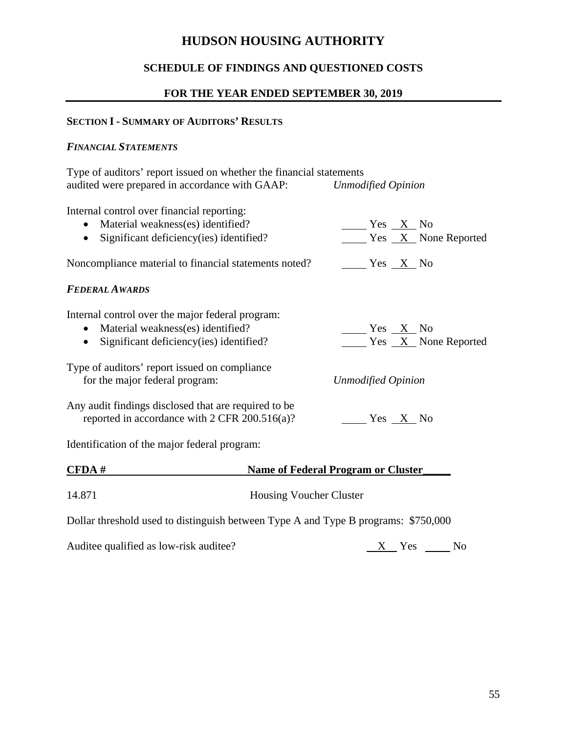# HUDSON HOUSING AUTHORITY

## SCHEDULE OF FINDINGS AND QUESTIONED COSTS

## FOR THE YEAR ENDED SEPTEMBER 30, 2019

### SECTION I - SUMMARY OF AUDITORS' RESULTS

#### *FINANCIAL STATEMENTS*

Type of auditors' report issued on whether the financial statements audited were prepared in accordance with GAAP: *Unmodified Opinion*

Internal control over financial reporting:

- Material weakness(es) identified? ____ Yes __X__ No
- Significant deficiency(ies) identified? ____ Yes __X__ None Reported

Noncompliance material to financial statements noted? ____ Yes __X__ No

#### *FEDERAL AWARDS*

Internal control over the major federal program:

- Material weakness(es) identified? ____ Yes __X__ No
- Significant deficiency(ies) identified? ____ Yes __X__ None Reported

Type of auditors' report issued on compliance for the major federal program: *Unmodified Opinion*

Any audit findings disclosed that are required to be reported in accordance with 2 CFR 200.516(a)? ____ Yes __X__ No

Identification of the major federal program:

| CFDA # | Name of Federal Program or Cluster |
|---|---|
| 14.871 | Housing Voucher Cluster |

Dollar threshold used to distinguish between Type A and Type B programs: $750,000

Auditee qualified as low-risk auditee? __X__ Yes ____ No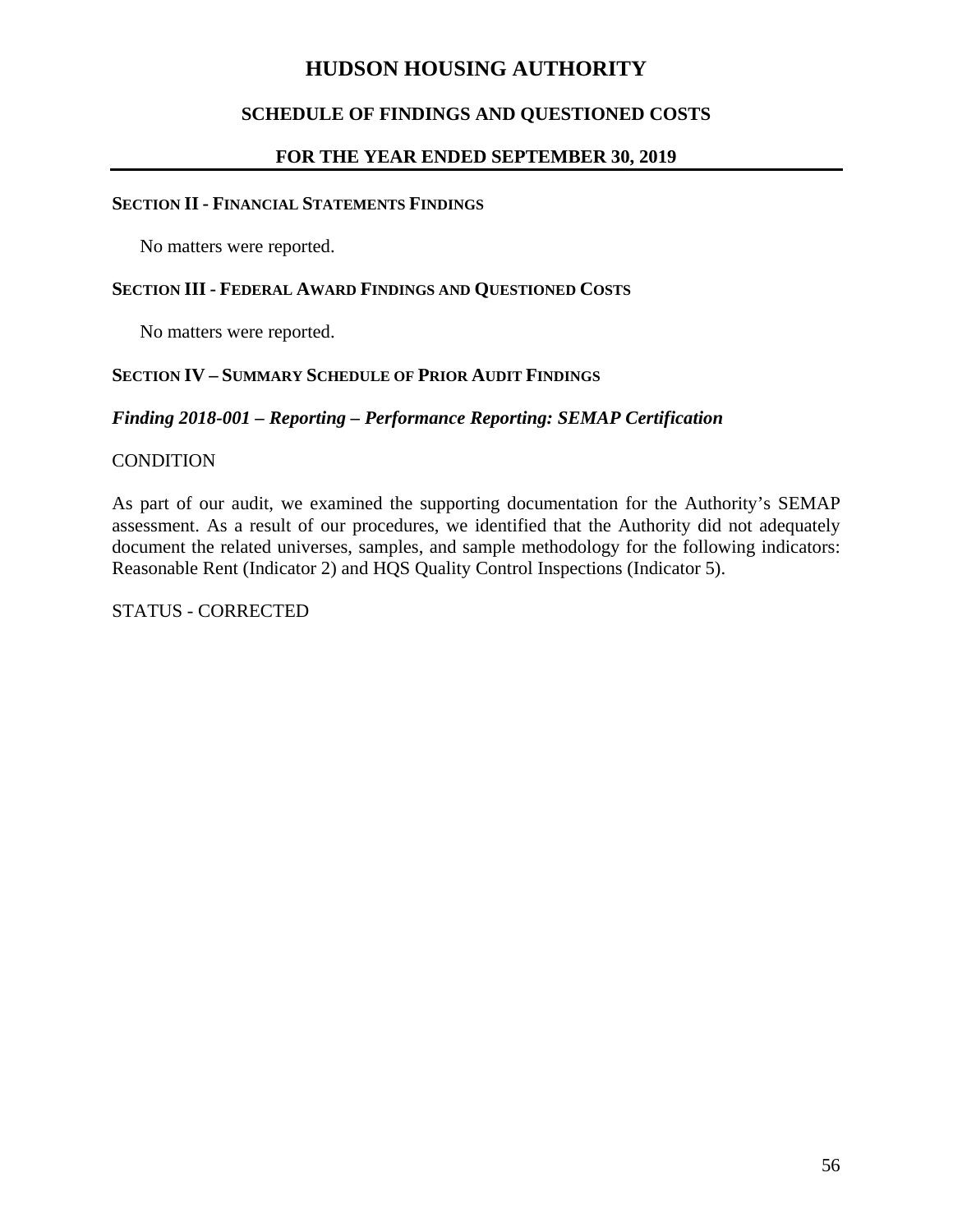# HUDSON HOUSING AUTHORITY

## SCHEDULE OF FINDINGS AND QUESTIONED COSTS

## FOR THE YEAR ENDED SEPTEMBER 30, 2019

### SECTION II - FINANCIAL STATEMENTS FINDINGS

No matters were reported.

### SECTION III - FEDERAL AWARD FINDINGS AND QUESTIONED COSTS

No matters were reported.

### SECTION IV – SUMMARY SCHEDULE OF PRIOR AUDIT FINDINGS

***Finding 2018-001 – Reporting – Performance Reporting: SEMAP Certification***

CONDITION

As part of our audit, we examined the supporting documentation for the Authority's SEMAP assessment. As a result of our procedures, we identified that the Authority did not adequately document the related universes, samples, and sample methodology for the following indicators: Reasonable Rent (Indicator 2) and HQS Quality Control Inspections (Indicator 5).

STATUS - CORRECTED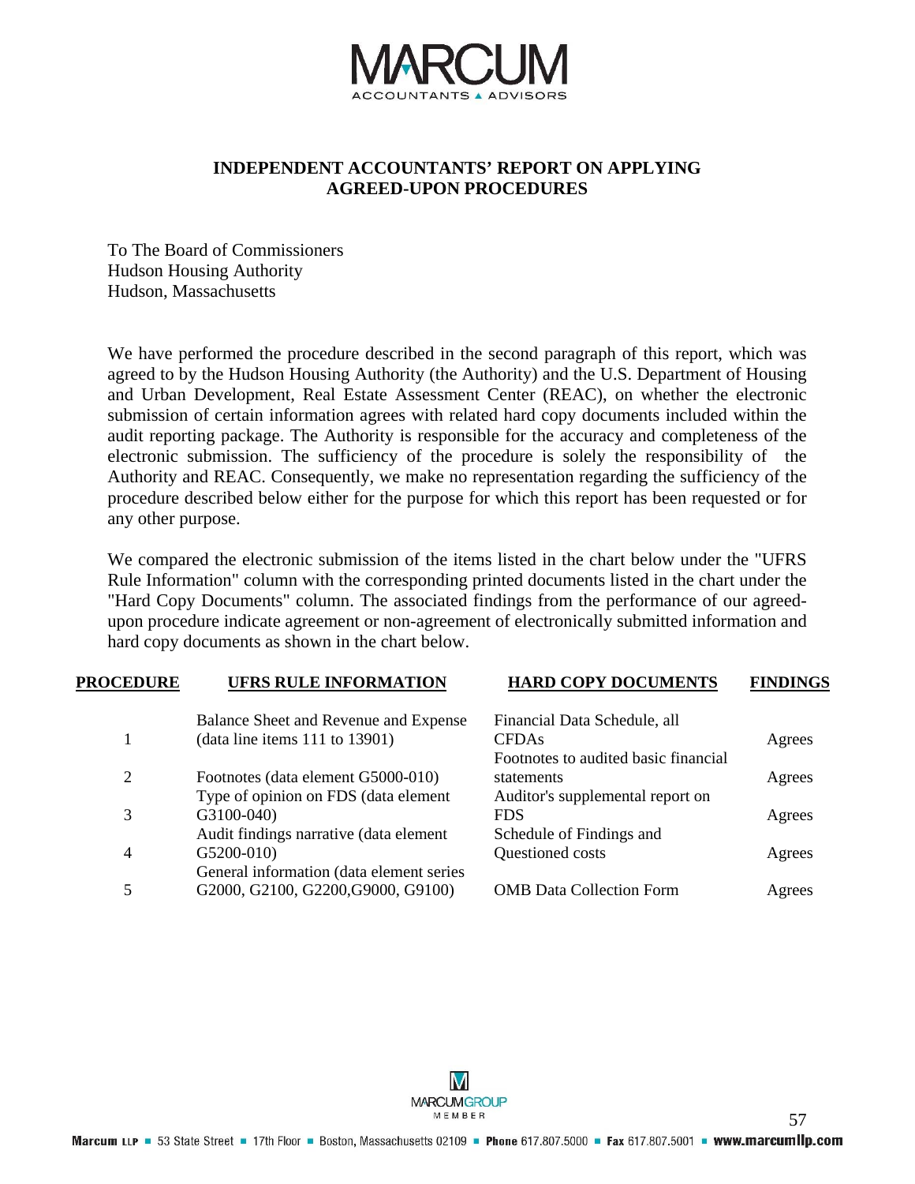# INDEPENDENT ACCOUNTANTS' REPORT ON APPLYING AGREED-UPON PROCEDURES

To The Board of Commissioners
Hudson Housing Authority
Hudson, Massachusetts

We have performed the procedure described in the second paragraph of this report, which was agreed to by the Hudson Housing Authority (the Authority) and the U.S. Department of Housing and Urban Development, Real Estate Assessment Center (REAC), on whether the electronic submission of certain information agrees with related hard copy documents included within the audit reporting package. The Authority is responsible for the accuracy and completeness of the electronic submission. The sufficiency of the procedure is solely the responsibility of the Authority and REAC. Consequently, we make no representation regarding the sufficiency of the procedure described below either for the purpose for which this report has been requested or for any other purpose.

We compared the electronic submission of the items listed in the chart below under the "UFRS Rule Information" column with the corresponding printed documents listed in the chart under the "Hard Copy Documents" column. The associated findings from the performance of our agreed-upon procedure indicate agreement or non-agreement of electronically submitted information and hard copy documents as shown in the chart below.

| PROCEDURE | UFRS RULE INFORMATION | HARD COPY DOCUMENTS | FINDINGS |
|---|---|---|---|
| 1 | Balance Sheet and Revenue and Expense (data line items 111 to 13901) | Financial Data Schedule, all CFDAs | Agrees |
| 2 | Footnotes (data element G5000-010) | Footnotes to audited basic financial statements | Agrees |
| 3 | Type of opinion on FDS (data element G3100-040) | Auditor's supplemental report on FDS | Agrees |
| 4 | Audit findings narrative (data element G5200-010) | Schedule of Findings and Questioned costs | Agrees |
| 5 | General information (data element series G2000, G2100, G2200,G9000, G9100) | OMB Data Collection Form | Agrees |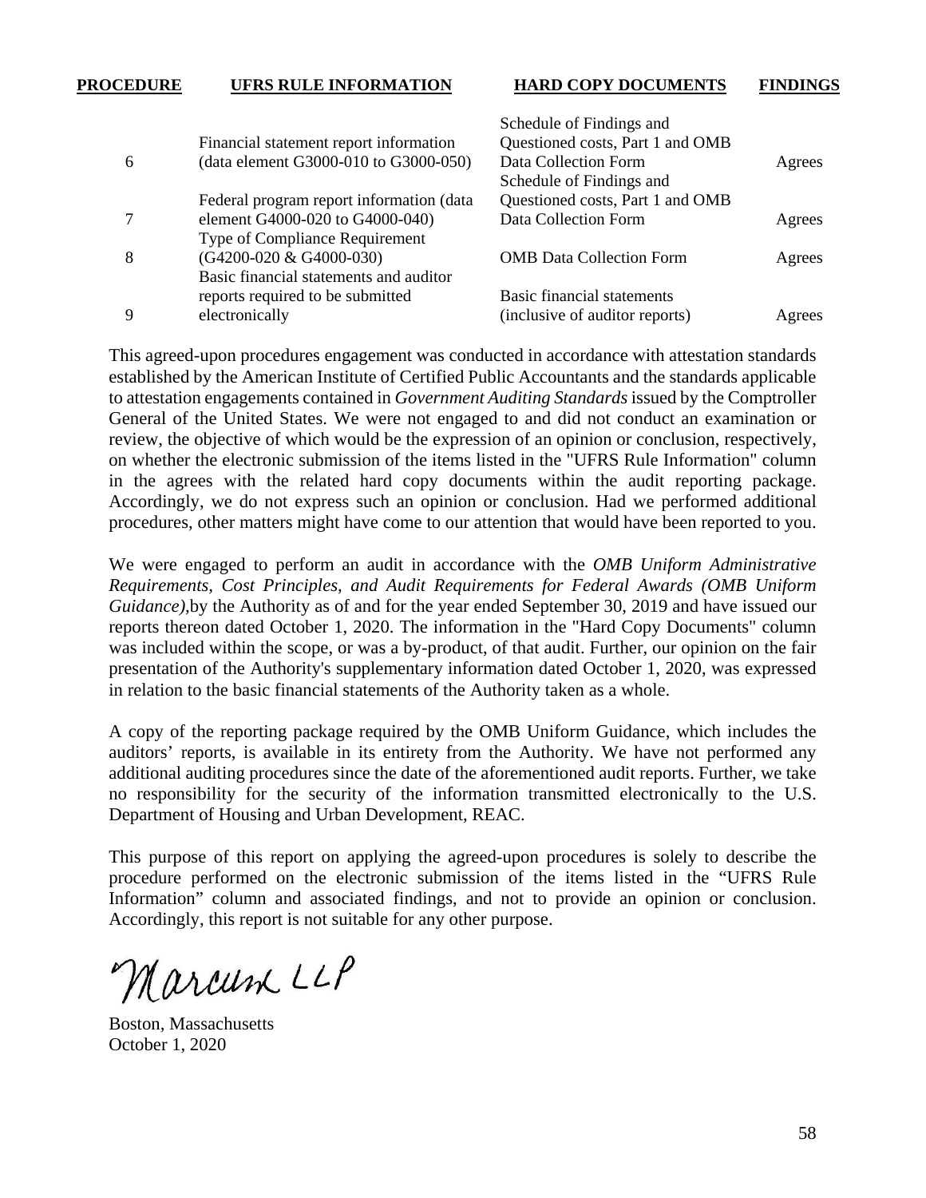| PROCEDURE | UFRS RULE INFORMATION | HARD COPY DOCUMENTS | FINDINGS |
|---|---|---|---|
| 6 | Financial statement report information (data element G3000-010 to G3000-050) | Schedule of Findings and Questioned costs, Part 1 and OMB Data Collection Form | Agrees |
| 7 | Federal program report information (data element G4000-020 to G4000-040) | Schedule of Findings and Questioned costs, Part 1 and OMB Data Collection Form | Agrees |
| 8 | Type of Compliance Requirement (G4200-020 & G4000-030) | OMB Data Collection Form | Agrees |
| 9 | Basic financial statements and auditor reports required to be submitted electronically | Basic financial statements (inclusive of auditor reports) | Agrees |

This agreed-upon procedures engagement was conducted in accordance with attestation standards established by the American Institute of Certified Public Accountants and the standards applicable to attestation engagements contained in *Government Auditing Standards* issued by the Comptroller General of the United States. We were not engaged to and did not conduct an examination or review, the objective of which would be the expression of an opinion or conclusion, respectively, on whether the electronic submission of the items listed in the "UFRS Rule Information" column in the agrees with the related hard copy documents within the audit reporting package. Accordingly, we do not express such an opinion or conclusion. Had we performed additional procedures, other matters might have come to our attention that would have been reported to you.

We were engaged to perform an audit in accordance with the *OMB Uniform Administrative Requirements, Cost Principles, and Audit Requirements for Federal Awards (OMB Uniform Guidance),*by the Authority as of and for the year ended September 30, 2019 and have issued our reports thereon dated October 1, 2020. The information in the "Hard Copy Documents" column was included within the scope, or was a by-product, of that audit. Further, our opinion on the fair presentation of the Authority's supplementary information dated October 1, 2020, was expressed in relation to the basic financial statements of the Authority taken as a whole.

A copy of the reporting package required by the OMB Uniform Guidance, which includes the auditors' reports, is available in its entirety from the Authority. We have not performed any additional auditing procedures since the date of the aforementioned audit reports. Further, we take no responsibility for the security of the information transmitted electronically to the U.S. Department of Housing and Urban Development, REAC.

This purpose of this report on applying the agreed-upon procedures is solely to describe the procedure performed on the electronic submission of the items listed in the "UFRS Rule Information" column and associated findings, and not to provide an opinion or conclusion. Accordingly, this report is not suitable for any other purpose.

Marcum LLP

Boston, Massachusetts
October 1, 2020